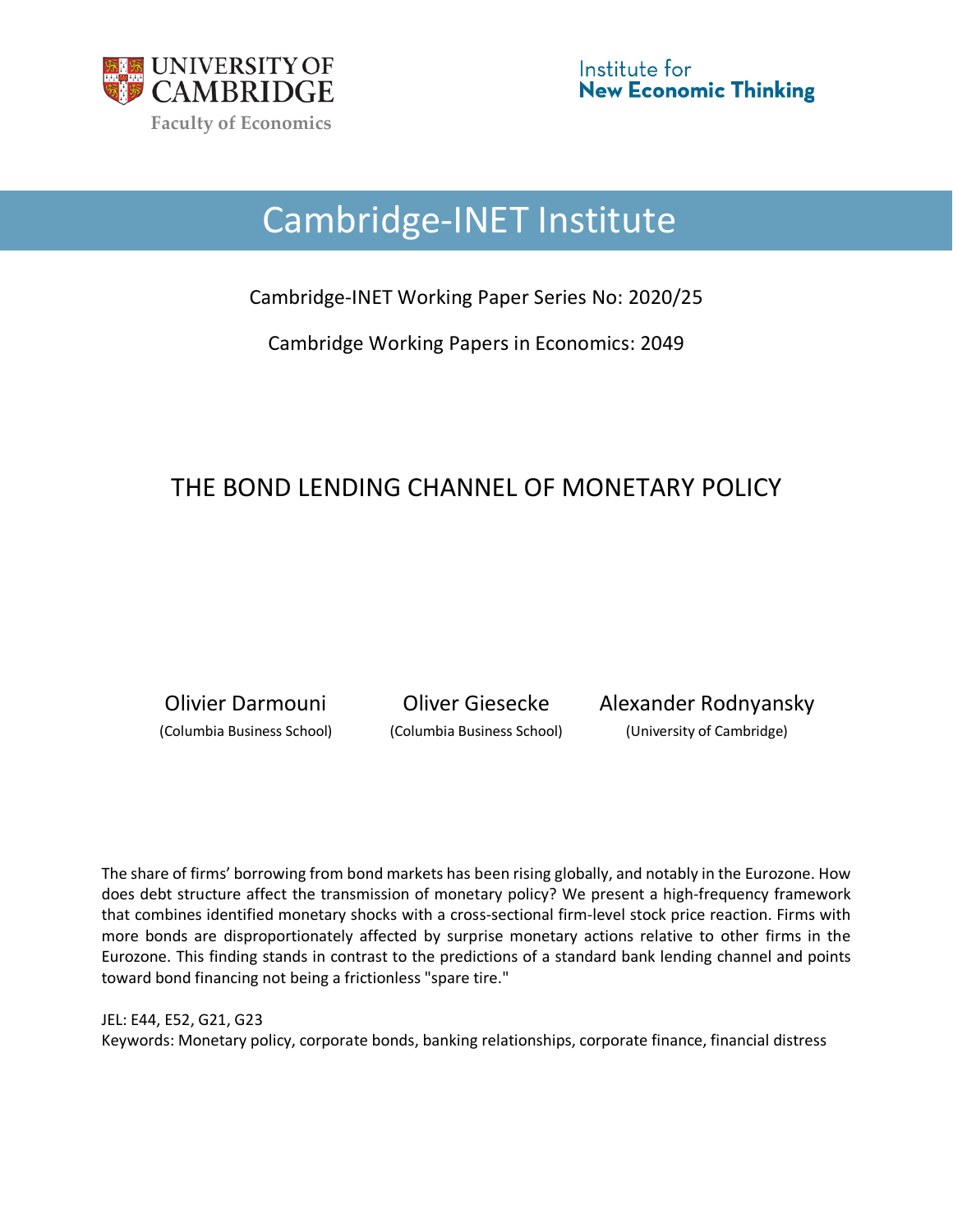UNIVERSITY OF CAMBRIDGE

Faculty of Economics

Institute for New Economic Thinking

# Cambridge-INET Institute

Cambridge-INET Working Paper Series No: 2020/25

Cambridge Working Papers in Economics: 2049

## THE BOND LENDING CHANNEL OF MONETARY POLICY

Olivier Darmouni (Columbia Business School)

Oliver Giesecke (Columbia Business School)

Alexander Rodnyansky (University of Cambridge)

The share of firms' borrowing from bond markets has been rising globally, and notably in the Eurozone. How does debt structure affect the transmission of monetary policy? We present a high-frequency framework that combines identified monetary shocks with a cross-sectional firm-level stock price reaction. Firms with more bonds are disproportionately affected by surprise monetary actions relative to other firms in the Eurozone. This finding stands in contrast to the predictions of a standard bank lending channel and points toward bond financing not being a frictionless "spare tire."

JEL: E44, E52, G21, G23

Keywords: Monetary policy, corporate bonds, banking relationships, corporate finance, financial distress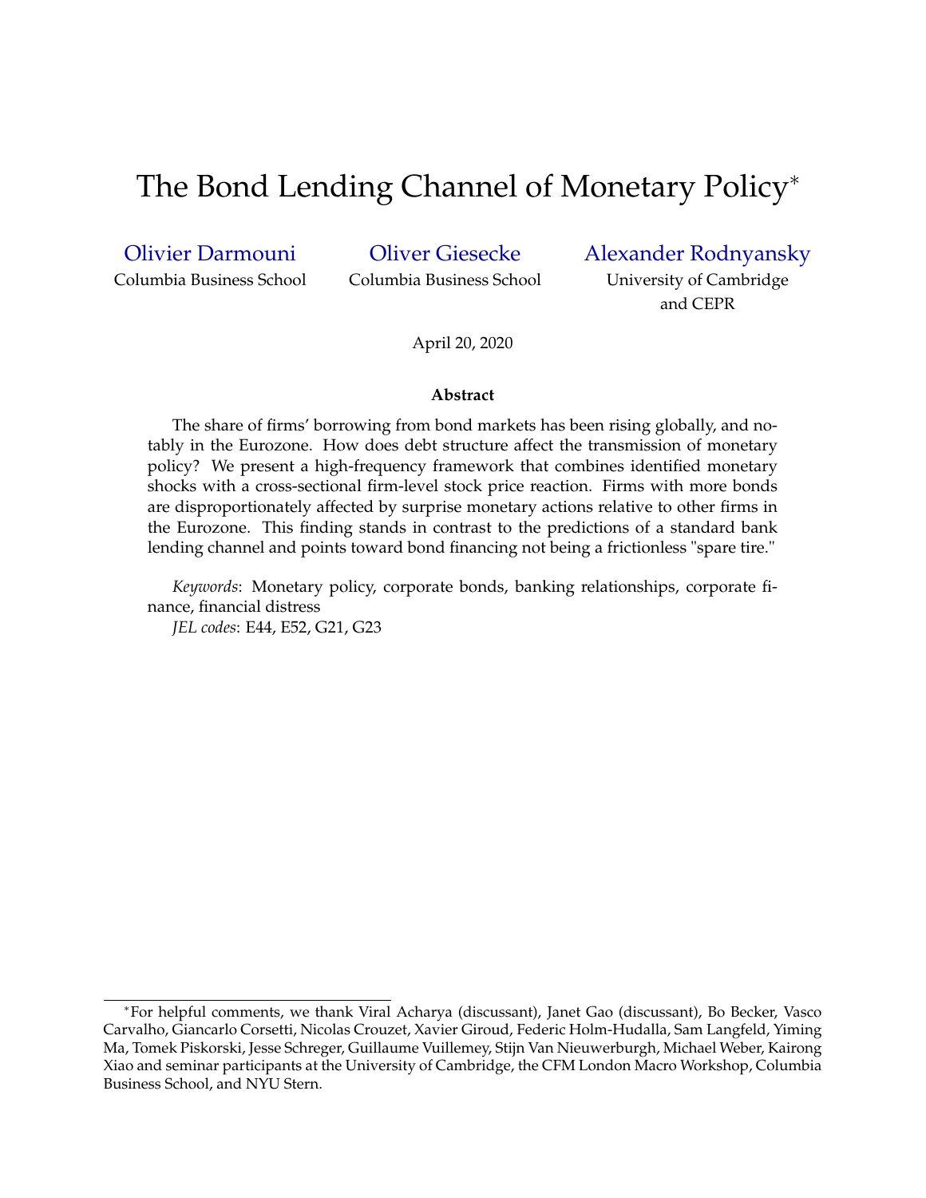# The Bond Lending Channel of Monetary Policy[*]

Olivier Darmouni — Columbia Business School

Oliver Giesecke — Columbia Business School

Alexander Rodnyansky — University of Cambridge and CEPR

April 20, 2020

**Abstract**

The share of firms' borrowing from bond markets has been rising globally, and notably in the Eurozone. How does debt structure affect the transmission of monetary policy? We present a high-frequency framework that combines identified monetary shocks with a cross-sectional firm-level stock price reaction. Firms with more bonds are disproportionately affected by surprise monetary actions relative to other firms in the Eurozone. This finding stands in contrast to the predictions of a standard bank lending channel and points toward bond financing not being a frictionless "spare tire."

*Keywords*: Monetary policy, corporate bonds, banking relationships, corporate finance, financial distress

*JEL codes*: E44, E52, G21, G23

[*] For helpful comments, we thank Viral Acharya (discussant), Janet Gao (discussant), Bo Becker, Vasco Carvalho, Giancarlo Corsetti, Nicolas Crouzet, Xavier Giroud, Federic Holm-Hudalla, Sam Langfeld, Yiming Ma, Tomek Piskorski, Jesse Schreger, Guillaume Vuillemey, Stijn Van Nieuwerburgh, Michael Weber, Kairong Xiao and seminar participants at the University of Cambridge, the CFM London Macro Workshop, Columbia Business School, and NYU Stern.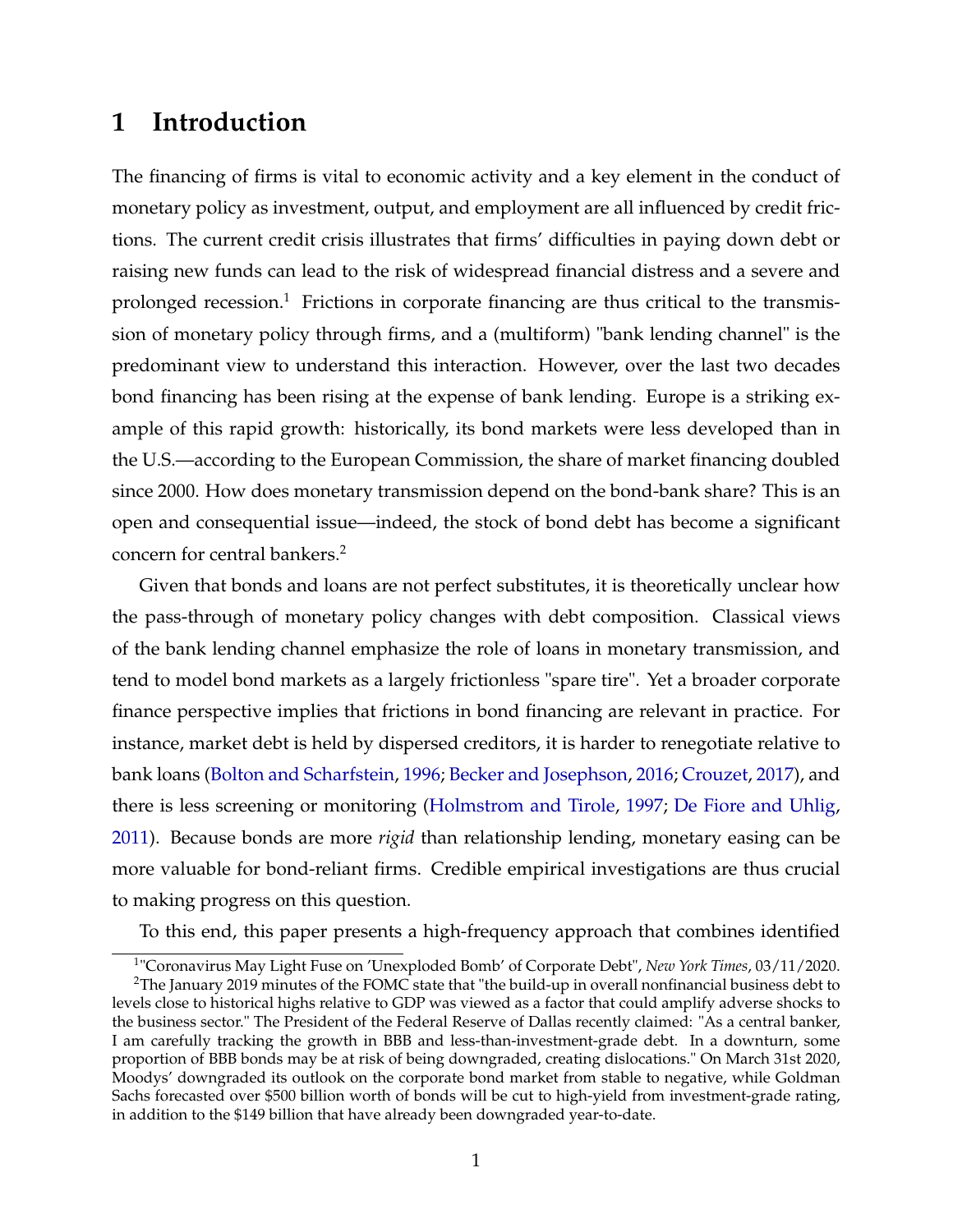# 1 Introduction

The financing of firms is vital to economic activity and a key element in the conduct of monetary policy as investment, output, and employment are all influenced by credit frictions. The current credit crisis illustrates that firms' difficulties in paying down debt or raising new funds can lead to the risk of widespread financial distress and a severe and prolonged recession.[1] Frictions in corporate financing are thus critical to the transmission of monetary policy through firms, and a (multiform) "bank lending channel" is the predominant view to understand this interaction. However, over the last two decades bond financing has been rising at the expense of bank lending. Europe is a striking example of this rapid growth: historically, its bond markets were less developed than in the U.S.—according to the European Commission, the share of market financing doubled since 2000. How does monetary transmission depend on the bond-bank share? This is an open and consequential issue—indeed, the stock of bond debt has become a significant concern for central bankers.[2]

Given that bonds and loans are not perfect substitutes, it is theoretically unclear how the pass-through of monetary policy changes with debt composition. Classical views of the bank lending channel emphasize the role of loans in monetary transmission, and tend to model bond markets as a largely frictionless "spare tire". Yet a broader corporate finance perspective implies that frictions in bond financing are relevant in practice. For instance, market debt is held by dispersed creditors, it is harder to renegotiate relative to bank loans (Bolton and Scharfstein, 1996; Becker and Josephson, 2016; Crouzet, 2017), and there is less screening or monitoring (Holmstrom and Tirole, 1997; De Fiore and Uhlig, 2011). Because bonds are more *rigid* than relationship lending, monetary easing can be more valuable for bond-reliant firms. Credible empirical investigations are thus crucial to making progress on this question.

To this end, this paper presents a high-frequency approach that combines identified

[1] "Coronavirus May Light Fuse on 'Unexploded Bomb' of Corporate Debt", *New York Times*, 03/11/2020.

[2] The January 2019 minutes of the FOMC state that "the build-up in overall nonfinancial business debt to levels close to historical highs relative to GDP was viewed as a factor that could amplify adverse shocks to the business sector." The President of the Federal Reserve of Dallas recently claimed: "As a central banker, I am carefully tracking the growth in BBB and less-than-investment-grade debt. In a downturn, some proportion of BBB bonds may be at risk of being downgraded, creating dislocations." On March 31st 2020, Moodys' downgraded its outlook on the corporate bond market from stable to negative, while Goldman Sachs forecasted over $500 billion worth of bonds will be cut to high-yield from investment-grade rating, in addition to the $149 billion that have already been downgraded year-to-date.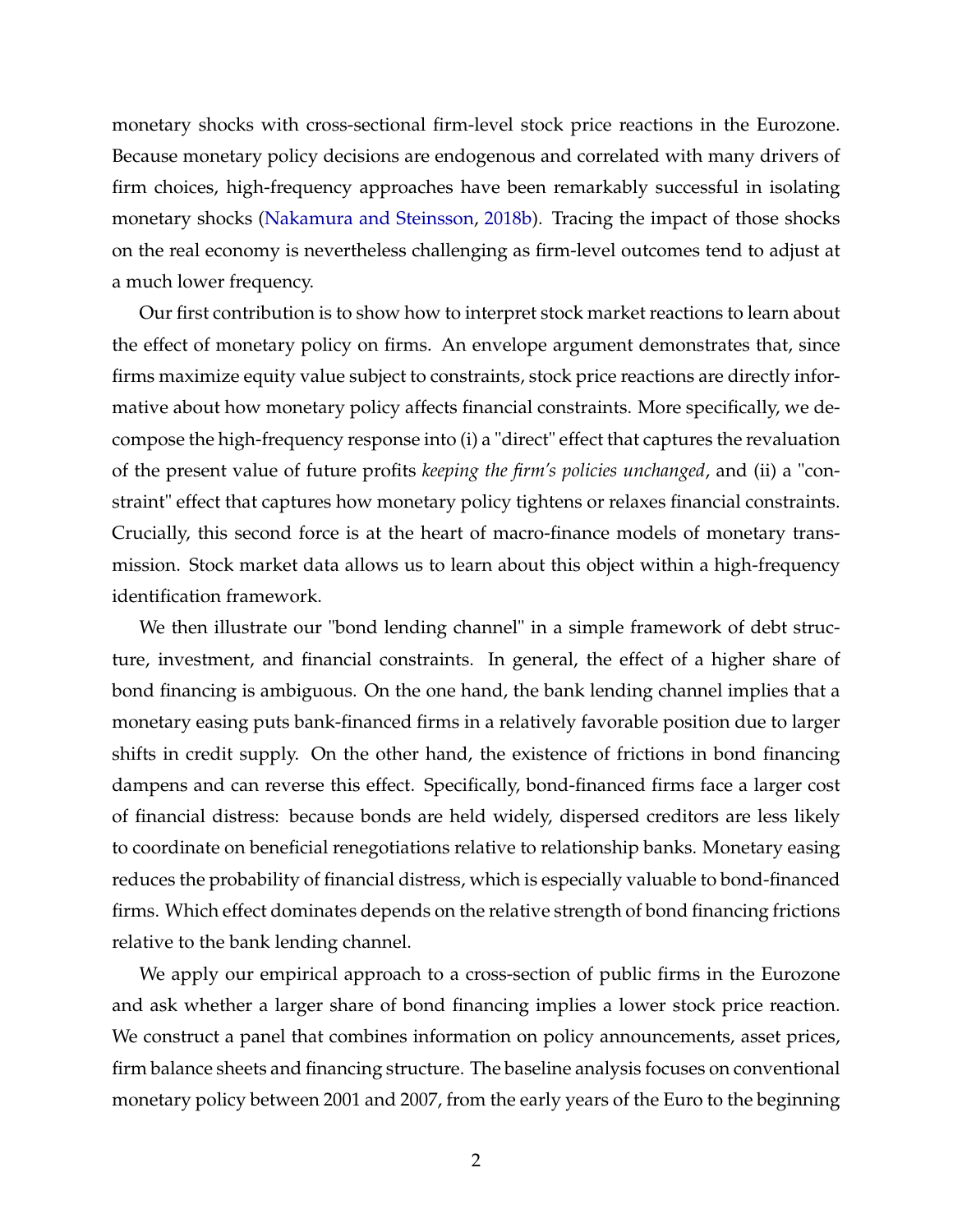monetary shocks with cross-sectional firm-level stock price reactions in the Eurozone. Because monetary policy decisions are endogenous and correlated with many drivers of firm choices, high-frequency approaches have been remarkably successful in isolating monetary shocks (Nakamura and Steinsson, 2018b). Tracing the impact of those shocks on the real economy is nevertheless challenging as firm-level outcomes tend to adjust at a much lower frequency.

Our first contribution is to show how to interpret stock market reactions to learn about the effect of monetary policy on firms. An envelope argument demonstrates that, since firms maximize equity value subject to constraints, stock price reactions are directly informative about how monetary policy affects financial constraints. More specifically, we decompose the high-frequency response into (i) a "direct" effect that captures the revaluation of the present value of future profits *keeping the firm's policies unchanged*, and (ii) a "constraint" effect that captures how monetary policy tightens or relaxes financial constraints. Crucially, this second force is at the heart of macro-finance models of monetary transmission. Stock market data allows us to learn about this object within a high-frequency identification framework.

We then illustrate our "bond lending channel" in a simple framework of debt structure, investment, and financial constraints. In general, the effect of a higher share of bond financing is ambiguous. On the one hand, the bank lending channel implies that a monetary easing puts bank-financed firms in a relatively favorable position due to larger shifts in credit supply. On the other hand, the existence of frictions in bond financing dampens and can reverse this effect. Specifically, bond-financed firms face a larger cost of financial distress: because bonds are held widely, dispersed creditors are less likely to coordinate on beneficial renegotiations relative to relationship banks. Monetary easing reduces the probability of financial distress, which is especially valuable to bond-financed firms. Which effect dominates depends on the relative strength of bond financing frictions relative to the bank lending channel.

We apply our empirical approach to a cross-section of public firms in the Eurozone and ask whether a larger share of bond financing implies a lower stock price reaction. We construct a panel that combines information on policy announcements, asset prices, firm balance sheets and financing structure. The baseline analysis focuses on conventional monetary policy between 2001 and 2007, from the early years of the Euro to the beginning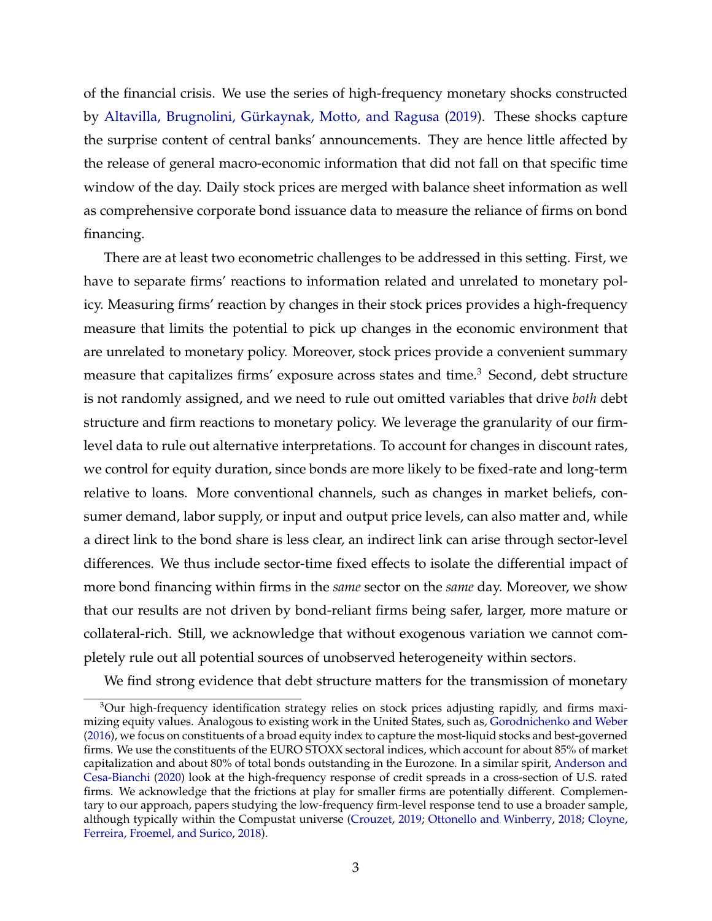of the financial crisis. We use the series of high-frequency monetary shocks constructed by Altavilla, Brugnolini, Gürkaynak, Motto, and Ragusa (2019). These shocks capture the surprise content of central banks' announcements. They are hence little affected by the release of general macro-economic information that did not fall on that specific time window of the day. Daily stock prices are merged with balance sheet information as well as comprehensive corporate bond issuance data to measure the reliance of firms on bond financing.

There are at least two econometric challenges to be addressed in this setting. First, we have to separate firms' reactions to information related and unrelated to monetary policy. Measuring firms' reaction by changes in their stock prices provides a high-frequency measure that limits the potential to pick up changes in the economic environment that are unrelated to monetary policy. Moreover, stock prices provide a convenient summary measure that capitalizes firms' exposure across states and time.[3] Second, debt structure is not randomly assigned, and we need to rule out omitted variables that drive *both* debt structure and firm reactions to monetary policy. We leverage the granularity of our firm-level data to rule out alternative interpretations. To account for changes in discount rates, we control for equity duration, since bonds are more likely to be fixed-rate and long-term relative to loans. More conventional channels, such as changes in market beliefs, consumer demand, labor supply, or input and output price levels, can also matter and, while a direct link to the bond share is less clear, an indirect link can arise through sector-level differences. We thus include sector-time fixed effects to isolate the differential impact of more bond financing within firms in the *same* sector on the *same* day. Moreover, we show that our results are not driven by bond-reliant firms being safer, larger, more mature or collateral-rich. Still, we acknowledge that without exogenous variation we cannot completely rule out all potential sources of unobserved heterogeneity within sectors.

We find strong evidence that debt structure matters for the transmission of monetary

[3] Our high-frequency identification strategy relies on stock prices adjusting rapidly, and firms maximizing equity values. Analogous to existing work in the United States, such as, Gorodnichenko and Weber (2016), we focus on constituents of a broad equity index to capture the most-liquid stocks and best-governed firms. We use the constituents of the EURO STOXX sectoral indices, which account for about 85% of market capitalization and about 80% of total bonds outstanding in the Eurozone. In a similar spirit, Anderson and Cesa-Bianchi (2020) look at the high-frequency response of credit spreads in a cross-section of U.S. rated firms. We acknowledge that the frictions at play for smaller firms are potentially different. Complementary to our approach, papers studying the low-frequency firm-level response tend to use a broader sample, although typically within the Compustat universe (Crouzet, 2019; Ottonello and Winberry, 2018; Cloyne, Ferreira, Froemel, and Surico, 2018).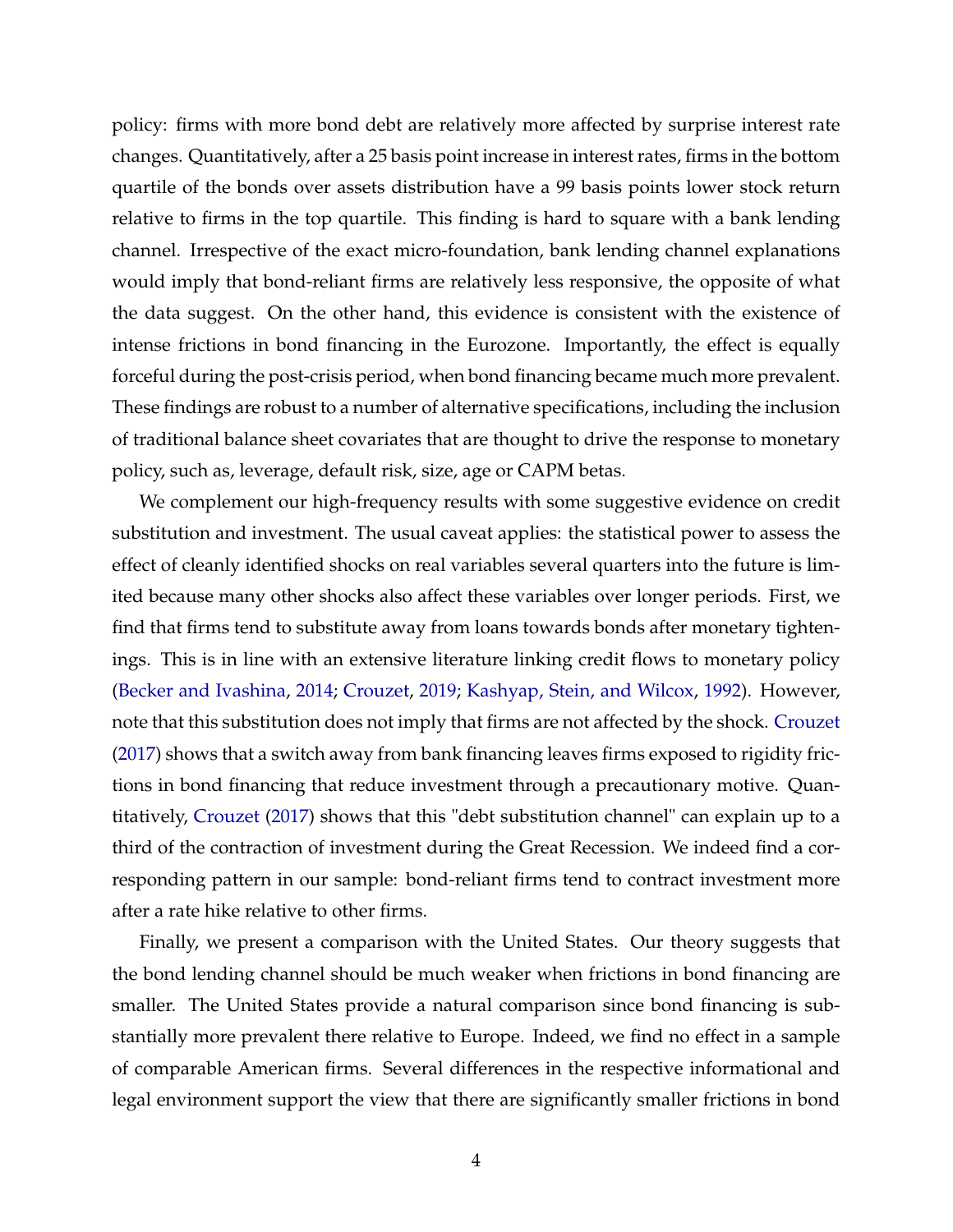policy: firms with more bond debt are relatively more affected by surprise interest rate changes. Quantitatively, after a 25 basis point increase in interest rates, firms in the bottom quartile of the bonds over assets distribution have a 99 basis points lower stock return relative to firms in the top quartile. This finding is hard to square with a bank lending channel. Irrespective of the exact micro-foundation, bank lending channel explanations would imply that bond-reliant firms are relatively less responsive, the opposite of what the data suggest. On the other hand, this evidence is consistent with the existence of intense frictions in bond financing in the Eurozone. Importantly, the effect is equally forceful during the post-crisis period, when bond financing became much more prevalent. These findings are robust to a number of alternative specifications, including the inclusion of traditional balance sheet covariates that are thought to drive the response to monetary policy, such as, leverage, default risk, size, age or CAPM betas.

We complement our high-frequency results with some suggestive evidence on credit substitution and investment. The usual caveat applies: the statistical power to assess the effect of cleanly identified shocks on real variables several quarters into the future is limited because many other shocks also affect these variables over longer periods. First, we find that firms tend to substitute away from loans towards bonds after monetary tightenings. This is in line with an extensive literature linking credit flows to monetary policy (Becker and Ivashina, 2014; Crouzet, 2019; Kashyap, Stein, and Wilcox, 1992). However, note that this substitution does not imply that firms are not affected by the shock. Crouzet (2017) shows that a switch away from bank financing leaves firms exposed to rigidity frictions in bond financing that reduce investment through a precautionary motive. Quantitatively, Crouzet (2017) shows that this "debt substitution channel" can explain up to a third of the contraction of investment during the Great Recession. We indeed find a corresponding pattern in our sample: bond-reliant firms tend to contract investment more after a rate hike relative to other firms.

Finally, we present a comparison with the United States. Our theory suggests that the bond lending channel should be much weaker when frictions in bond financing are smaller. The United States provide a natural comparison since bond financing is substantially more prevalent there relative to Europe. Indeed, we find no effect in a sample of comparable American firms. Several differences in the respective informational and legal environment support the view that there are significantly smaller frictions in bond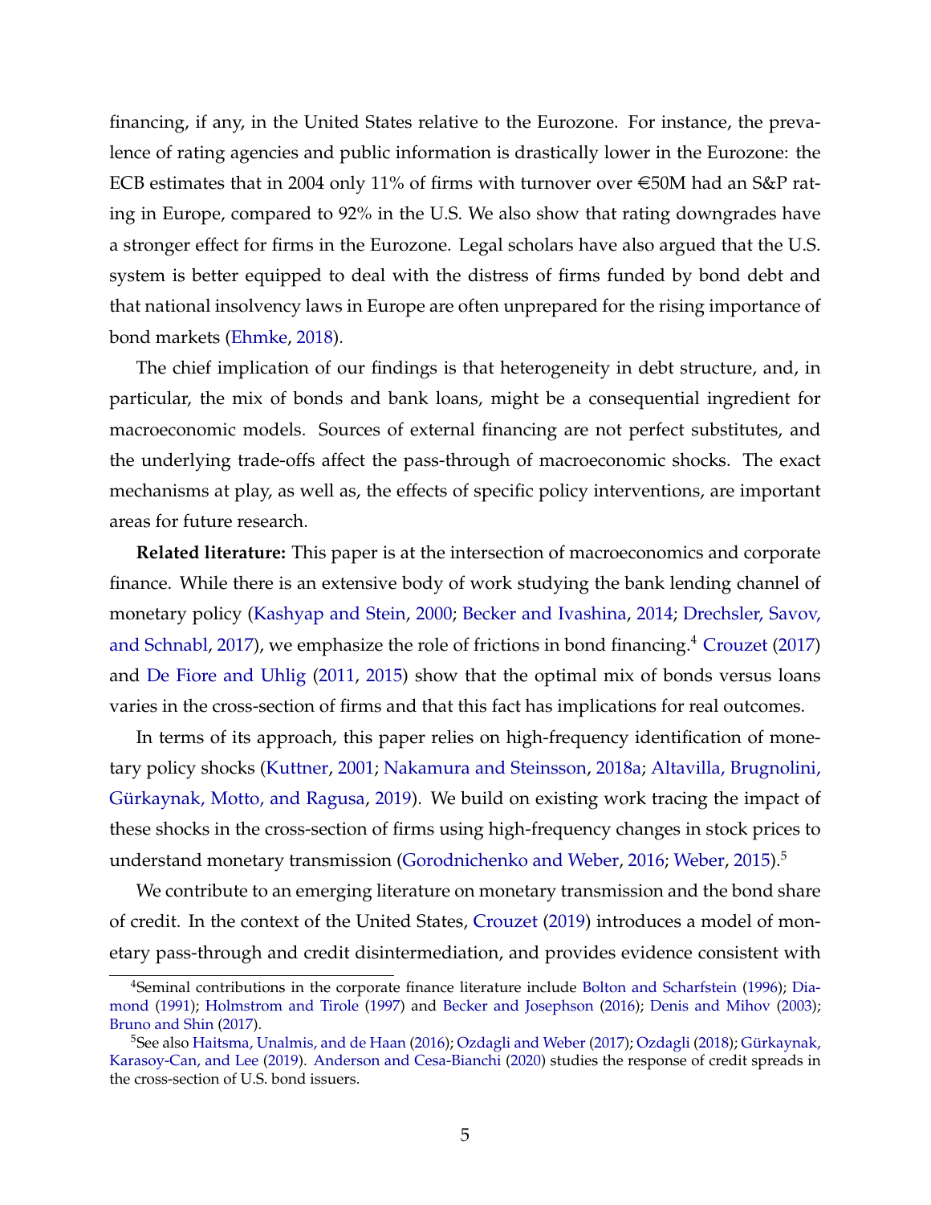financing, if any, in the United States relative to the Eurozone. For instance, the prevalence of rating agencies and public information is drastically lower in the Eurozone: the ECB estimates that in 2004 only 11% of firms with turnover over €50M had an S&P rating in Europe, compared to 92% in the U.S. We also show that rating downgrades have a stronger effect for firms in the Eurozone. Legal scholars have also argued that the U.S. system is better equipped to deal with the distress of firms funded by bond debt and that national insolvency laws in Europe are often unprepared for the rising importance of bond markets (Ehmke, 2018).

The chief implication of our findings is that heterogeneity in debt structure, and, in particular, the mix of bonds and bank loans, might be a consequential ingredient for macroeconomic models. Sources of external financing are not perfect substitutes, and the underlying trade-offs affect the pass-through of macroeconomic shocks. The exact mechanisms at play, as well as, the effects of specific policy interventions, are important areas for future research.

**Related literature:** This paper is at the intersection of macroeconomics and corporate finance. While there is an extensive body of work studying the bank lending channel of monetary policy (Kashyap and Stein, 2000; Becker and Ivashina, 2014; Drechsler, Savov, and Schnabl, 2017), we emphasize the role of frictions in bond financing.[4] Crouzet (2017) and De Fiore and Uhlig (2011, 2015) show that the optimal mix of bonds versus loans varies in the cross-section of firms and that this fact has implications for real outcomes.

In terms of its approach, this paper relies on high-frequency identification of monetary policy shocks (Kuttner, 2001; Nakamura and Steinsson, 2018a; Altavilla, Brugnolini, Gürkaynak, Motto, and Ragusa, 2019). We build on existing work tracing the impact of these shocks in the cross-section of firms using high-frequency changes in stock prices to understand monetary transmission (Gorodnichenko and Weber, 2016; Weber, 2015).[5]

We contribute to an emerging literature on monetary transmission and the bond share of credit. In the context of the United States, Crouzet (2019) introduces a model of monetary pass-through and credit disintermediation, and provides evidence consistent with

[4]Seminal contributions in the corporate finance literature include Bolton and Scharfstein (1996); Diamond (1991); Holmstrom and Tirole (1997) and Becker and Josephson (2016); Denis and Mihov (2003); Bruno and Shin (2017).

[5]See also Haitsma, Unalmis, and de Haan (2016); Ozdagli and Weber (2017); Ozdagli (2018); Gürkaynak, Karasoy-Can, and Lee (2019). Anderson and Cesa-Bianchi (2020) studies the response of credit spreads in the cross-section of U.S. bond issuers.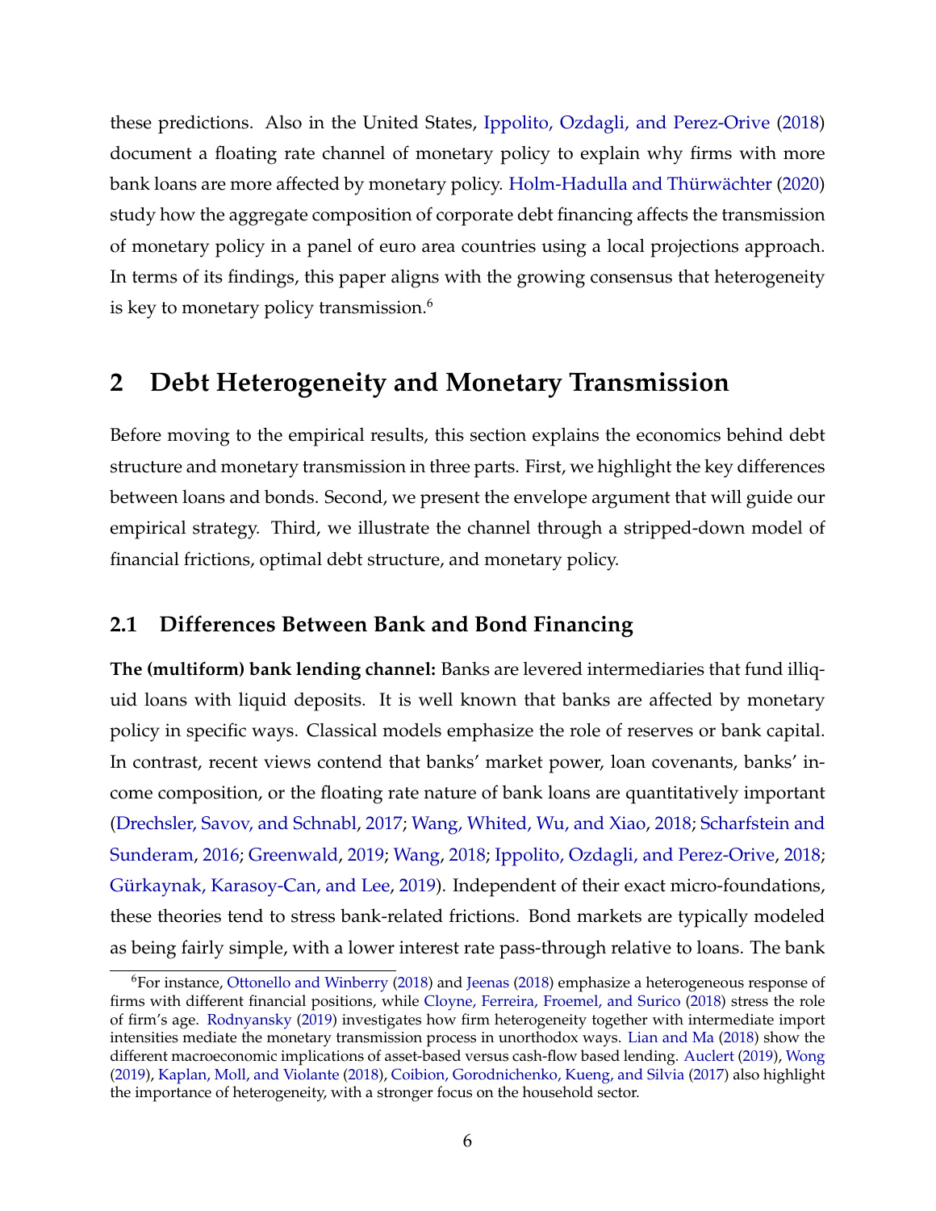these predictions. Also in the United States, Ippolito, Ozdagli, and Perez-Orive (2018) document a floating rate channel of monetary policy to explain why firms with more bank loans are more affected by monetary policy. Holm-Hadulla and Thürwächter (2020) study how the aggregate composition of corporate debt financing affects the transmission of monetary policy in a panel of euro area countries using a local projections approach. In terms of its findings, this paper aligns with the growing consensus that heterogeneity is key to monetary policy transmission.[6]

## 2 Debt Heterogeneity and Monetary Transmission

Before moving to the empirical results, this section explains the economics behind debt structure and monetary transmission in three parts. First, we highlight the key differences between loans and bonds. Second, we present the envelope argument that will guide our empirical strategy. Third, we illustrate the channel through a stripped-down model of financial frictions, optimal debt structure, and monetary policy.

### 2.1 Differences Between Bank and Bond Financing

**The (multiform) bank lending channel:** Banks are levered intermediaries that fund illiquid loans with liquid deposits. It is well known that banks are affected by monetary policy in specific ways. Classical models emphasize the role of reserves or bank capital. In contrast, recent views contend that banks' market power, loan covenants, banks' income composition, or the floating rate nature of bank loans are quantitatively important (Drechsler, Savov, and Schnabl, 2017; Wang, Whited, Wu, and Xiao, 2018; Scharfstein and Sunderam, 2016; Greenwald, 2019; Wang, 2018; Ippolito, Ozdagli, and Perez-Orive, 2018; Gürkaynak, Karasoy-Can, and Lee, 2019). Independent of their exact micro-foundations, these theories tend to stress bank-related frictions. Bond markets are typically modeled as being fairly simple, with a lower interest rate pass-through relative to loans. The bank

[6]For instance, Ottonello and Winberry (2018) and Jeenas (2018) emphasize a heterogeneous response of firms with different financial positions, while Cloyne, Ferreira, Froemel, and Surico (2018) stress the role of firm's age. Rodnyansky (2019) investigates how firm heterogeneity together with intermediate import intensities mediate the monetary transmission process in unorthodox ways. Lian and Ma (2018) show the different macroeconomic implications of asset-based versus cash-flow based lending. Auclert (2019), Wong (2019), Kaplan, Moll, and Violante (2018), Coibion, Gorodnichenko, Kueng, and Silvia (2017) also highlight the importance of heterogeneity, with a stronger focus on the household sector.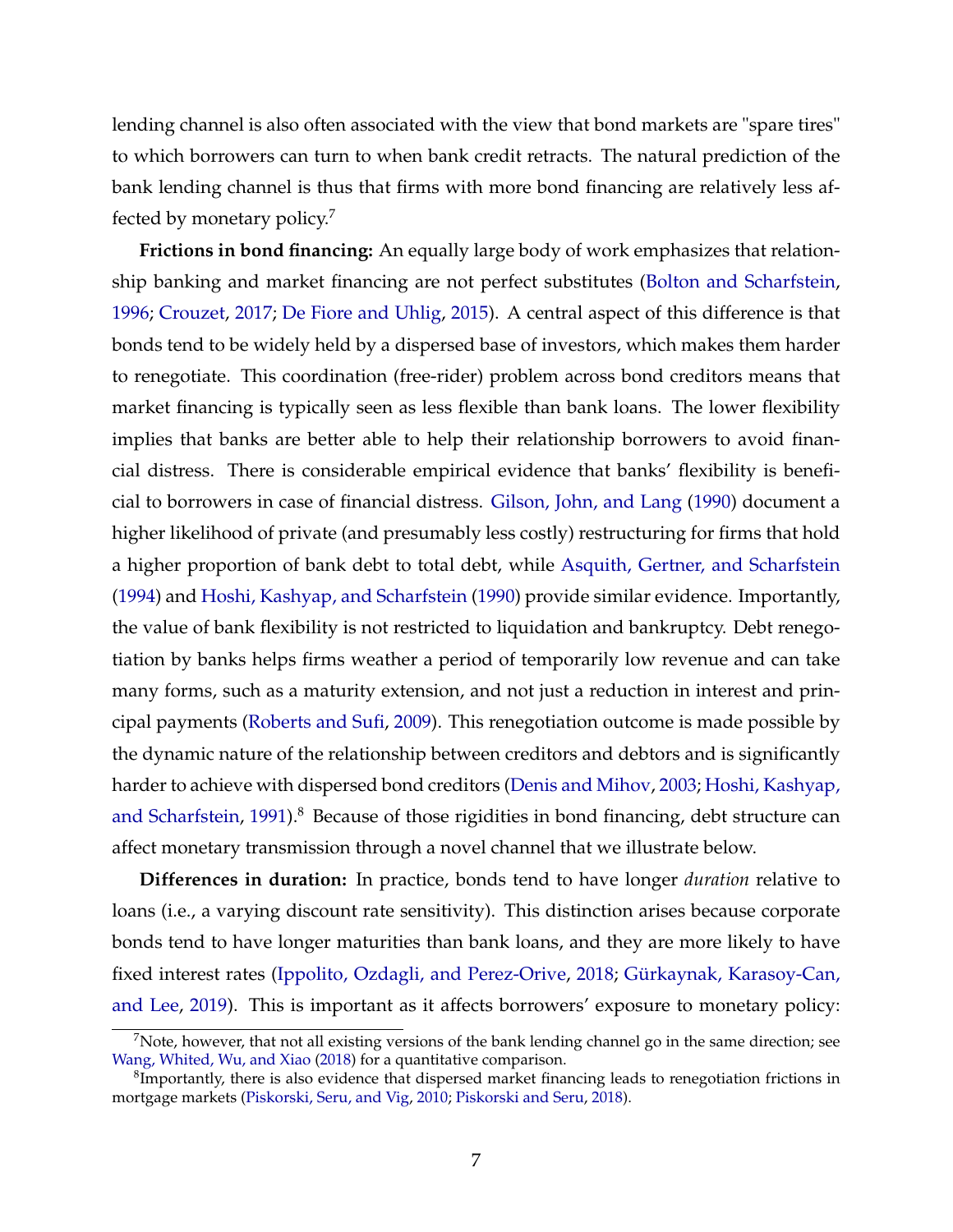lending channel is also often associated with the view that bond markets are "spare tires" to which borrowers can turn to when bank credit retracts. The natural prediction of the bank lending channel is thus that firms with more bond financing are relatively less affected by monetary policy.[7]

**Frictions in bond financing:** An equally large body of work emphasizes that relationship banking and market financing are not perfect substitutes (Bolton and Scharfstein, 1996; Crouzet, 2017; De Fiore and Uhlig, 2015). A central aspect of this difference is that bonds tend to be widely held by a dispersed base of investors, which makes them harder to renegotiate. This coordination (free-rider) problem across bond creditors means that market financing is typically seen as less flexible than bank loans. The lower flexibility implies that banks are better able to help their relationship borrowers to avoid financial distress. There is considerable empirical evidence that banks' flexibility is beneficial to borrowers in case of financial distress. Gilson, John, and Lang (1990) document a higher likelihood of private (and presumably less costly) restructuring for firms that hold a higher proportion of bank debt to total debt, while Asquith, Gertner, and Scharfstein (1994) and Hoshi, Kashyap, and Scharfstein (1990) provide similar evidence. Importantly, the value of bank flexibility is not restricted to liquidation and bankruptcy. Debt renegotiation by banks helps firms weather a period of temporarily low revenue and can take many forms, such as a maturity extension, and not just a reduction in interest and principal payments (Roberts and Sufi, 2009). This renegotiation outcome is made possible by the dynamic nature of the relationship between creditors and debtors and is significantly harder to achieve with dispersed bond creditors (Denis and Mihov, 2003; Hoshi, Kashyap, and Scharfstein, 1991).[8] Because of those rigidities in bond financing, debt structure can affect monetary transmission through a novel channel that we illustrate below.

**Differences in duration:** In practice, bonds tend to have longer *duration* relative to loans (i.e., a varying discount rate sensitivity). This distinction arises because corporate bonds tend to have longer maturities than bank loans, and they are more likely to have fixed interest rates (Ippolito, Ozdagli, and Perez-Orive, 2018; Gürkaynak, Karasoy-Can, and Lee, 2019). This is important as it affects borrowers' exposure to monetary policy:

[7] Note, however, that not all existing versions of the bank lending channel go in the same direction; see Wang, Whited, Wu, and Xiao (2018) for a quantitative comparison.

[8] Importantly, there is also evidence that dispersed market financing leads to renegotiation frictions in mortgage markets (Piskorski, Seru, and Vig, 2010; Piskorski and Seru, 2018).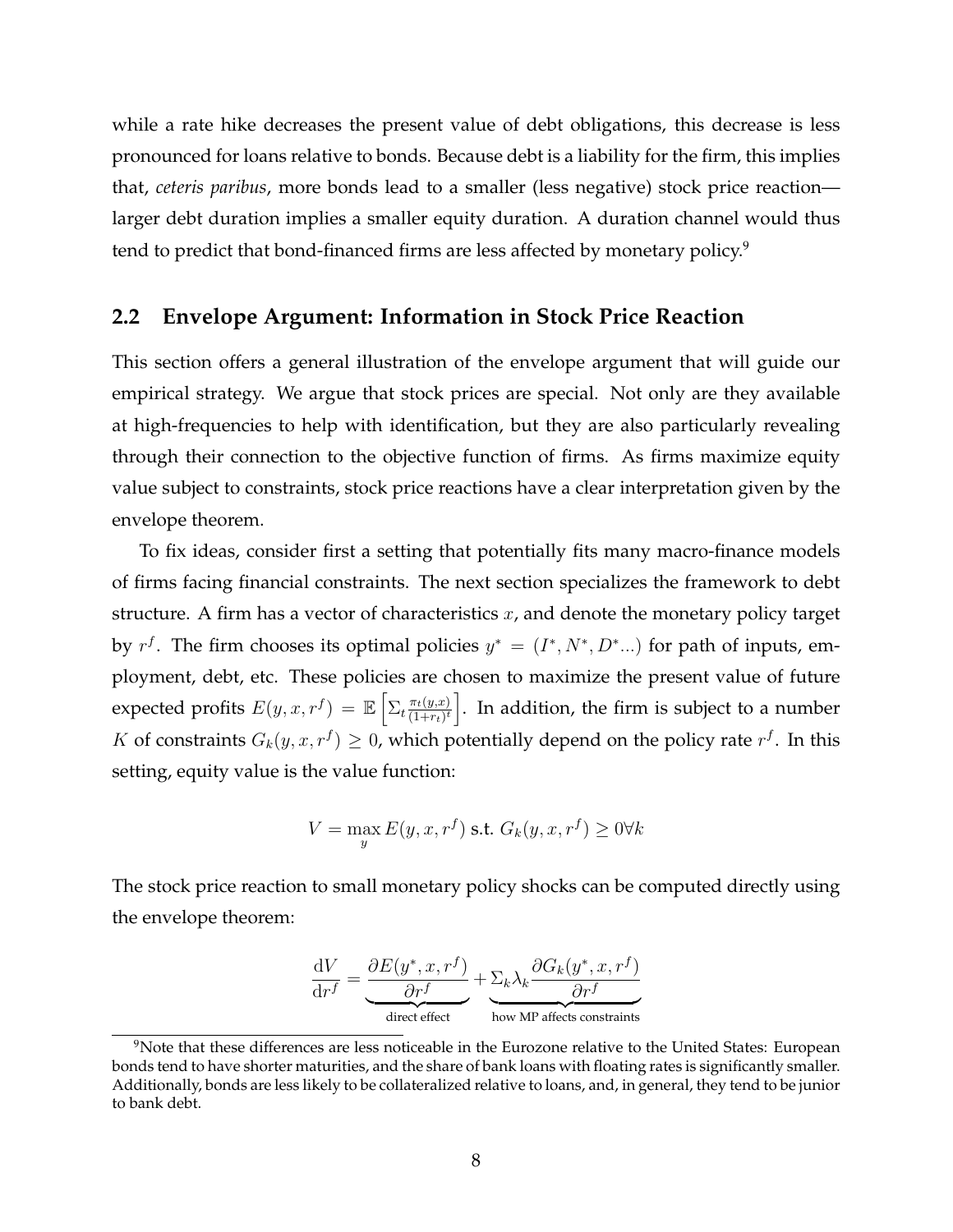while a rate hike decreases the present value of debt obligations, this decrease is less pronounced for loans relative to bonds. Because debt is a liability for the firm, this implies that, *ceteris paribus*, more bonds lead to a smaller (less negative) stock price reaction—larger debt duration implies a smaller equity duration. A duration channel would thus tend to predict that bond-financed firms are less affected by monetary policy.[9]

## 2.2 Envelope Argument: Information in Stock Price Reaction

This section offers a general illustration of the envelope argument that will guide our empirical strategy. We argue that stock prices are special. Not only are they available at high-frequencies to help with identification, but they are also particularly revealing through their connection to the objective function of firms. As firms maximize equity value subject to constraints, stock price reactions have a clear interpretation given by the envelope theorem.

To fix ideas, consider first a setting that potentially fits many macro-finance models of firms facing financial constraints. The next section specializes the framework to debt structure. A firm has a vector of characteristics $x$, and denote the monetary policy target by $r^f$. The firm chooses its optimal policies $y^* = (I^*, N^*, D^*...)$ for path of inputs, employment, debt, etc. These policies are chosen to maximize the present value of future expected profits $E(y, x, r^f) = \mathbb{E}\left[\Sigma_t \frac{\pi_t(y,x)}{(1+r_t)^t}\right]$. In addition, the firm is subject to a number $K$ of constraints $G_k(y, x, r^f) \geq 0$, which potentially depend on the policy rate $r^f$. In this setting, equity value is the value function:

$$V = \max_y E(y, x, r^f) \text{ s.t. } G_k(y, x, r^f) \geq 0 \forall k$$

The stock price reaction to small monetary policy shocks can be computed directly using the envelope theorem:

$$\frac{\mathrm{d}V}{\mathrm{d}r^f} = \underbrace{\frac{\partial E(y^*, x, r^f)}{\partial r^f}}_{\text{direct effect}} + \underbrace{\Sigma_k \lambda_k \frac{\partial G_k(y^*, x, r^f)}{\partial r^f}}_{\text{how MP affects constraints}}$$

[9] Note that these differences are less noticeable in the Eurozone relative to the United States: European bonds tend to have shorter maturities, and the share of bank loans with floating rates is significantly smaller. Additionally, bonds are less likely to be collateralized relative to loans, and, in general, they tend to be junior to bank debt.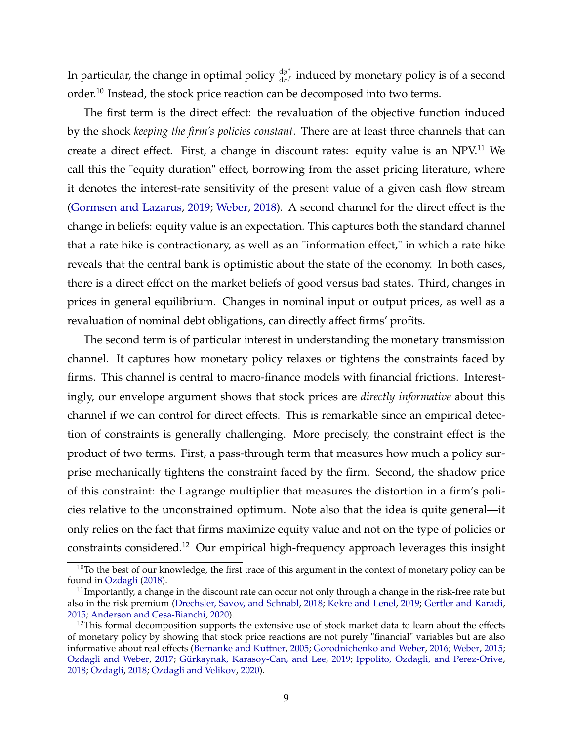In particular, the change in optimal policy $\frac{dy^*}{dr^f}$ induced by monetary policy is of a second order.[10] Instead, the stock price reaction can be decomposed into two terms.

The first term is the direct effect: the revaluation of the objective function induced by the shock *keeping the firm's policies constant*. There are at least three channels that can create a direct effect. First, a change in discount rates: equity value is an NPV.[11] We call this the "equity duration" effect, borrowing from the asset pricing literature, where it denotes the interest-rate sensitivity of the present value of a given cash flow stream (Gormsen and Lazarus, 2019; Weber, 2018). A second channel for the direct effect is the change in beliefs: equity value is an expectation. This captures both the standard channel that a rate hike is contractionary, as well as an "information effect," in which a rate hike reveals that the central bank is optimistic about the state of the economy. In both cases, there is a direct effect on the market beliefs of good versus bad states. Third, changes in prices in general equilibrium. Changes in nominal input or output prices, as well as a revaluation of nominal debt obligations, can directly affect firms' profits.

The second term is of particular interest in understanding the monetary transmission channel. It captures how monetary policy relaxes or tightens the constraints faced by firms. This channel is central to macro-finance models with financial frictions. Interestingly, our envelope argument shows that stock prices are *directly informative* about this channel if we can control for direct effects. This is remarkable since an empirical detection of constraints is generally challenging. More precisely, the constraint effect is the product of two terms. First, a pass-through term that measures how much a policy surprise mechanically tightens the constraint faced by the firm. Second, the shadow price of this constraint: the Lagrange multiplier that measures the distortion in a firm's policies relative to the unconstrained optimum. Note also that the idea is quite general—it only relies on the fact that firms maximize equity value and not on the type of policies or constraints considered.[12] Our empirical high-frequency approach leverages this insight

[10] To the best of our knowledge, the first trace of this argument in the context of monetary policy can be found in Ozdagli (2018).

[11] Importantly, a change in the discount rate can occur not only through a change in the risk-free rate but also in the risk premium (Drechsler, Savov, and Schnabl, 2018; Kekre and Lenel, 2019; Gertler and Karadi, 2015; Anderson and Cesa-Bianchi, 2020).

[12] This formal decomposition supports the extensive use of stock market data to learn about the effects of monetary policy by showing that stock price reactions are not purely "financial" variables but are also informative about real effects (Bernanke and Kuttner, 2005; Gorodnichenko and Weber, 2016; Weber, 2015; Ozdagli and Weber, 2017; Gürkaynak, Karasoy-Can, and Lee, 2019; Ippolito, Ozdagli, and Perez-Orive, 2018; Ozdagli, 2018; Ozdagli and Velikov, 2020).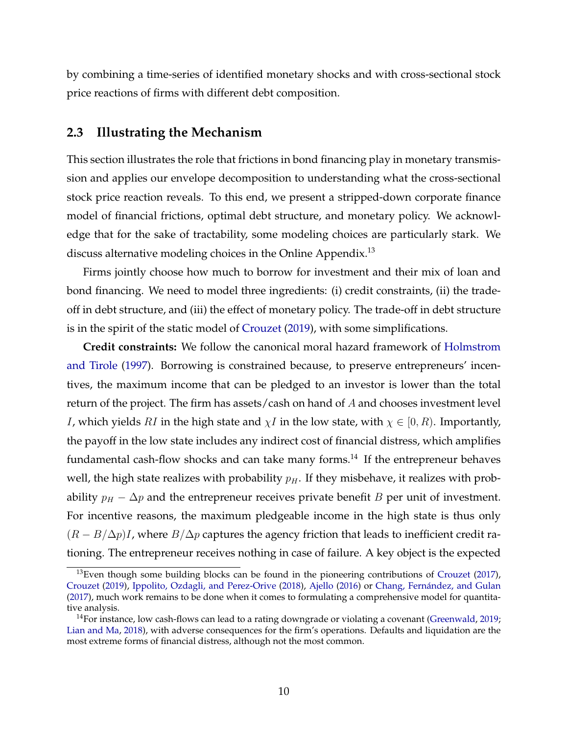by combining a time-series of identified monetary shocks and with cross-sectional stock price reactions of firms with different debt composition.

### 2.3 Illustrating the Mechanism

This section illustrates the role that frictions in bond financing play in monetary transmission and applies our envelope decomposition to understanding what the cross-sectional stock price reaction reveals. To this end, we present a stripped-down corporate finance model of financial frictions, optimal debt structure, and monetary policy. We acknowledge that for the sake of tractability, some modeling choices are particularly stark. We discuss alternative modeling choices in the Online Appendix.[13]

Firms jointly choose how much to borrow for investment and their mix of loan and bond financing. We need to model three ingredients: (i) credit constraints, (ii) the trade-off in debt structure, and (iii) the effect of monetary policy. The trade-off in debt structure is in the spirit of the static model of Crouzet (2019), with some simplifications.

**Credit constraints:** We follow the canonical moral hazard framework of Holmstrom and Tirole (1997). Borrowing is constrained because, to preserve entrepreneurs' incentives, the maximum income that can be pledged to an investor is lower than the total return of the project. The firm has assets/cash on hand of $A$ and chooses investment level $I$, which yields $RI$ in the high state and $\chi I$ in the low state, with $\chi \in [0, R)$. Importantly, the payoff in the low state includes any indirect cost of financial distress, which amplifies fundamental cash-flow shocks and can take many forms.[14] If the entrepreneur behaves well, the high state realizes with probability $p_H$. If they misbehave, it realizes with probability $p_H - \Delta p$ and the entrepreneur receives private benefit $B$ per unit of investment. For incentive reasons, the maximum pledgeable income in the high state is thus only $(R - B/\Delta p)I$, where $B/\Delta p$ captures the agency friction that leads to inefficient credit rationing. The entrepreneur receives nothing in case of failure. A key object is the expected

[13] Even though some building blocks can be found in the pioneering contributions of Crouzet (2017), Crouzet (2019), Ippolito, Ozdagli, and Perez-Orive (2018), Ajello (2016) or Chang, Fernández, and Gulan (2017), much work remains to be done when it comes to formulating a comprehensive model for quantitative analysis.

[14] For instance, low cash-flows can lead to a rating downgrade or violating a covenant (Greenwald, 2019; Lian and Ma, 2018), with adverse consequences for the firm's operations. Defaults and liquidation are the most extreme forms of financial distress, although not the most common.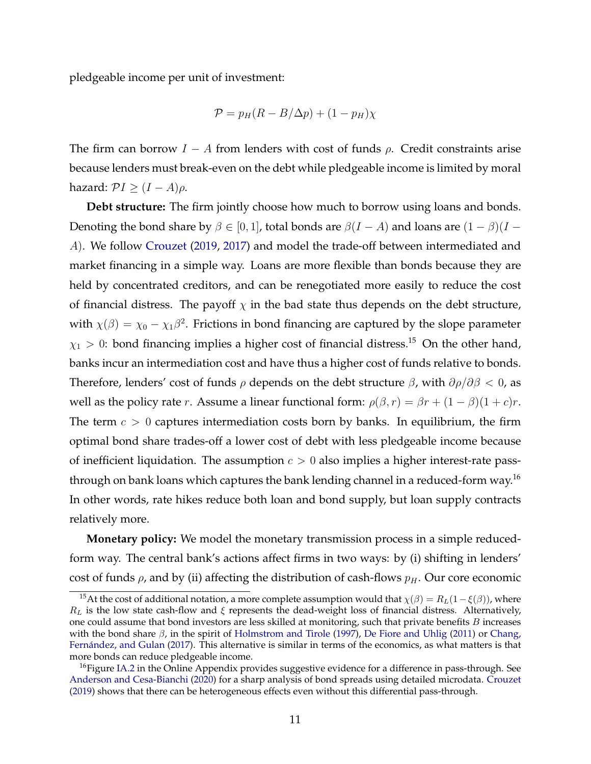pledgeable income per unit of investment:

$$\mathcal{P} = p_H(R - B/\Delta p) + (1 - p_H)\chi$$

The firm can borrow $I - A$ from lenders with cost of funds $\rho$. Credit constraints arise because lenders must break-even on the debt while pledgeable income is limited by moral hazard: $\mathcal{P}I \geq (I - A)\rho$.

**Debt structure:** The firm jointly choose how much to borrow using loans and bonds. Denoting the bond share by $\beta \in [0, 1]$, total bonds are $\beta(I - A)$ and loans are $(1 - \beta)(I - A)$. We follow Crouzet (2019, 2017) and model the trade-off between intermediated and market financing in a simple way. Loans are more flexible than bonds because they are held by concentrated creditors, and can be renegotiated more easily to reduce the cost of financial distress. The payoff $\chi$ in the bad state thus depends on the debt structure, with $\chi(\beta) = \chi_0 - \chi_1\beta^2$. Frictions in bond financing are captured by the slope parameter $\chi_1 > 0$: bond financing implies a higher cost of financial distress.[15] On the other hand, banks incur an intermediation cost and have thus a higher cost of funds relative to bonds. Therefore, lenders' cost of funds $\rho$ depends on the debt structure $\beta$, with $\partial\rho/\partial\beta < 0$, as well as the policy rate $r$. Assume a linear functional form: $\rho(\beta, r) = \beta r + (1 - \beta)(1 + c)r$. The term $c > 0$ captures intermediation costs born by banks. In equilibrium, the firm optimal bond share trades-off a lower cost of debt with less pledgeable income because of inefficient liquidation. The assumption $c > 0$ also implies a higher interest-rate pass-through on bank loans which captures the bank lending channel in a reduced-form way.[16] In other words, rate hikes reduce both loan and bond supply, but loan supply contracts relatively more.

**Monetary policy:** We model the monetary transmission process in a simple reduced-form way. The central bank's actions affect firms in two ways: by (i) shifting in lenders' cost of funds $\rho$, and by (ii) affecting the distribution of cash-flows $p_H$. Our core economic

[15] At the cost of additional notation, a more complete assumption would that $\chi(\beta) = R_L(1 - \xi(\beta))$, where $R_L$ is the low state cash-flow and $\xi$ represents the dead-weight loss of financial distress. Alternatively, one could assume that bond investors are less skilled at monitoring, such that private benefits $B$ increases with the bond share $\beta$, in the spirit of Holmstrom and Tirole (1997), De Fiore and Uhlig (2011) or Chang, Fernández, and Gulan (2017). This alternative is similar in terms of the economics, as what matters is that more bonds can reduce pledgeable income.

[16] Figure IA.2 in the Online Appendix provides suggestive evidence for a difference in pass-through. See Anderson and Cesa-Bianchi (2020) for a sharp analysis of bond spreads using detailed microdata. Crouzet (2019) shows that there can be heterogeneous effects even without this differential pass-through.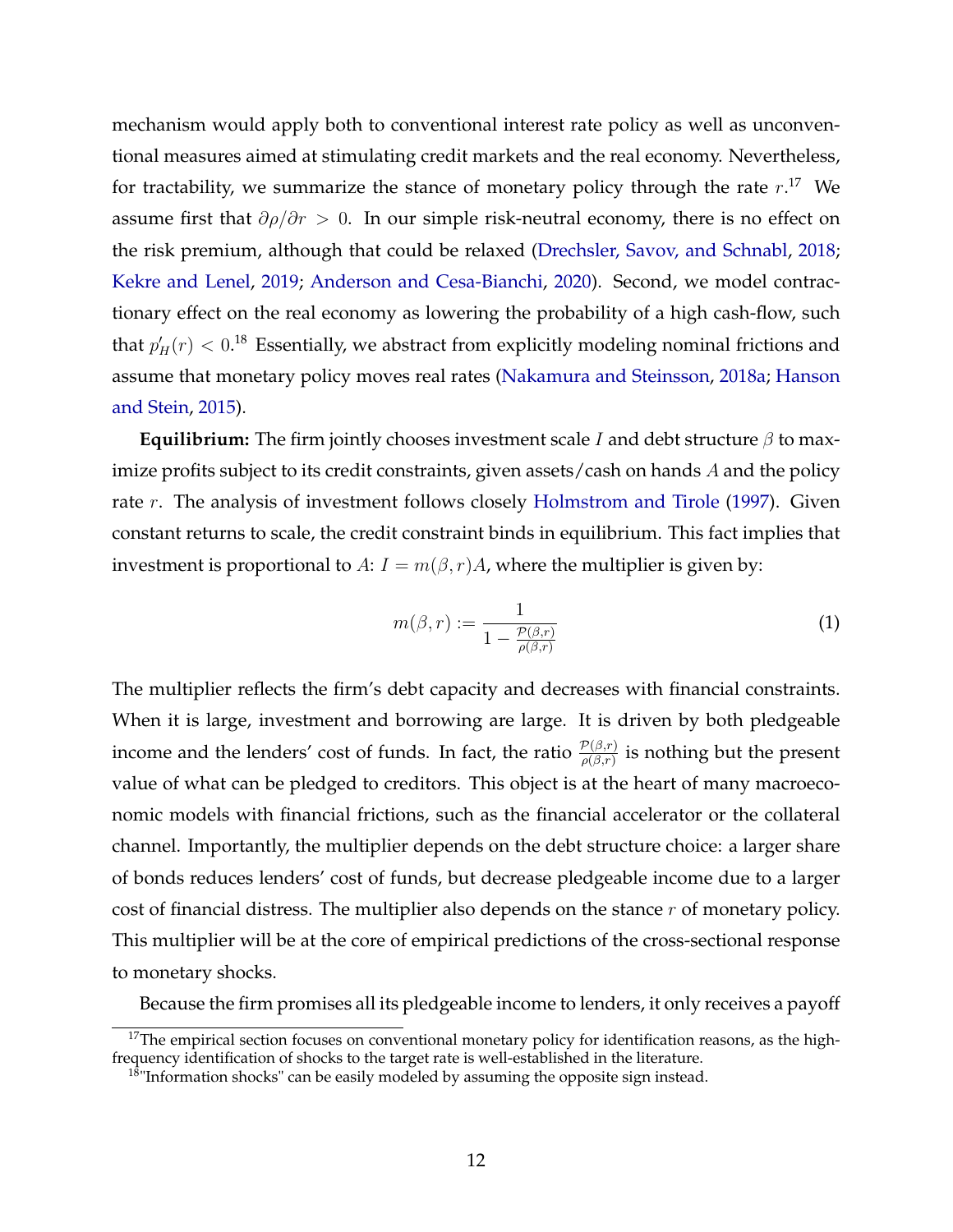mechanism would apply both to conventional interest rate policy as well as unconventional measures aimed at stimulating credit markets and the real economy. Nevertheless, for tractability, we summarize the stance of monetary policy through the rate $r$.[17] We assume first that $\partial \rho / \partial r > 0$. In our simple risk-neutral economy, there is no effect on the risk premium, although that could be relaxed (Drechsler, Savov, and Schnabl, 2018; Kekre and Lenel, 2019; Anderson and Cesa-Bianchi, 2020). Second, we model contractionary effect on the real economy as lowering the probability of a high cash-flow, such that $p'_H(r) < 0$.[18] Essentially, we abstract from explicitly modeling nominal frictions and assume that monetary policy moves real rates (Nakamura and Steinsson, 2018a; Hanson and Stein, 2015).

**Equilibrium:** The firm jointly chooses investment scale $I$ and debt structure $\beta$ to maximize profits subject to its credit constraints, given assets/cash on hands $A$ and the policy rate $r$. The analysis of investment follows closely Holmstrom and Tirole (1997). Given constant returns to scale, the credit constraint binds in equilibrium. This fact implies that investment is proportional to $A$: $I = m(\beta, r)A$, where the multiplier is given by:

$$m(\beta, r) := \frac{1}{1 - \frac{\mathcal{P}(\beta, r)}{\rho(\beta, r)}} \tag{1}$$

The multiplier reflects the firm's debt capacity and decreases with financial constraints. When it is large, investment and borrowing are large. It is driven by both pledgeable income and the lenders' cost of funds. In fact, the ratio $\frac{\mathcal{P}(\beta,r)}{\rho(\beta,r)}$ is nothing but the present value of what can be pledged to creditors. This object is at the heart of many macroeconomic models with financial frictions, such as the financial accelerator or the collateral channel. Importantly, the multiplier depends on the debt structure choice: a larger share of bonds reduces lenders' cost of funds, but decrease pledgeable income due to a larger cost of financial distress. The multiplier also depends on the stance $r$ of monetary policy. This multiplier will be at the core of empirical predictions of the cross-sectional response to monetary shocks.

Because the firm promises all its pledgeable income to lenders, it only receives a payoff

[17] The empirical section focuses on conventional monetary policy for identification reasons, as the high-frequency identification of shocks to the target rate is well-established in the literature.

[18] "Information shocks" can be easily modeled by assuming the opposite sign instead.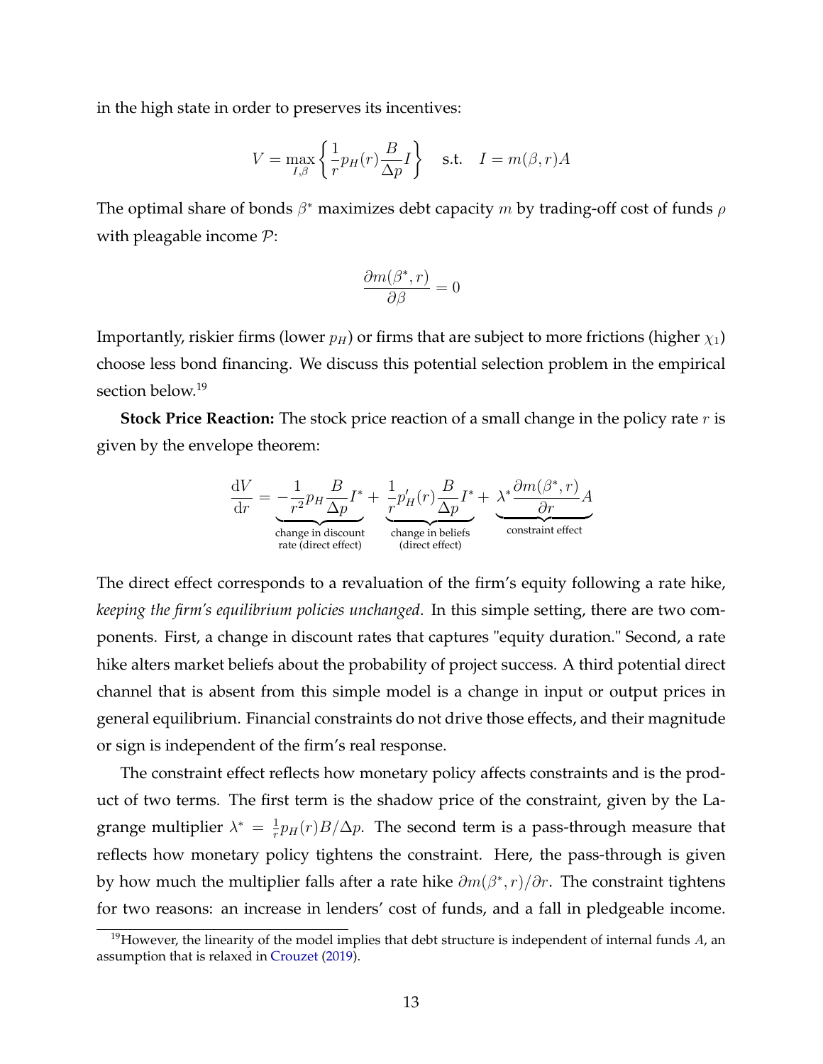in the high state in order to preserves its incentives:

$$V = \max_{I,\beta} \left\{ \frac{1}{r} p_H(r) \frac{B}{\Delta p} I \right\} \quad \text{s.t.} \quad I = m(\beta, r) A$$

The optimal share of bonds $\beta^*$ maximizes debt capacity $m$ by trading-off cost of funds $\rho$ with pleagable income $\mathcal{P}$:

$$\frac{\partial m(\beta^*, r)}{\partial \beta} = 0$$

Importantly, riskier firms (lower $p_H$) or firms that are subject to more frictions (higher $\chi_1$) choose less bond financing. We discuss this potential selection problem in the empirical section below.[19]

**Stock Price Reaction:** The stock price reaction of a small change in the policy rate $r$ is given by the envelope theorem:

$$\frac{\mathrm{d}V}{\mathrm{d}r} = \underbrace{-\frac{1}{r^2} p_H \frac{B}{\Delta p} I^*}_{\substack{\text{change in discount} \\ \text{rate (direct effect)}}} + \underbrace{\frac{1}{r} p_H'(r) \frac{B}{\Delta p} I^*}_{\substack{\text{change in beliefs} \\ \text{(direct effect)}}} + \underbrace{\lambda^* \frac{\partial m(\beta^*, r)}{\partial r} A}_{\text{constraint effect}}$$

The direct effect corresponds to a revaluation of the firm's equity following a rate hike, *keeping the firm's equilibrium policies unchanged*. In this simple setting, there are two components. First, a change in discount rates that captures "equity duration." Second, a rate hike alters market beliefs about the probability of project success. A third potential direct channel that is absent from this simple model is a change in input or output prices in general equilibrium. Financial constraints do not drive those effects, and their magnitude or sign is independent of the firm's real response.

The constraint effect reflects how monetary policy affects constraints and is the product of two terms. The first term is the shadow price of the constraint, given by the Lagrange multiplier $\lambda^* = \frac{1}{r} p_H(r) B / \Delta p$. The second term is a pass-through measure that reflects how monetary policy tightens the constraint. Here, the pass-through is given by how much the multiplier falls after a rate hike $\partial m(\beta^*, r)/\partial r$. The constraint tightens for two reasons: an increase in lenders' cost of funds, and a fall in pledgeable income.

[19]However, the linearity of the model implies that debt structure is independent of internal funds $A$, an assumption that is relaxed in Crouzet (2019).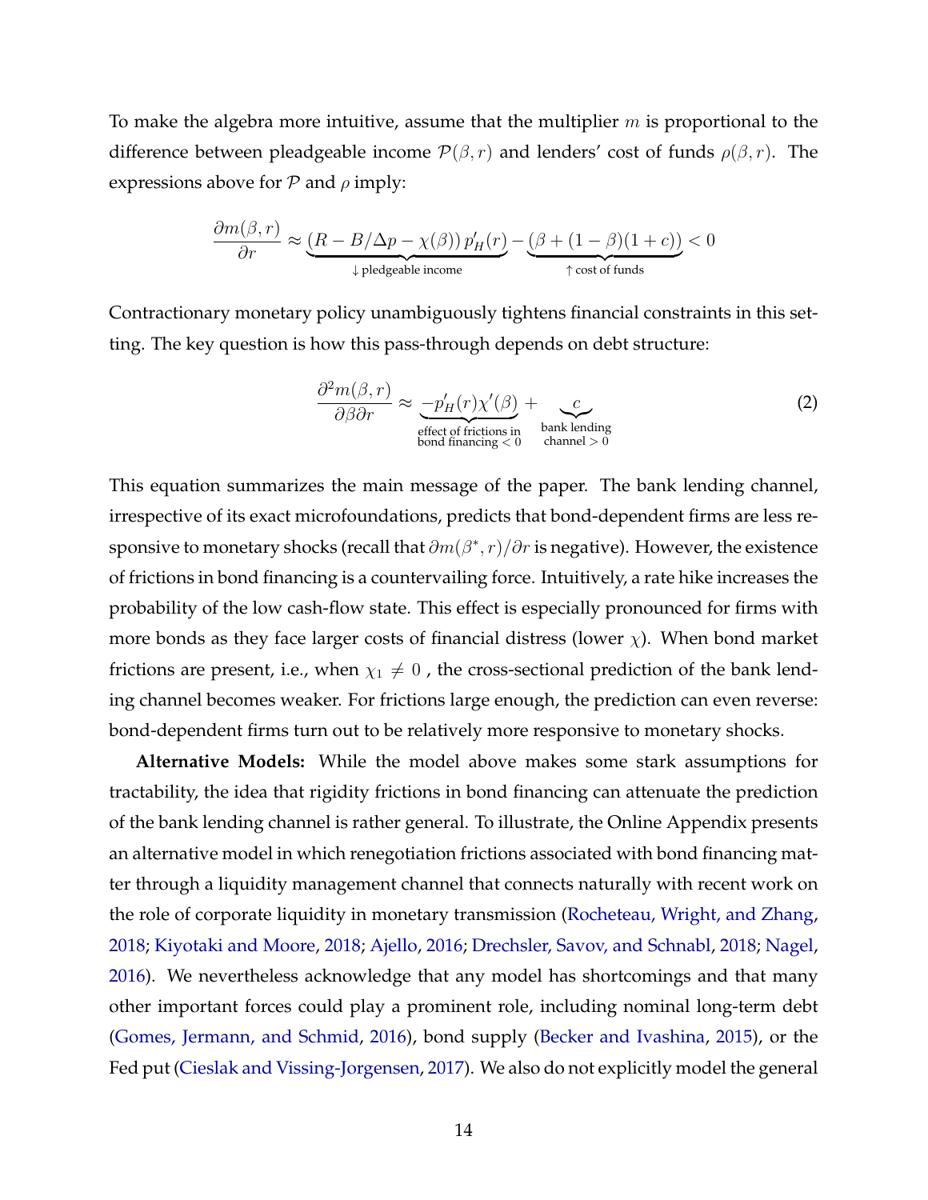To make the algebra more intuitive, assume that the multiplier $m$ is proportional to the difference between pleadgeable income $\mathcal{P}(\beta, r)$ and lenders' cost of funds $\rho(\beta, r)$. The expressions above for $\mathcal{P}$ and $\rho$ imply:

$$\frac{\partial m(\beta, r)}{\partial r} \approx \underbrace{\left(R - B/\Delta p - \chi(\beta)\right) p_H'(r)}_{\downarrow \text{ pledgeable income}} - \underbrace{\left(\beta + (1-\beta)(1+c)\right)}_{\uparrow \text{ cost of funds}} < 0$$

Contractionary monetary policy unambiguously tightens financial constraints in this setting. The key question is how this pass-through depends on debt structure:

$$\frac{\partial^2 m(\beta, r)}{\partial \beta \partial r} \approx \underbrace{-p_H'(r)\chi'(\beta)}_{\substack{\text{effect of frictions in} \\ \text{bond financing } < 0}} + \underbrace{c}_{\substack{\text{bank lending} \\ \text{channel } > 0}} \tag{2}$$

This equation summarizes the main message of the paper. The bank lending channel, irrespective of its exact microfoundations, predicts that bond-dependent firms are less responsive to monetary shocks (recall that $\partial m(\beta^*, r)/\partial r$ is negative). However, the existence of frictions in bond financing is a countervailing force. Intuitively, a rate hike increases the probability of the low cash-flow state. This effect is especially pronounced for firms with more bonds as they face larger costs of financial distress (lower $\chi$). When bond market frictions are present, i.e., when $\chi_1 \neq 0$ , the cross-sectional prediction of the bank lending channel becomes weaker. For frictions large enough, the prediction can even reverse: bond-dependent firms turn out to be relatively more responsive to monetary shocks.

**Alternative Models:** While the model above makes some stark assumptions for tractability, the idea that rigidity frictions in bond financing can attenuate the prediction of the bank lending channel is rather general. To illustrate, the Online Appendix presents an alternative model in which renegotiation frictions associated with bond financing matter through a liquidity management channel that connects naturally with recent work on the role of corporate liquidity in monetary transmission (Rocheteau, Wright, and Zhang, 2018; Kiyotaki and Moore, 2018; Ajello, 2016; Drechsler, Savov, and Schnabl, 2018; Nagel, 2016). We nevertheless acknowledge that any model has shortcomings and that many other important forces could play a prominent role, including nominal long-term debt (Gomes, Jermann, and Schmid, 2016), bond supply (Becker and Ivashina, 2015), or the Fed put (Cieslak and Vissing-Jorgensen, 2017). We also do not explicitly model the general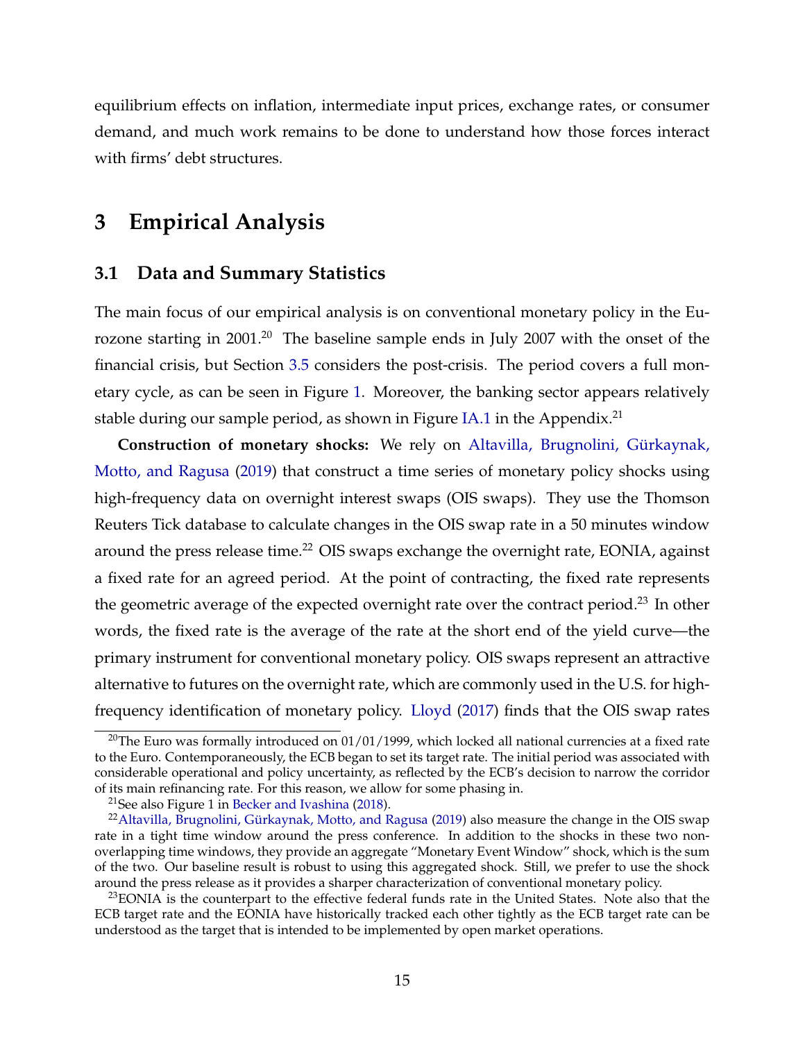equilibrium effects on inflation, intermediate input prices, exchange rates, or consumer demand, and much work remains to be done to understand how those forces interact with firms' debt structures.

# 3 Empirical Analysis

## 3.1 Data and Summary Statistics

The main focus of our empirical analysis is on conventional monetary policy in the Eurozone starting in 2001.[20] The baseline sample ends in July 2007 with the onset of the financial crisis, but Section 3.5 considers the post-crisis. The period covers a full monetary cycle, as can be seen in Figure 1. Moreover, the banking sector appears relatively stable during our sample period, as shown in Figure IA.1 in the Appendix.[21]

**Construction of monetary shocks:** We rely on Altavilla, Brugnolini, Gürkaynak, Motto, and Ragusa (2019) that construct a time series of monetary policy shocks using high-frequency data on overnight interest swaps (OIS swaps). They use the Thomson Reuters Tick database to calculate changes in the OIS swap rate in a 50 minutes window around the press release time.[22] OIS swaps exchange the overnight rate, EONIA, against a fixed rate for an agreed period. At the point of contracting, the fixed rate represents the geometric average of the expected overnight rate over the contract period.[23] In other words, the fixed rate is the average of the rate at the short end of the yield curve—the primary instrument for conventional monetary policy. OIS swaps represent an attractive alternative to futures on the overnight rate, which are commonly used in the U.S. for high-frequency identification of monetary policy. Lloyd (2017) finds that the OIS swap rates

---

[20] The Euro was formally introduced on 01/01/1999, which locked all national currencies at a fixed rate to the Euro. Contemporaneously, the ECB began to set its target rate. The initial period was associated with considerable operational and policy uncertainty, as reflected by the ECB's decision to narrow the corridor of its main refinancing rate. For this reason, we allow for some phasing in.

[21] See also Figure 1 in Becker and Ivashina (2018).

[22] Altavilla, Brugnolini, Gürkaynak, Motto, and Ragusa (2019) also measure the change in the OIS swap rate in a tight time window around the press conference. In addition to the shocks in these two non-overlapping time windows, they provide an aggregate "Monetary Event Window" shock, which is the sum of the two. Our baseline result is robust to using this aggregated shock. Still, we prefer to use the shock around the press release as it provides a sharper characterization of conventional monetary policy.

[23] EONIA is the counterpart to the effective federal funds rate in the United States. Note also that the ECB target rate and the EONIA have historically tracked each other tightly as the ECB target rate can be understood as the target that is intended to be implemented by open market operations.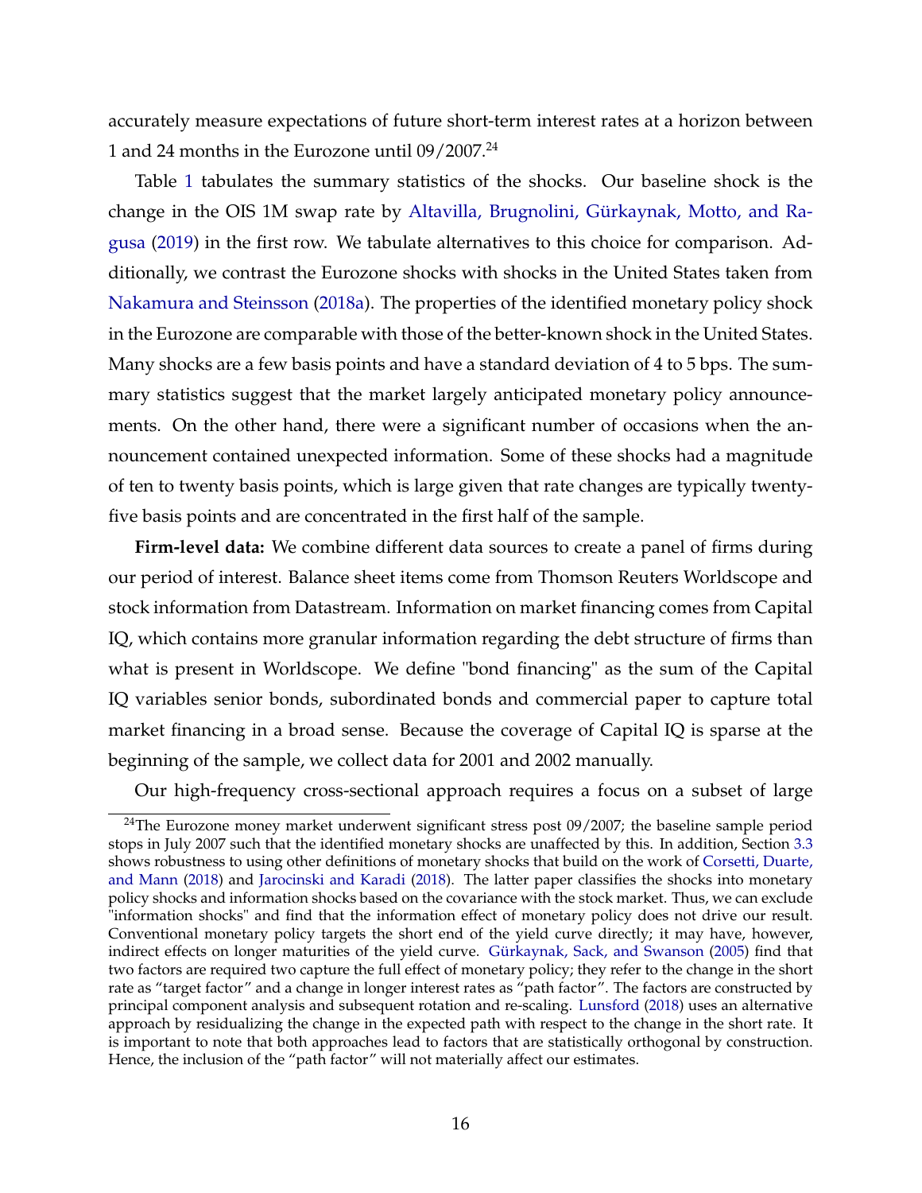accurately measure expectations of future short-term interest rates at a horizon between 1 and 24 months in the Eurozone until 09/2007.[24]

Table 1 tabulates the summary statistics of the shocks. Our baseline shock is the change in the OIS 1M swap rate by Altavilla, Brugnolini, Gürkaynak, Motto, and Ragusa (2019) in the first row. We tabulate alternatives to this choice for comparison. Additionally, we contrast the Eurozone shocks with shocks in the United States taken from Nakamura and Steinsson (2018a). The properties of the identified monetary policy shock in the Eurozone are comparable with those of the better-known shock in the United States. Many shocks are a few basis points and have a standard deviation of 4 to 5 bps. The summary statistics suggest that the market largely anticipated monetary policy announcements. On the other hand, there were a significant number of occasions when the announcement contained unexpected information. Some of these shocks had a magnitude of ten to twenty basis points, which is large given that rate changes are typically twenty-five basis points and are concentrated in the first half of the sample.

**Firm-level data:** We combine different data sources to create a panel of firms during our period of interest. Balance sheet items come from Thomson Reuters Worldscope and stock information from Datastream. Information on market financing comes from Capital IQ, which contains more granular information regarding the debt structure of firms than what is present in Worldscope. We define "bond financing" as the sum of the Capital IQ variables senior bonds, subordinated bonds and commercial paper to capture total market financing in a broad sense. Because the coverage of Capital IQ is sparse at the beginning of the sample, we collect data for 2001 and 2002 manually.

Our high-frequency cross-sectional approach requires a focus on a subset of large

[24]The Eurozone money market underwent significant stress post 09/2007; the baseline sample period stops in July 2007 such that the identified monetary shocks are unaffected by this. In addition, Section 3.3 shows robustness to using other definitions of monetary shocks that build on the work of Corsetti, Duarte, and Mann (2018) and Jarocinski and Karadi (2018). The latter paper classifies the shocks into monetary policy shocks and information shocks based on the covariance with the stock market. Thus, we can exclude "information shocks" and find that the information effect of monetary policy does not drive our result. Conventional monetary policy targets the short end of the yield curve directly; it may have, however, indirect effects on longer maturities of the yield curve. Gürkaynak, Sack, and Swanson (2005) find that two factors are required two capture the full effect of monetary policy; they refer to the change in the short rate as "target factor" and a change in longer interest rates as "path factor". The factors are constructed by principal component analysis and subsequent rotation and re-scaling. Lunsford (2018) uses an alternative approach by residualizing the change in the expected path with respect to the change in the short rate. It is important to note that both approaches lead to factors that are statistically orthogonal by construction. Hence, the inclusion of the "path factor" will not materially affect our estimates.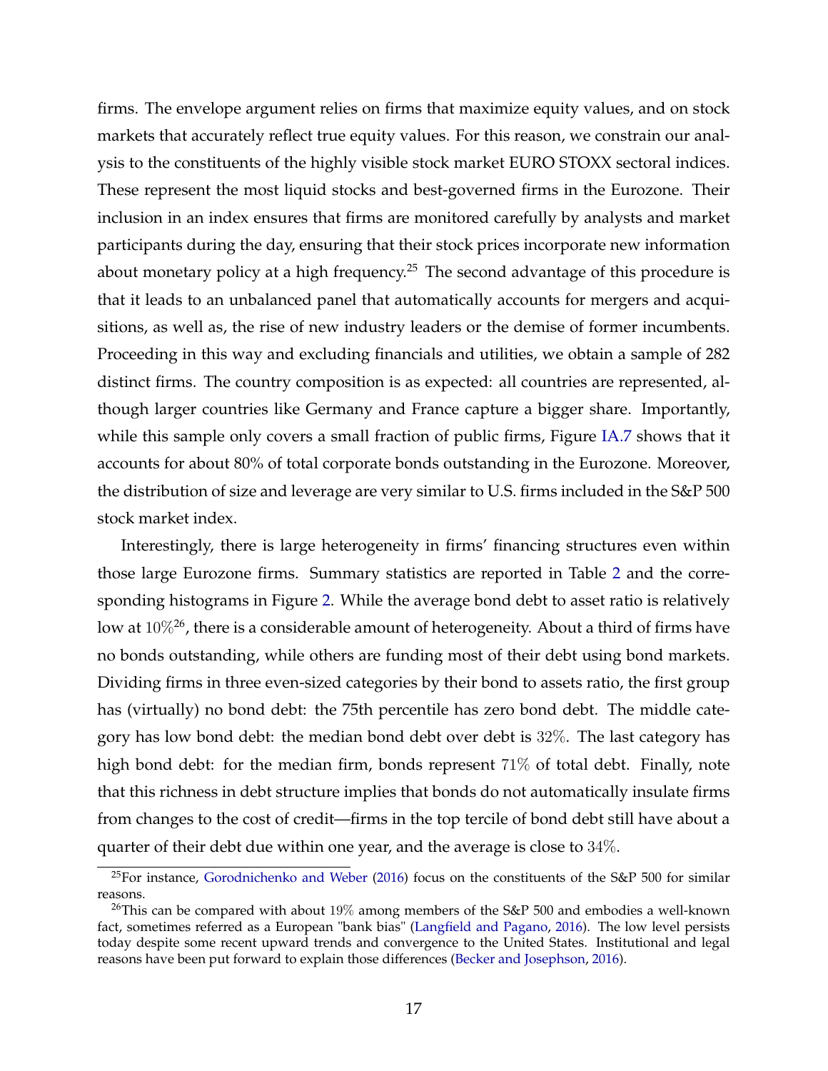firms. The envelope argument relies on firms that maximize equity values, and on stock markets that accurately reflect true equity values. For this reason, we constrain our analysis to the constituents of the highly visible stock market EURO STOXX sectoral indices. These represent the most liquid stocks and best-governed firms in the Eurozone. Their inclusion in an index ensures that firms are monitored carefully by analysts and market participants during the day, ensuring that their stock prices incorporate new information about monetary policy at a high frequency.[25] The second advantage of this procedure is that it leads to an unbalanced panel that automatically accounts for mergers and acquisitions, as well as, the rise of new industry leaders or the demise of former incumbents. Proceeding in this way and excluding financials and utilities, we obtain a sample of 282 distinct firms. The country composition is as expected: all countries are represented, although larger countries like Germany and France capture a bigger share. Importantly, while this sample only covers a small fraction of public firms, Figure IA.7 shows that it accounts for about 80% of total corporate bonds outstanding in the Eurozone. Moreover, the distribution of size and leverage are very similar to U.S. firms included in the S&P 500 stock market index.

Interestingly, there is large heterogeneity in firms' financing structures even within those large Eurozone firms. Summary statistics are reported in Table 2 and the corresponding histograms in Figure 2. While the average bond debt to asset ratio is relatively low at $10\%$[26], there is a considerable amount of heterogeneity. About a third of firms have no bonds outstanding, while others are funding most of their debt using bond markets. Dividing firms in three even-sized categories by their bond to assets ratio, the first group has (virtually) no bond debt: the 75th percentile has zero bond debt. The middle category has low bond debt: the median bond debt over debt is $32\%$. The last category has high bond debt: for the median firm, bonds represent $71\%$ of total debt. Finally, note that this richness in debt structure implies that bonds do not automatically insulate firms from changes to the cost of credit—firms in the top tercile of bond debt still have about a quarter of their debt due within one year, and the average is close to $34\%$.

[25] For instance, Gorodnichenko and Weber (2016) focus on the constituents of the S&P 500 for similar reasons.

[26] This can be compared with about $19\%$ among members of the S&P 500 and embodies a well-known fact, sometimes referred as a European "bank bias" (Langfield and Pagano, 2016). The low level persists today despite some recent upward trends and convergence to the United States. Institutional and legal reasons have been put forward to explain those differences (Becker and Josephson, 2016).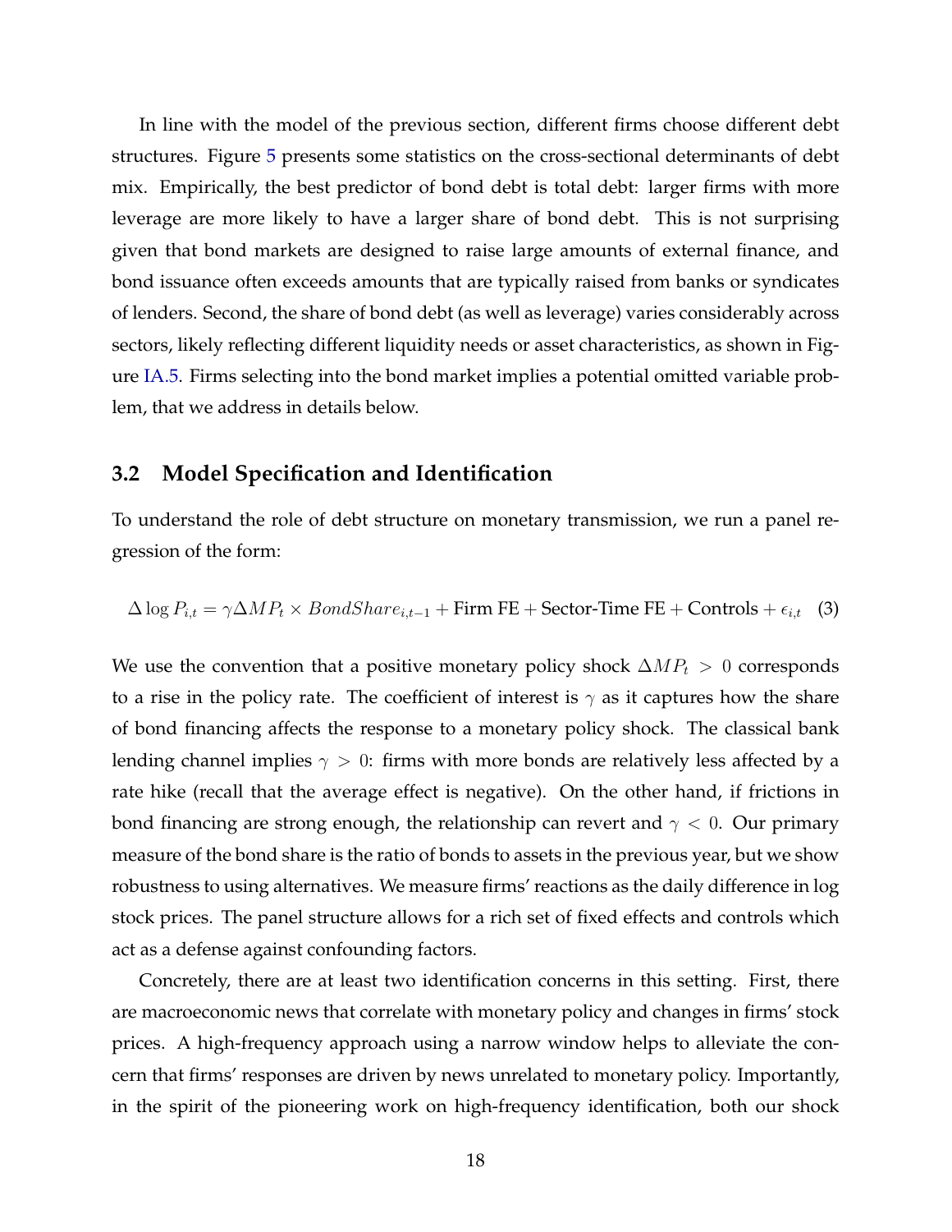In line with the model of the previous section, different firms choose different debt structures. Figure 5 presents some statistics on the cross-sectional determinants of debt mix. Empirically, the best predictor of bond debt is total debt: larger firms with more leverage are more likely to have a larger share of bond debt. This is not surprising given that bond markets are designed to raise large amounts of external finance, and bond issuance often exceeds amounts that are typically raised from banks or syndicates of lenders. Second, the share of bond debt (as well as leverage) varies considerably across sectors, likely reflecting different liquidity needs or asset characteristics, as shown in Figure IA.5. Firms selecting into the bond market implies a potential omitted variable problem, that we address in details below.

## 3.2 Model Specification and Identification

To understand the role of debt structure on monetary transmission, we run a panel regression of the form:

$$\Delta \log P_{i,t} = \gamma \Delta MP_t \times BondShare_{i,t-1} + \text{Firm FE} + \text{Sector-Time FE} + \text{Controls} + \epsilon_{i,t} \quad (3)$$

We use the convention that a positive monetary policy shock $\Delta MP_t > 0$ corresponds to a rise in the policy rate. The coefficient of interest is $\gamma$ as it captures how the share of bond financing affects the response to a monetary policy shock. The classical bank lending channel implies $\gamma > 0$: firms with more bonds are relatively less affected by a rate hike (recall that the average effect is negative). On the other hand, if frictions in bond financing are strong enough, the relationship can revert and $\gamma < 0$. Our primary measure of the bond share is the ratio of bonds to assets in the previous year, but we show robustness to using alternatives. We measure firms' reactions as the daily difference in log stock prices. The panel structure allows for a rich set of fixed effects and controls which act as a defense against confounding factors.

Concretely, there are at least two identification concerns in this setting. First, there are macroeconomic news that correlate with monetary policy and changes in firms' stock prices. A high-frequency approach using a narrow window helps to alleviate the concern that firms' responses are driven by news unrelated to monetary policy. Importantly, in the spirit of the pioneering work on high-frequency identification, both our shock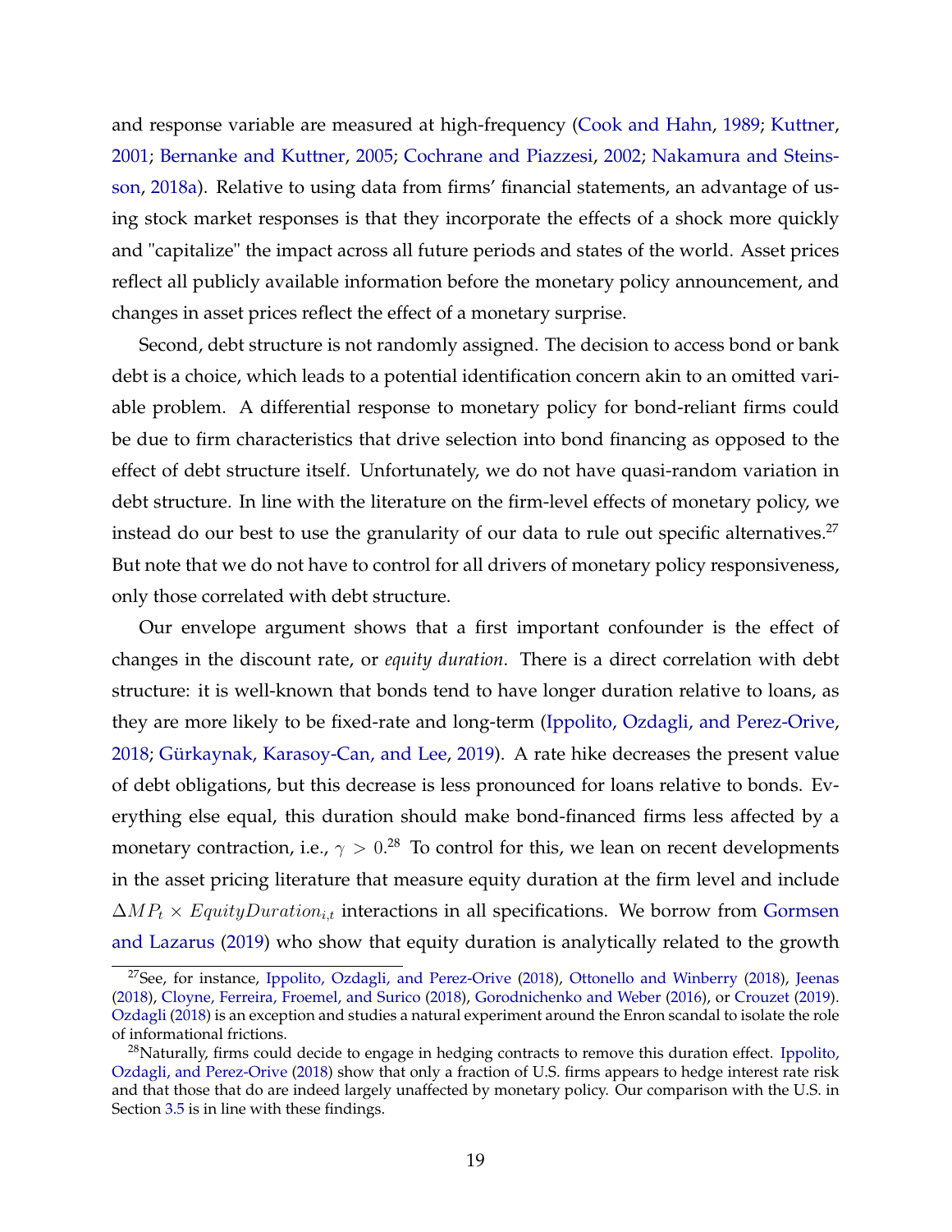and response variable are measured at high-frequency (Cook and Hahn, 1989; Kuttner, 2001; Bernanke and Kuttner, 2005; Cochrane and Piazzesi, 2002; Nakamura and Steinsson, 2018a). Relative to using data from firms' financial statements, an advantage of using stock market responses is that they incorporate the effects of a shock more quickly and "capitalize" the impact across all future periods and states of the world. Asset prices reflect all publicly available information before the monetary policy announcement, and changes in asset prices reflect the effect of a monetary surprise.

Second, debt structure is not randomly assigned. The decision to access bond or bank debt is a choice, which leads to a potential identification concern akin to an omitted variable problem. A differential response to monetary policy for bond-reliant firms could be due to firm characteristics that drive selection into bond financing as opposed to the effect of debt structure itself. Unfortunately, we do not have quasi-random variation in debt structure. In line with the literature on the firm-level effects of monetary policy, we instead do our best to use the granularity of our data to rule out specific alternatives.[27] But note that we do not have to control for all drivers of monetary policy responsiveness, only those correlated with debt structure.

Our envelope argument shows that a first important confounder is the effect of changes in the discount rate, or *equity duration*. There is a direct correlation with debt structure: it is well-known that bonds tend to have longer duration relative to loans, as they are more likely to be fixed-rate and long-term (Ippolito, Ozdagli, and Perez-Orive, 2018; Gürkaynak, Karasoy-Can, and Lee, 2019). A rate hike decreases the present value of debt obligations, but this decrease is less pronounced for loans relative to bonds. Everything else equal, this duration should make bond-financed firms less affected by a monetary contraction, i.e., $\gamma > 0$.[28] To control for this, we lean on recent developments in the asset pricing literature that measure equity duration at the firm level and include $\Delta MP_t \times EquityDuration_{i,t}$ interactions in all specifications. We borrow from Gormsen and Lazarus (2019) who show that equity duration is analytically related to the growth

[27] See, for instance, Ippolito, Ozdagli, and Perez-Orive (2018), Ottonello and Winberry (2018), Jeenas (2018), Cloyne, Ferreira, Froemel, and Surico (2018), Gorodnichenko and Weber (2016), or Crouzet (2019). Ozdagli (2018) is an exception and studies a natural experiment around the Enron scandal to isolate the role of informational frictions.

[28] Naturally, firms could decide to engage in hedging contracts to remove this duration effect. Ippolito, Ozdagli, and Perez-Orive (2018) show that only a fraction of U.S. firms appears to hedge interest rate risk and that those that do are indeed largely unaffected by monetary policy. Our comparison with the U.S. in Section 3.5 is in line with these findings.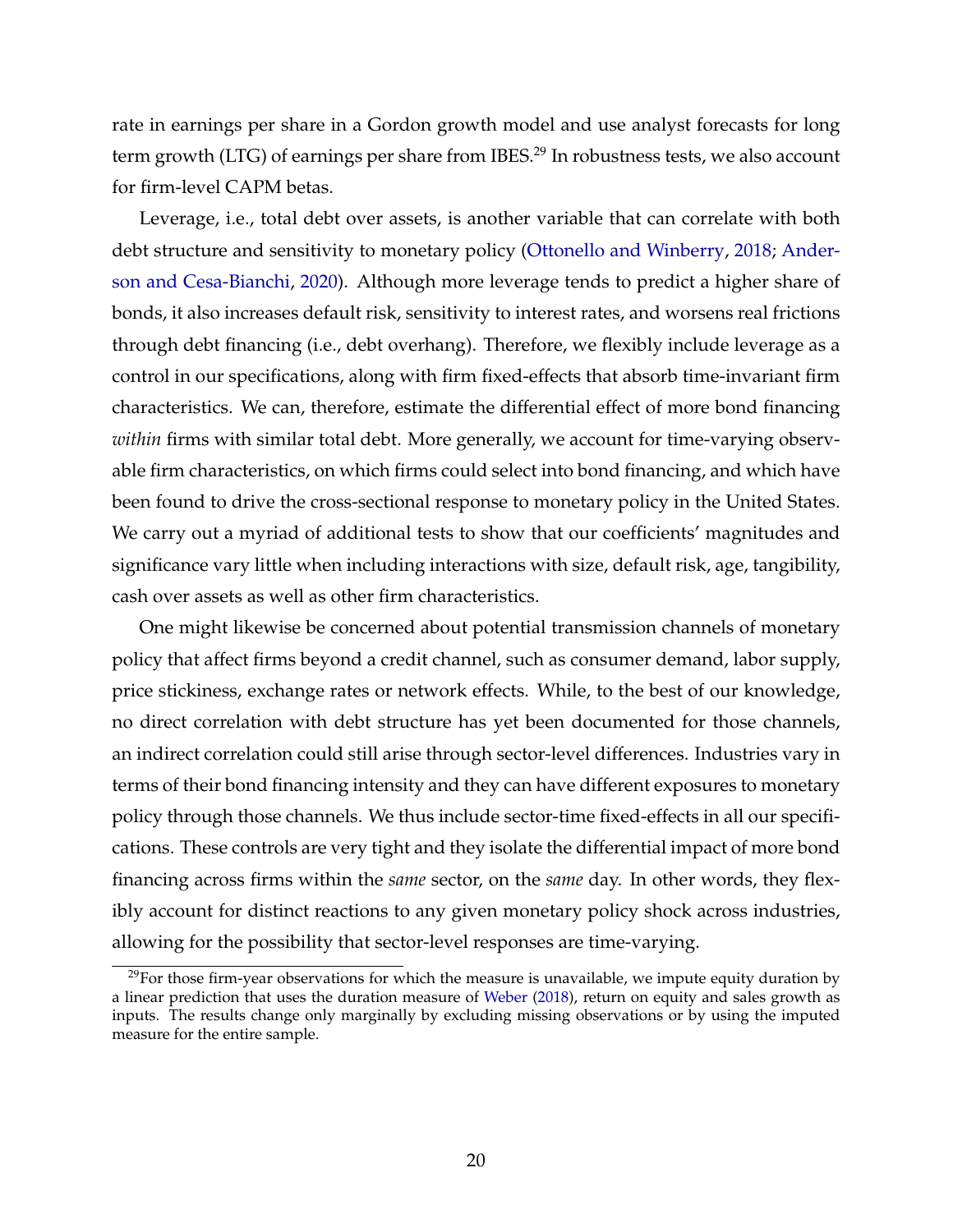rate in earnings per share in a Gordon growth model and use analyst forecasts for long term growth (LTG) of earnings per share from IBES.[29] In robustness tests, we also account for firm-level CAPM betas.

Leverage, i.e., total debt over assets, is another variable that can correlate with both debt structure and sensitivity to monetary policy (Ottonello and Winberry, 2018; Anderson and Cesa-Bianchi, 2020). Although more leverage tends to predict a higher share of bonds, it also increases default risk, sensitivity to interest rates, and worsens real frictions through debt financing (i.e., debt overhang). Therefore, we flexibly include leverage as a control in our specifications, along with firm fixed-effects that absorb time-invariant firm characteristics. We can, therefore, estimate the differential effect of more bond financing *within* firms with similar total debt. More generally, we account for time-varying observable firm characteristics, on which firms could select into bond financing, and which have been found to drive the cross-sectional response to monetary policy in the United States. We carry out a myriad of additional tests to show that our coefficients' magnitudes and significance vary little when including interactions with size, default risk, age, tangibility, cash over assets as well as other firm characteristics.

One might likewise be concerned about potential transmission channels of monetary policy that affect firms beyond a credit channel, such as consumer demand, labor supply, price stickiness, exchange rates or network effects. While, to the best of our knowledge, no direct correlation with debt structure has yet been documented for those channels, an indirect correlation could still arise through sector-level differences. Industries vary in terms of their bond financing intensity and they can have different exposures to monetary policy through those channels. We thus include sector-time fixed-effects in all our specifications. These controls are very tight and they isolate the differential impact of more bond financing across firms within the *same* sector, on the *same* day. In other words, they flexibly account for distinct reactions to any given monetary policy shock across industries, allowing for the possibility that sector-level responses are time-varying.

[29] For those firm-year observations for which the measure is unavailable, we impute equity duration by a linear prediction that uses the duration measure of Weber (2018), return on equity and sales growth as inputs. The results change only marginally by excluding missing observations or by using the imputed measure for the entire sample.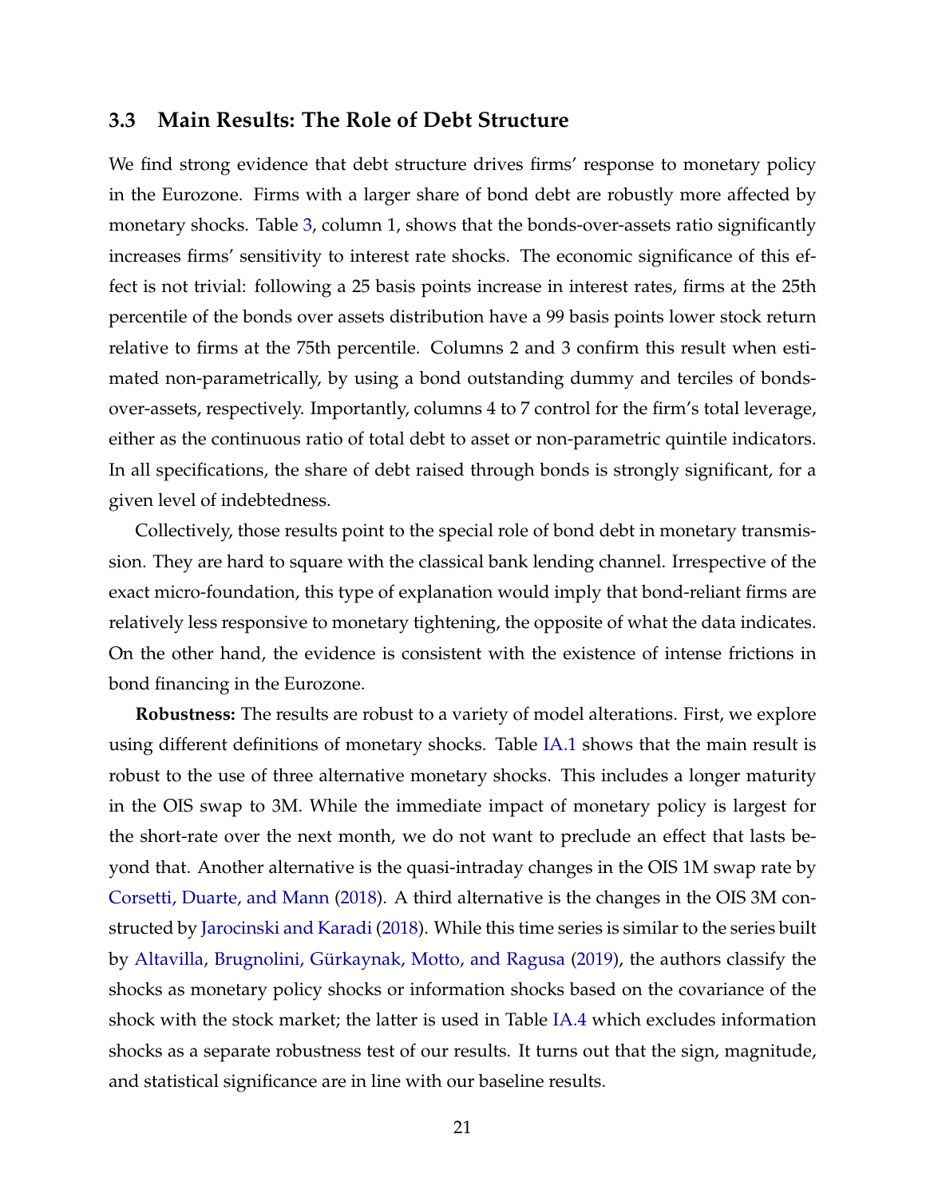### 3.3 Main Results: The Role of Debt Structure

We find strong evidence that debt structure drives firms' response to monetary policy in the Eurozone. Firms with a larger share of bond debt are robustly more affected by monetary shocks. Table 3, column 1, shows that the bonds-over-assets ratio significantly increases firms' sensitivity to interest rate shocks. The economic significance of this effect is not trivial: following a 25 basis points increase in interest rates, firms at the 25th percentile of the bonds over assets distribution have a 99 basis points lower stock return relative to firms at the 75th percentile. Columns 2 and 3 confirm this result when estimated non-parametrically, by using a bond outstanding dummy and terciles of bonds-over-assets, respectively. Importantly, columns 4 to 7 control for the firm's total leverage, either as the continuous ratio of total debt to asset or non-parametric quintile indicators. In all specifications, the share of debt raised through bonds is strongly significant, for a given level of indebtedness.

Collectively, those results point to the special role of bond debt in monetary transmission. They are hard to square with the classical bank lending channel. Irrespective of the exact micro-foundation, this type of explanation would imply that bond-reliant firms are relatively less responsive to monetary tightening, the opposite of what the data indicates. On the other hand, the evidence is consistent with the existence of intense frictions in bond financing in the Eurozone.

**Robustness:** The results are robust to a variety of model alterations. First, we explore using different definitions of monetary shocks. Table IA.1 shows that the main result is robust to the use of three alternative monetary shocks. This includes a longer maturity in the OIS swap to 3M. While the immediate impact of monetary policy is largest for the short-rate over the next month, we do not want to preclude an effect that lasts beyond that. Another alternative is the quasi-intraday changes in the OIS 1M swap rate by Corsetti, Duarte, and Mann (2018). A third alternative is the changes in the OIS 3M constructed by Jarocinski and Karadi (2018). While this time series is similar to the series built by Altavilla, Brugnolini, Gürkaynak, Motto, and Ragusa (2019), the authors classify the shocks as monetary policy shocks or information shocks based on the covariance of the shock with the stock market; the latter is used in Table IA.4 which excludes information shocks as a separate robustness test of our results. It turns out that the sign, magnitude, and statistical significance are in line with our baseline results.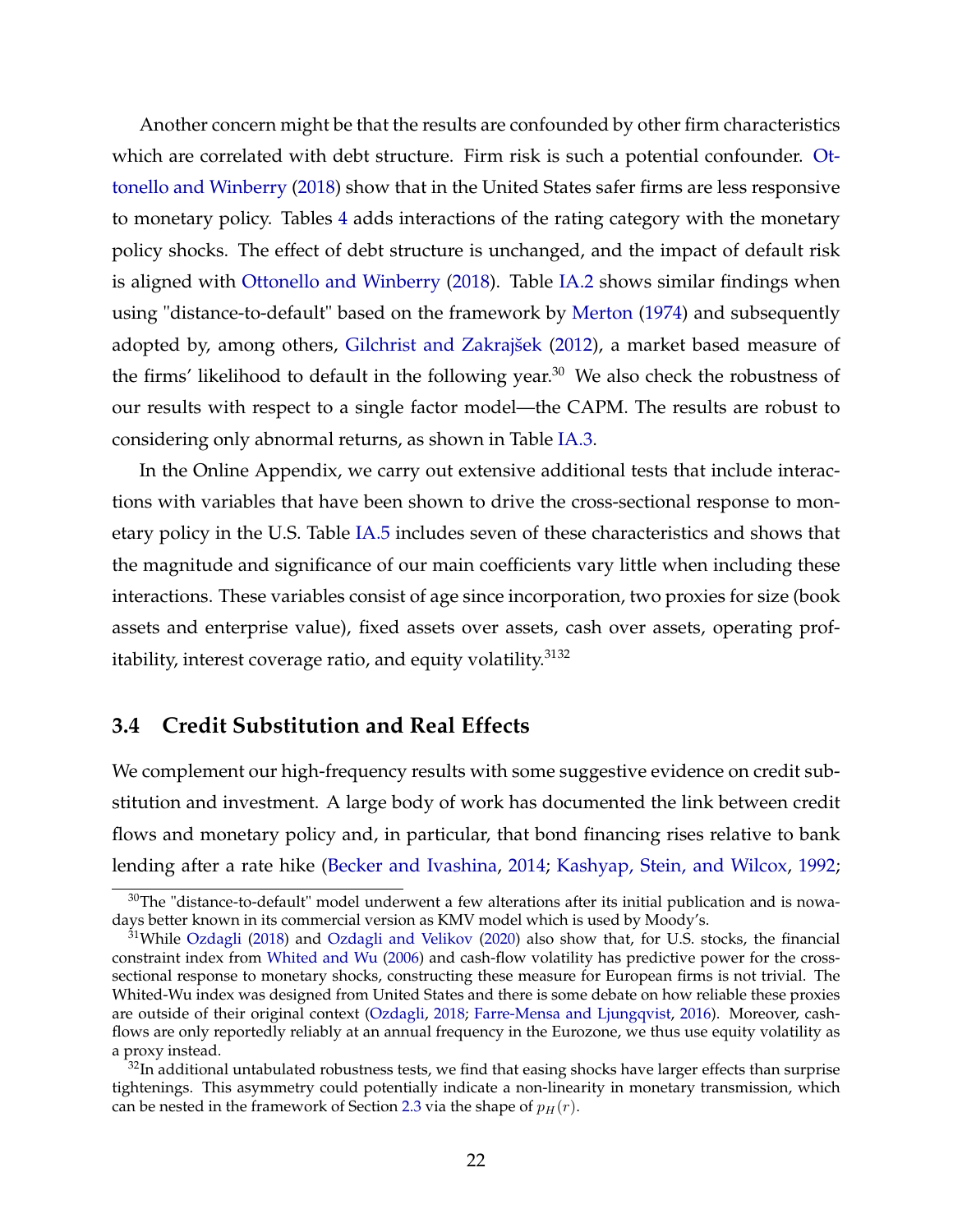Another concern might be that the results are confounded by other firm characteristics which are correlated with debt structure. Firm risk is such a potential confounder. Ottonello and Winberry (2018) show that in the United States safer firms are less responsive to monetary policy. Tables 4 adds interactions of the rating category with the monetary policy shocks. The effect of debt structure is unchanged, and the impact of default risk is aligned with Ottonello and Winberry (2018). Table IA.2 shows similar findings when using "distance-to-default" based on the framework by Merton (1974) and subsequently adopted by, among others, Gilchrist and Zakrajšek (2012), a market based measure of the firms' likelihood to default in the following year.[30] We also check the robustness of our results with respect to a single factor model—the CAPM. The results are robust to considering only abnormal returns, as shown in Table IA.3.

In the Online Appendix, we carry out extensive additional tests that include interactions with variables that have been shown to drive the cross-sectional response to monetary policy in the U.S. Table IA.5 includes seven of these characteristics and shows that the magnitude and significance of our main coefficients vary little when including these interactions. These variables consist of age since incorporation, two proxies for size (book assets and enterprise value), fixed assets over assets, cash over assets, operating profitability, interest coverage ratio, and equity volatility.[31][32]

### 3.4 Credit Substitution and Real Effects

We complement our high-frequency results with some suggestive evidence on credit substitution and investment. A large body of work has documented the link between credit flows and monetary policy and, in particular, that bond financing rises relative to bank lending after a rate hike (Becker and Ivashina, 2014; Kashyap, Stein, and Wilcox, 1992;

[30] The "distance-to-default" model underwent a few alterations after its initial publication and is nowadays better known in its commercial version as KMV model which is used by Moody's.

[31] While Ozdagli (2018) and Ozdagli and Velikov (2020) also show that, for U.S. stocks, the financial constraint index from Whited and Wu (2006) and cash-flow volatility has predictive power for the cross-sectional response to monetary shocks, constructing these measure for European firms is not trivial. The Whited-Wu index was designed from United States and there is some debate on how reliable these proxies are outside of their original context (Ozdagli, 2018; Farre-Mensa and Ljungqvist, 2016). Moreover, cash-flows are only reportedly reliably at an annual frequency in the Eurozone, we thus use equity volatility as a proxy instead.

[32] In additional untabulated robustness tests, we find that easing shocks have larger effects than surprise tightenings. This asymmetry could potentially indicate a non-linearity in monetary transmission, which can be nested in the framework of Section 2.3 via the shape of $p_H(r)$.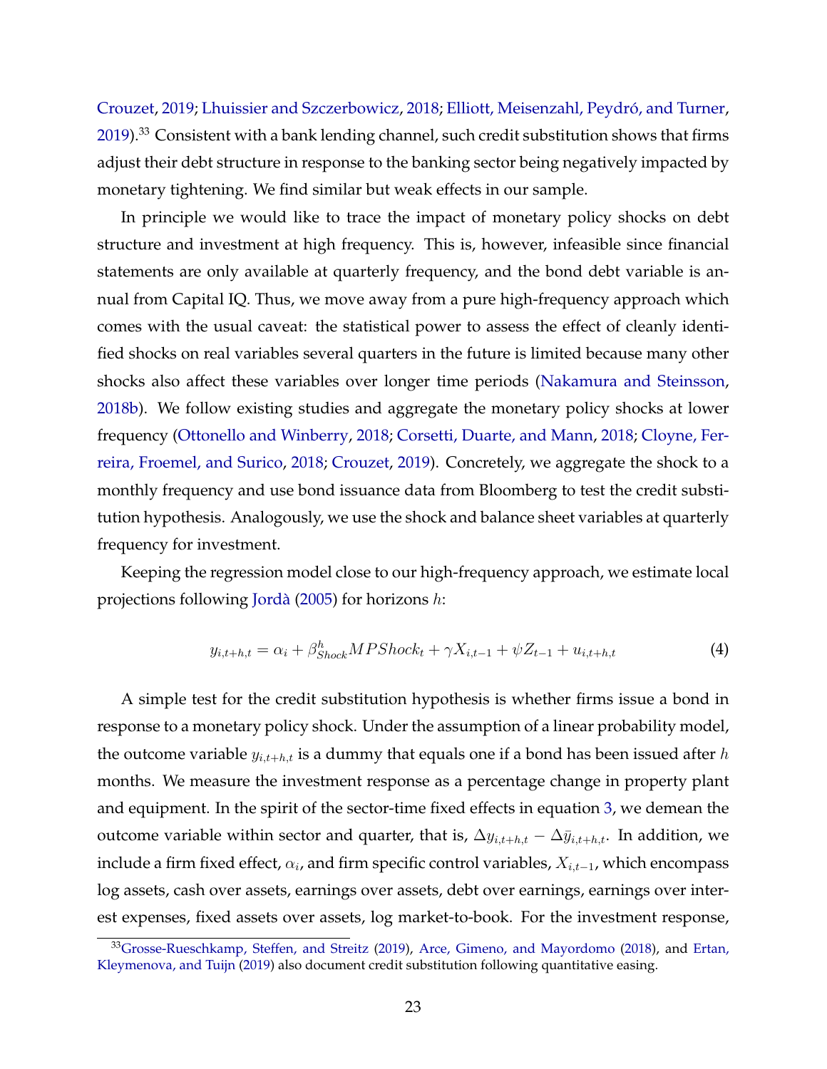Crouzet, 2019; Lhuissier and Szczerbowicz, 2018; Elliott, Meisenzahl, Peydró, and Turner, 2019).[33] Consistent with a bank lending channel, such credit substitution shows that firms adjust their debt structure in response to the banking sector being negatively impacted by monetary tightening. We find similar but weak effects in our sample.

In principle we would like to trace the impact of monetary policy shocks on debt structure and investment at high frequency. This is, however, infeasible since financial statements are only available at quarterly frequency, and the bond debt variable is annual from Capital IQ. Thus, we move away from a pure high-frequency approach which comes with the usual caveat: the statistical power to assess the effect of cleanly identified shocks on real variables several quarters in the future is limited because many other shocks also affect these variables over longer time periods (Nakamura and Steinsson, 2018b). We follow existing studies and aggregate the monetary policy shocks at lower frequency (Ottonello and Winberry, 2018; Corsetti, Duarte, and Mann, 2018; Cloyne, Ferreira, Froemel, and Surico, 2018; Crouzet, 2019). Concretely, we aggregate the shock to a monthly frequency and use bond issuance data from Bloomberg to test the credit substitution hypothesis. Analogously, we use the shock and balance sheet variables at quarterly frequency for investment.

Keeping the regression model close to our high-frequency approach, we estimate local projections following Jordà (2005) for horizons $h$:

$$y_{i,t+h,t} = \alpha_i + \beta^h_{Shock} MPShock_t + \gamma X_{i,t-1} + \psi Z_{t-1} + u_{i,t+h,t} \tag{4}$$

A simple test for the credit substitution hypothesis is whether firms issue a bond in response to a monetary policy shock. Under the assumption of a linear probability model, the outcome variable $y_{i,t+h,t}$ is a dummy that equals one if a bond has been issued after $h$ months. We measure the investment response as a percentage change in property plant and equipment. In the spirit of the sector-time fixed effects in equation 3, we demean the outcome variable within sector and quarter, that is, $\Delta y_{i,t+h,t} - \Delta \bar{y}_{i,t+h,t}$. In addition, we include a firm fixed effect, $\alpha_i$, and firm specific control variables, $X_{i,t-1}$, which encompass log assets, cash over assets, earnings over assets, debt over earnings, earnings over interest expenses, fixed assets over assets, log market-to-book. For the investment response,

[33] Grosse-Rueschkamp, Steffen, and Streitz (2019), Arce, Gimeno, and Mayordomo (2018), and Ertan, Kleymenova, and Tuijn (2019) also document credit substitution following quantitative easing.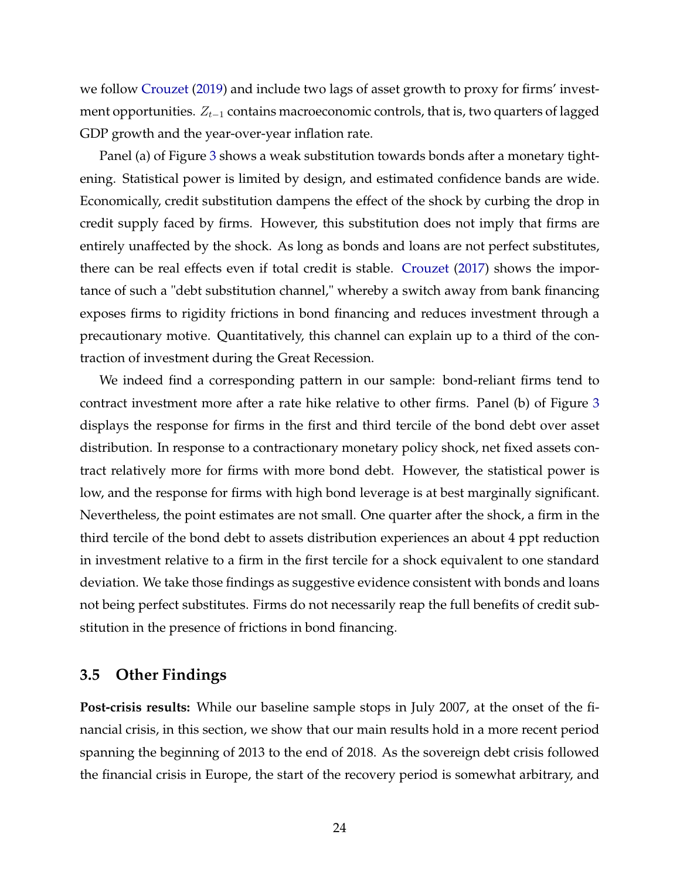we follow Crouzet (2019) and include two lags of asset growth to proxy for firms' investment opportunities. $Z_{t-1}$ contains macroeconomic controls, that is, two quarters of lagged GDP growth and the year-over-year inflation rate.

Panel (a) of Figure 3 shows a weak substitution towards bonds after a monetary tightening. Statistical power is limited by design, and estimated confidence bands are wide. Economically, credit substitution dampens the effect of the shock by curbing the drop in credit supply faced by firms. However, this substitution does not imply that firms are entirely unaffected by the shock. As long as bonds and loans are not perfect substitutes, there can be real effects even if total credit is stable. Crouzet (2017) shows the importance of such a "debt substitution channel," whereby a switch away from bank financing exposes firms to rigidity frictions in bond financing and reduces investment through a precautionary motive. Quantitatively, this channel can explain up to a third of the contraction of investment during the Great Recession.

We indeed find a corresponding pattern in our sample: bond-reliant firms tend to contract investment more after a rate hike relative to other firms. Panel (b) of Figure 3 displays the response for firms in the first and third tercile of the bond debt over asset distribution. In response to a contractionary monetary policy shock, net fixed assets contract relatively more for firms with more bond debt. However, the statistical power is low, and the response for firms with high bond leverage is at best marginally significant. Nevertheless, the point estimates are not small. One quarter after the shock, a firm in the third tercile of the bond debt to assets distribution experiences an about 4 ppt reduction in investment relative to a firm in the first tercile for a shock equivalent to one standard deviation. We take those findings as suggestive evidence consistent with bonds and loans not being perfect substitutes. Firms do not necessarily reap the full benefits of credit substitution in the presence of frictions in bond financing.

### 3.5 Other Findings

**Post-crisis results:** While our baseline sample stops in July 2007, at the onset of the financial crisis, in this section, we show that our main results hold in a more recent period spanning the beginning of 2013 to the end of 2018. As the sovereign debt crisis followed the financial crisis in Europe, the start of the recovery period is somewhat arbitrary, and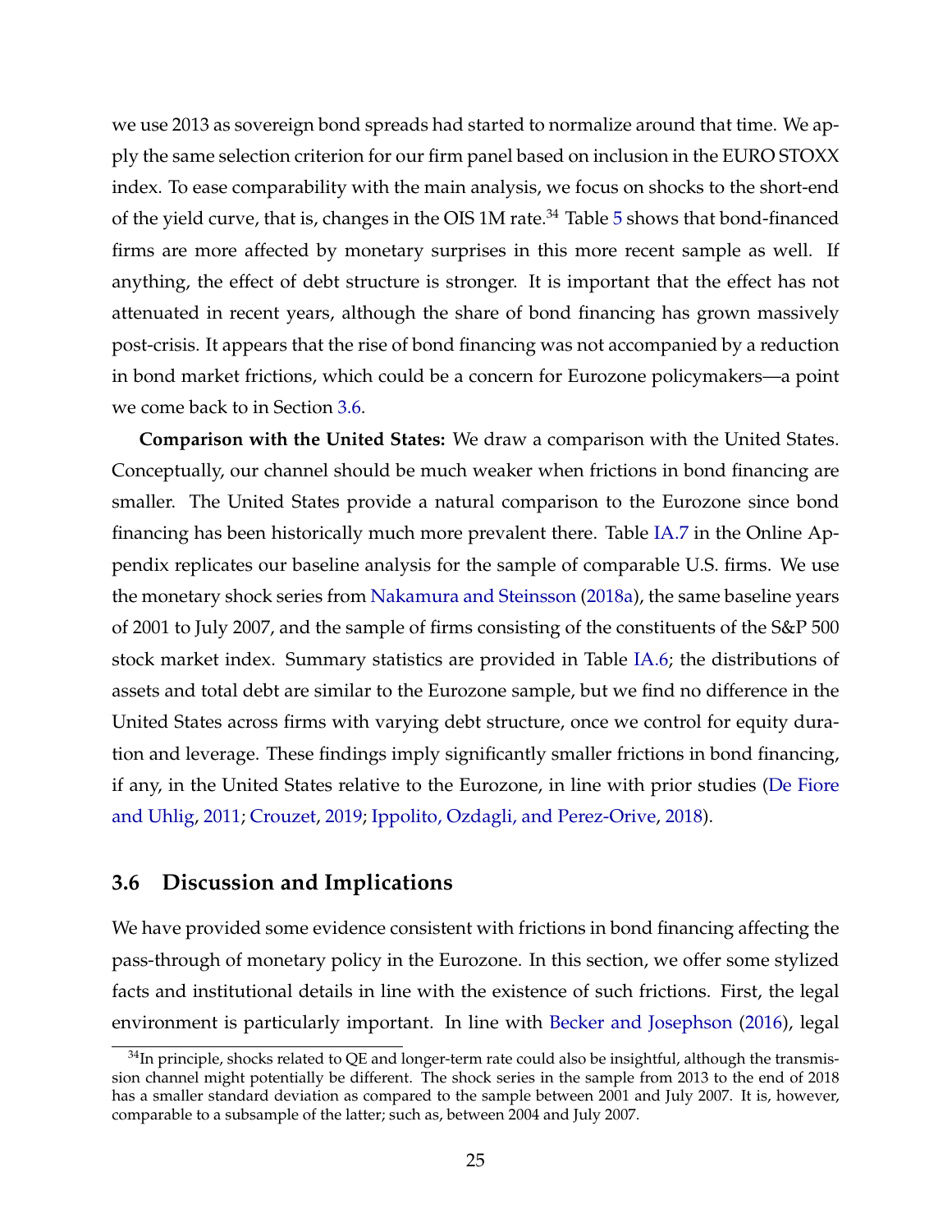we use 2013 as sovereign bond spreads had started to normalize around that time. We apply the same selection criterion for our firm panel based on inclusion in the EURO STOXX index. To ease comparability with the main analysis, we focus on shocks to the short-end of the yield curve, that is, changes in the OIS 1M rate.[34] Table 5 shows that bond-financed firms are more affected by monetary surprises in this more recent sample as well. If anything, the effect of debt structure is stronger. It is important that the effect has not attenuated in recent years, although the share of bond financing has grown massively post-crisis. It appears that the rise of bond financing was not accompanied by a reduction in bond market frictions, which could be a concern for Eurozone policymakers—a point we come back to in Section 3.6.

**Comparison with the United States:** We draw a comparison with the United States. Conceptually, our channel should be much weaker when frictions in bond financing are smaller. The United States provide a natural comparison to the Eurozone since bond financing has been historically much more prevalent there. Table IA.7 in the Online Appendix replicates our baseline analysis for the sample of comparable U.S. firms. We use the monetary shock series from Nakamura and Steinsson (2018a), the same baseline years of 2001 to July 2007, and the sample of firms consisting of the constituents of the S&P 500 stock market index. Summary statistics are provided in Table IA.6; the distributions of assets and total debt are similar to the Eurozone sample, but we find no difference in the United States across firms with varying debt structure, once we control for equity duration and leverage. These findings imply significantly smaller frictions in bond financing, if any, in the United States relative to the Eurozone, in line with prior studies (De Fiore and Uhlig, 2011; Crouzet, 2019; Ippolito, Ozdagli, and Perez-Orive, 2018).

## 3.6 Discussion and Implications

We have provided some evidence consistent with frictions in bond financing affecting the pass-through of monetary policy in the Eurozone. In this section, we offer some stylized facts and institutional details in line with the existence of such frictions. First, the legal environment is particularly important. In line with Becker and Josephson (2016), legal

[34] In principle, shocks related to QE and longer-term rate could also be insightful, although the transmission channel might potentially be different. The shock series in the sample from 2013 to the end of 2018 has a smaller standard deviation as compared to the sample between 2001 and July 2007. It is, however, comparable to a subsample of the latter; such as, between 2004 and July 2007.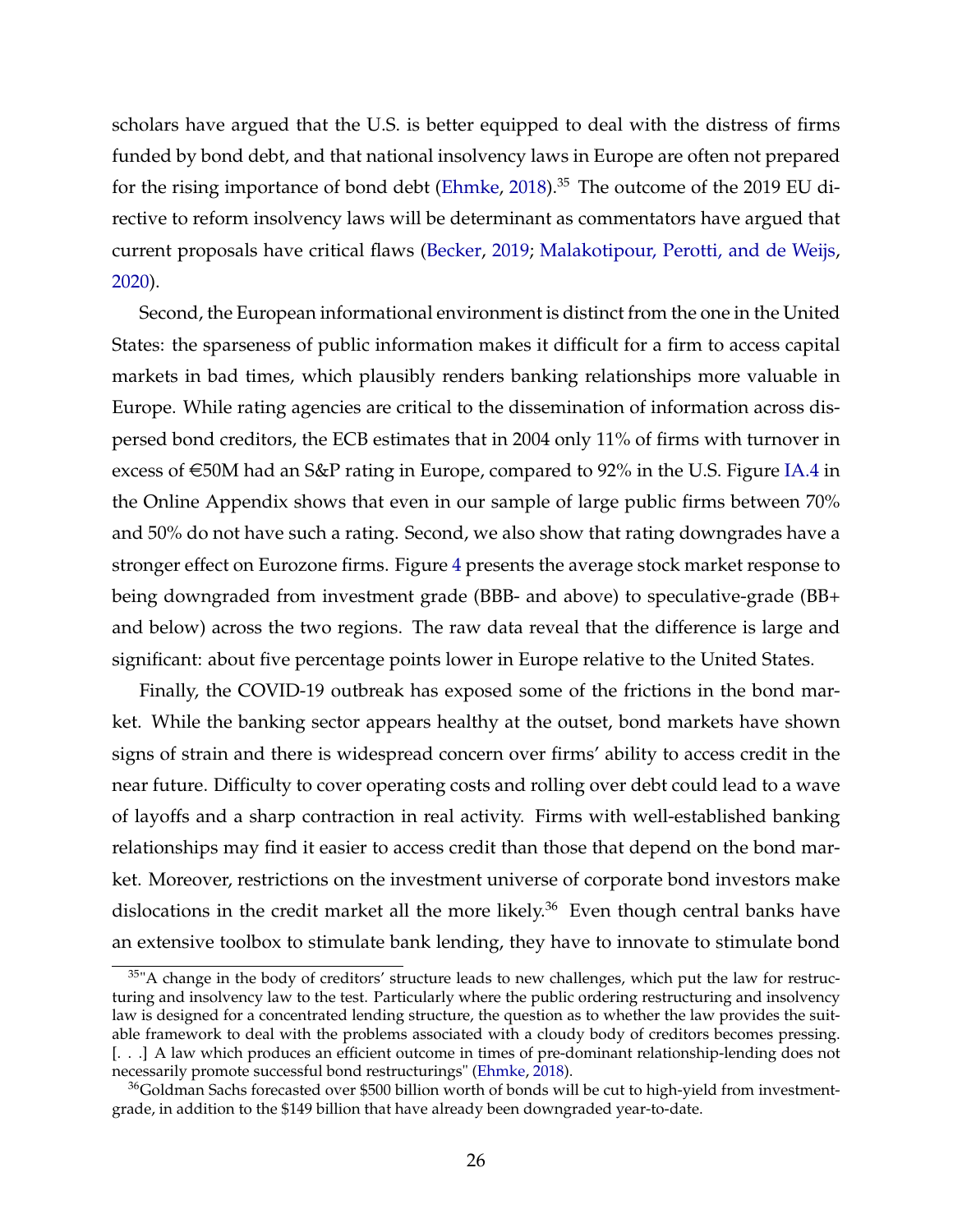scholars have argued that the U.S. is better equipped to deal with the distress of firms funded by bond debt, and that national insolvency laws in Europe are often not prepared for the rising importance of bond debt (Ehmke, 2018).[35] The outcome of the 2019 EU directive to reform insolvency laws will be determinant as commentators have argued that current proposals have critical flaws (Becker, 2019; Malakotipour, Perotti, and de Weijs, 2020).

Second, the European informational environment is distinct from the one in the United States: the sparseness of public information makes it difficult for a firm to access capital markets in bad times, which plausibly renders banking relationships more valuable in Europe. While rating agencies are critical to the dissemination of information across dispersed bond creditors, the ECB estimates that in 2004 only 11% of firms with turnover in excess of €50M had an S&P rating in Europe, compared to 92% in the U.S. Figure IA.4 in the Online Appendix shows that even in our sample of large public firms between 70% and 50% do not have such a rating. Second, we also show that rating downgrades have a stronger effect on Eurozone firms. Figure 4 presents the average stock market response to being downgraded from investment grade (BBB- and above) to speculative-grade (BB+ and below) across the two regions. The raw data reveal that the difference is large and significant: about five percentage points lower in Europe relative to the United States.

Finally, the COVID-19 outbreak has exposed some of the frictions in the bond market. While the banking sector appears healthy at the outset, bond markets have shown signs of strain and there is widespread concern over firms' ability to access credit in the near future. Difficulty to cover operating costs and rolling over debt could lead to a wave of layoffs and a sharp contraction in real activity. Firms with well-established banking relationships may find it easier to access credit than those that depend on the bond market. Moreover, restrictions on the investment universe of corporate bond investors make dislocations in the credit market all the more likely.[36] Even though central banks have an extensive toolbox to stimulate bank lending, they have to innovate to stimulate bond

[35]"A change in the body of creditors' structure leads to new challenges, which put the law for restructuring and insolvency law to the test. Particularly where the public ordering restructuring and insolvency law is designed for a concentrated lending structure, the question as to whether the law provides the suitable framework to deal with the problems associated with a cloudy body of creditors becomes pressing. [. . .] A law which produces an efficient outcome in times of pre-dominant relationship-lending does not necessarily promote successful bond restructurings" (Ehmke, 2018).

[36]Goldman Sachs forecasted over $500 billion worth of bonds will be cut to high-yield from investment-grade, in addition to the $149 billion that have already been downgraded year-to-date.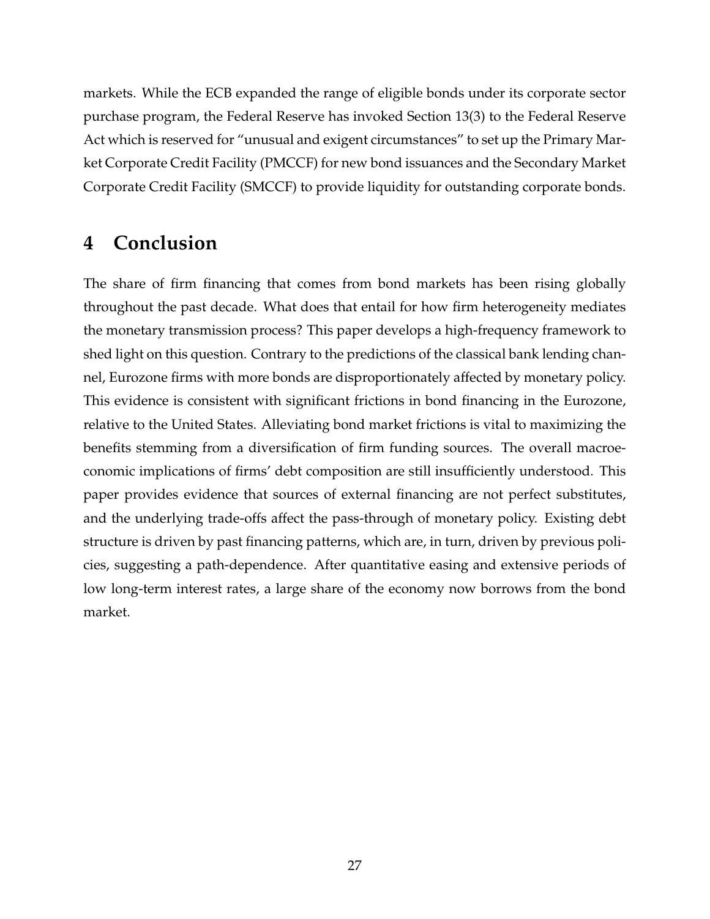markets. While the ECB expanded the range of eligible bonds under its corporate sector purchase program, the Federal Reserve has invoked Section 13(3) to the Federal Reserve Act which is reserved for "unusual and exigent circumstances" to set up the Primary Market Corporate Credit Facility (PMCCF) for new bond issuances and the Secondary Market Corporate Credit Facility (SMCCF) to provide liquidity for outstanding corporate bonds.

## 4 Conclusion

The share of firm financing that comes from bond markets has been rising globally throughout the past decade. What does that entail for how firm heterogeneity mediates the monetary transmission process? This paper develops a high-frequency framework to shed light on this question. Contrary to the predictions of the classical bank lending channel, Eurozone firms with more bonds are disproportionately affected by monetary policy. This evidence is consistent with significant frictions in bond financing in the Eurozone, relative to the United States. Alleviating bond market frictions is vital to maximizing the benefits stemming from a diversification of firm funding sources. The overall macroeconomic implications of firms' debt composition are still insufficiently understood. This paper provides evidence that sources of external financing are not perfect substitutes, and the underlying trade-offs affect the pass-through of monetary policy. Existing debt structure is driven by past financing patterns, which are, in turn, driven by previous policies, suggesting a path-dependence. After quantitative easing and extensive periods of low long-term interest rates, a large share of the economy now borrows from the bond market.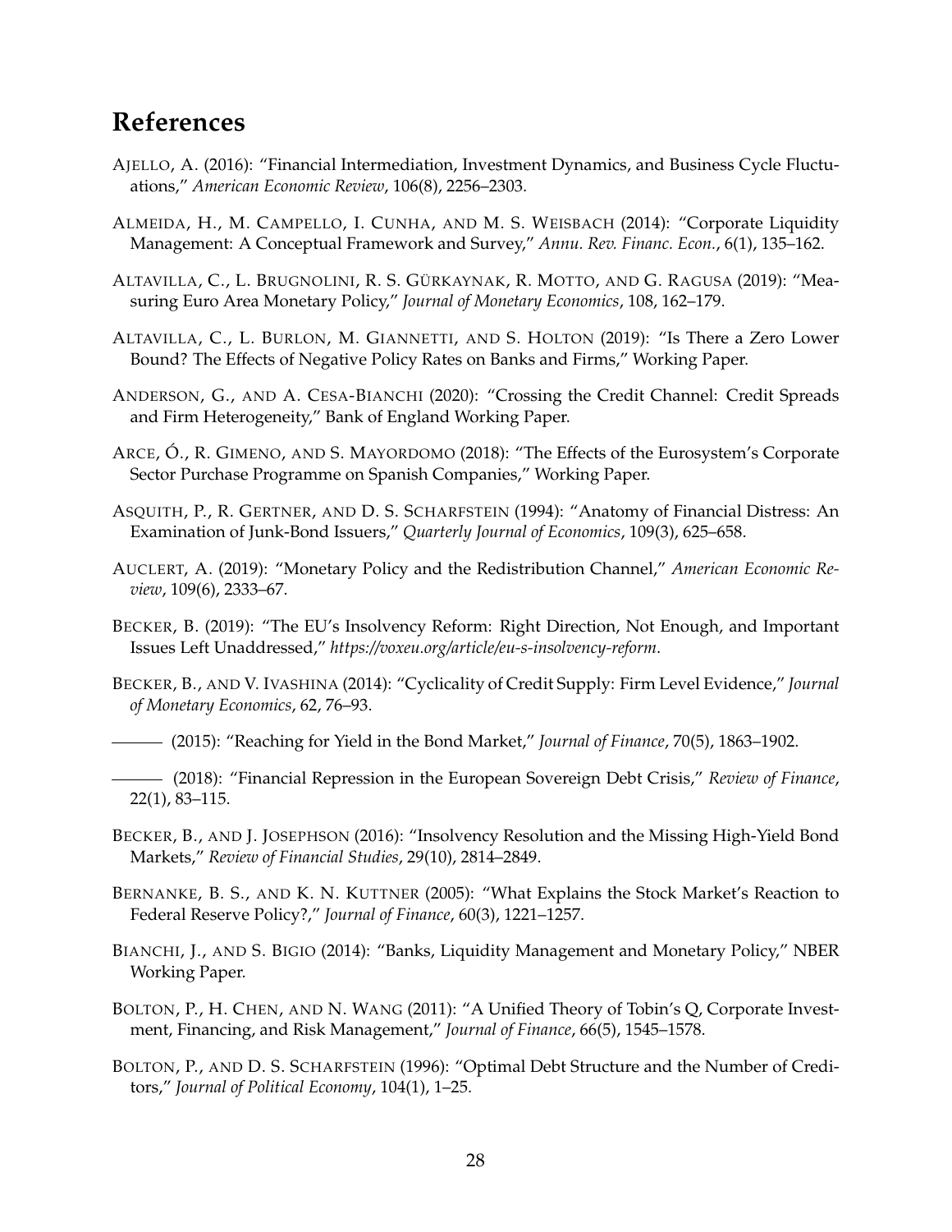# References

Ajello, A. (2016): "Financial Intermediation, Investment Dynamics, and Business Cycle Fluctuations," *American Economic Review*, 106(8), 2256–2303.

Almeida, H., M. Campello, I. Cunha, and M. S. Weisbach (2014): "Corporate Liquidity Management: A Conceptual Framework and Survey," *Annu. Rev. Financ. Econ.*, 6(1), 135–162.

Altavilla, C., L. Brugnolini, R. S. Gürkaynak, R. Motto, and G. Ragusa (2019): "Measuring Euro Area Monetary Policy," *Journal of Monetary Economics*, 108, 162–179.

Altavilla, C., L. Burlon, M. Giannetti, and S. Holton (2019): "Is There a Zero Lower Bound? The Effects of Negative Policy Rates on Banks and Firms," Working Paper.

Anderson, G., and A. Cesa-Bianchi (2020): "Crossing the Credit Channel: Credit Spreads and Firm Heterogeneity," Bank of England Working Paper.

Arce, Ó., R. Gimeno, and S. Mayordomo (2018): "The Effects of the Eurosystem's Corporate Sector Purchase Programme on Spanish Companies," Working Paper.

Asquith, P., R. Gertner, and D. S. Scharfstein (1994): "Anatomy of Financial Distress: An Examination of Junk-Bond Issuers," *Quarterly Journal of Economics*, 109(3), 625–658.

Auclert, A. (2019): "Monetary Policy and the Redistribution Channel," *American Economic Review*, 109(6), 2333–67.

Becker, B. (2019): "The EU's Insolvency Reform: Right Direction, Not Enough, and Important Issues Left Unaddressed," *https://voxeu.org/article/eu-s-insolvency-reform*.

Becker, B., and V. Ivashina (2014): "Cyclicality of Credit Supply: Firm Level Evidence," *Journal of Monetary Economics*, 62, 76–93.

——— (2015): "Reaching for Yield in the Bond Market," *Journal of Finance*, 70(5), 1863–1902.

——— (2018): "Financial Repression in the European Sovereign Debt Crisis," *Review of Finance*, 22(1), 83–115.

Becker, B., and J. Josephson (2016): "Insolvency Resolution and the Missing High-Yield Bond Markets," *Review of Financial Studies*, 29(10), 2814–2849.

Bernanke, B. S., and K. N. Kuttner (2005): "What Explains the Stock Market's Reaction to Federal Reserve Policy?," *Journal of Finance*, 60(3), 1221–1257.

Bianchi, J., and S. Bigio (2014): "Banks, Liquidity Management and Monetary Policy," NBER Working Paper.

Bolton, P., H. Chen, and N. Wang (2011): "A Unified Theory of Tobin's Q, Corporate Investment, Financing, and Risk Management," *Journal of Finance*, 66(5), 1545–1578.

Bolton, P., and D. S. Scharfstein (1996): "Optimal Debt Structure and the Number of Creditors," *Journal of Political Economy*, 104(1), 1–25.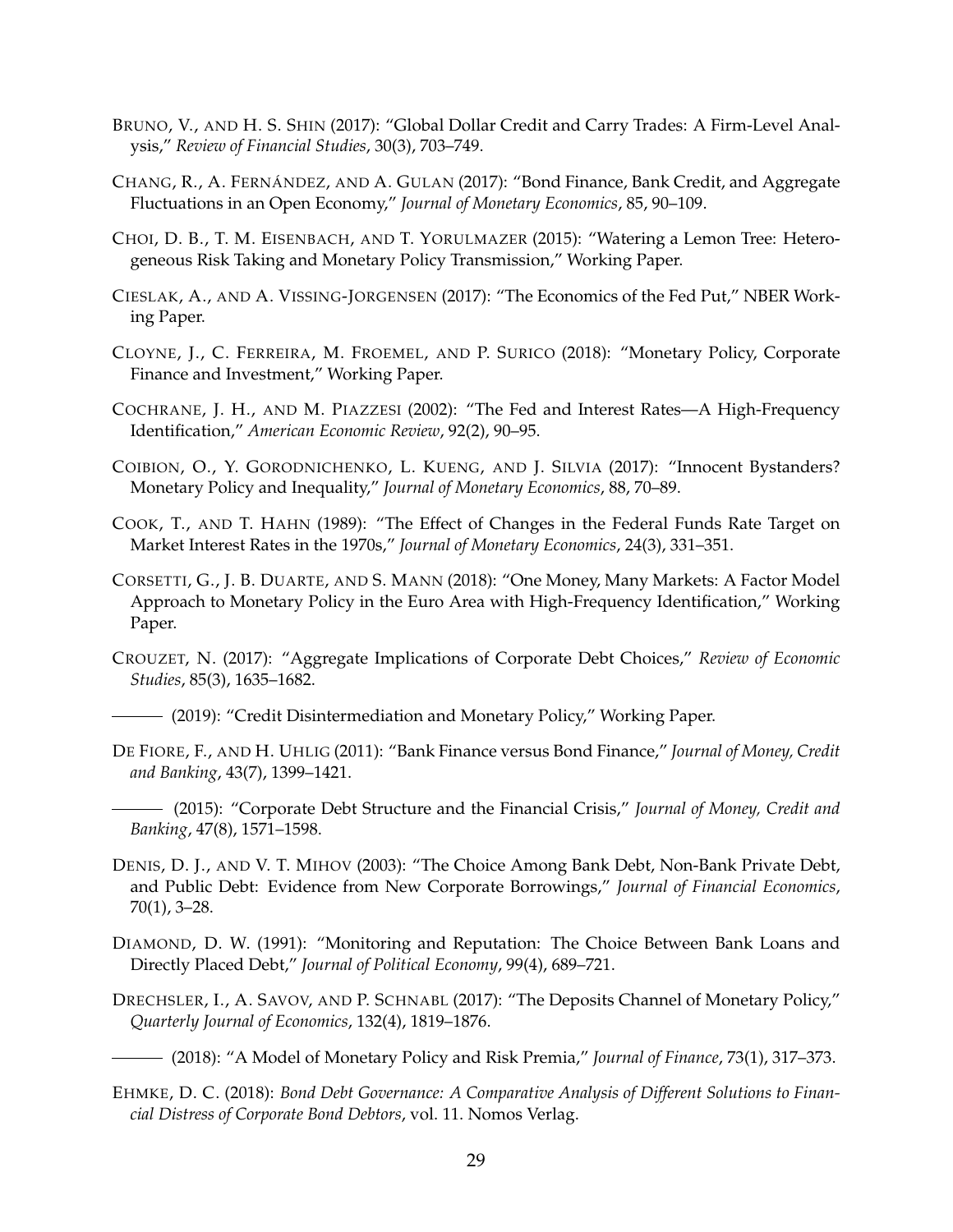BRUNO, V., AND H. S. SHIN (2017): "Global Dollar Credit and Carry Trades: A Firm-Level Analysis," *Review of Financial Studies*, 30(3), 703–749.

CHANG, R., A. FERNÁNDEZ, AND A. GULAN (2017): "Bond Finance, Bank Credit, and Aggregate Fluctuations in an Open Economy," *Journal of Monetary Economics*, 85, 90–109.

CHOI, D. B., T. M. EISENBACH, AND T. YORULMAZER (2015): "Watering a Lemon Tree: Heterogeneous Risk Taking and Monetary Policy Transmission," Working Paper.

CIESLAK, A., AND A. VISSING-JORGENSEN (2017): "The Economics of the Fed Put," NBER Working Paper.

CLOYNE, J., C. FERREIRA, M. FROEMEL, AND P. SURICO (2018): "Monetary Policy, Corporate Finance and Investment," Working Paper.

COCHRANE, J. H., AND M. PIAZZESI (2002): "The Fed and Interest Rates—A High-Frequency Identification," *American Economic Review*, 92(2), 90–95.

COIBION, O., Y. GORODNICHENKO, L. KUENG, AND J. SILVIA (2017): "Innocent Bystanders? Monetary Policy and Inequality," *Journal of Monetary Economics*, 88, 70–89.

COOK, T., AND T. HAHN (1989): "The Effect of Changes in the Federal Funds Rate Target on Market Interest Rates in the 1970s," *Journal of Monetary Economics*, 24(3), 331–351.

CORSETTI, G., J. B. DUARTE, AND S. MANN (2018): "One Money, Many Markets: A Factor Model Approach to Monetary Policy in the Euro Area with High-Frequency Identification," Working Paper.

CROUZET, N. (2017): "Aggregate Implications of Corporate Debt Choices," *Review of Economic Studies*, 85(3), 1635–1682.

——— (2019): "Credit Disintermediation and Monetary Policy," Working Paper.

DE FIORE, F., AND H. UHLIG (2011): "Bank Finance versus Bond Finance," *Journal of Money, Credit and Banking*, 43(7), 1399–1421.

——— (2015): "Corporate Debt Structure and the Financial Crisis," *Journal of Money, Credit and Banking*, 47(8), 1571–1598.

DENIS, D. J., AND V. T. MIHOV (2003): "The Choice Among Bank Debt, Non-Bank Private Debt, and Public Debt: Evidence from New Corporate Borrowings," *Journal of Financial Economics*, 70(1), 3–28.

DIAMOND, D. W. (1991): "Monitoring and Reputation: The Choice Between Bank Loans and Directly Placed Debt," *Journal of Political Economy*, 99(4), 689–721.

DRECHSLER, I., A. SAVOV, AND P. SCHNABL (2017): "The Deposits Channel of Monetary Policy," *Quarterly Journal of Economics*, 132(4), 1819–1876.

——— (2018): "A Model of Monetary Policy and Risk Premia," *Journal of Finance*, 73(1), 317–373.

EHMKE, D. C. (2018): *Bond Debt Governance: A Comparative Analysis of Different Solutions to Financial Distress of Corporate Bond Debtors*, vol. 11. Nomos Verlag.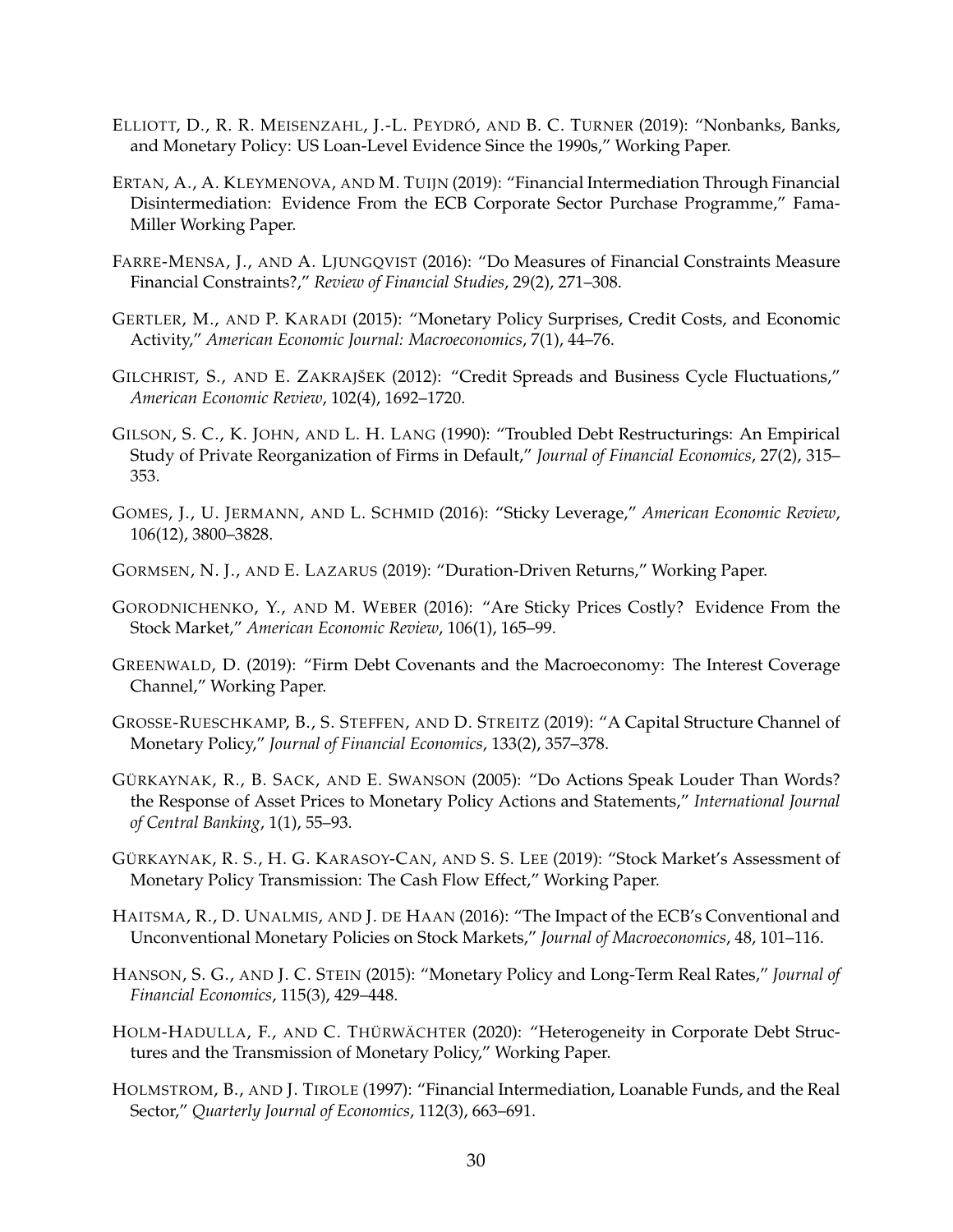ELLIOTT, D., R. R. MEISENZAHL, J.-L. PEYDRÓ, AND B. C. TURNER (2019): "Nonbanks, Banks, and Monetary Policy: US Loan-Level Evidence Since the 1990s," Working Paper.

ERTAN, A., A. KLEYMENOVA, AND M. TUIJN (2019): "Financial Intermediation Through Financial Disintermediation: Evidence From the ECB Corporate Sector Purchase Programme," Fama-Miller Working Paper.

FARRE-MENSA, J., AND A. LJUNGQVIST (2016): "Do Measures of Financial Constraints Measure Financial Constraints?," *Review of Financial Studies*, 29(2), 271–308.

GERTLER, M., AND P. KARADI (2015): "Monetary Policy Surprises, Credit Costs, and Economic Activity," *American Economic Journal: Macroeconomics*, 7(1), 44–76.

GILCHRIST, S., AND E. ZAKRAJŠEK (2012): "Credit Spreads and Business Cycle Fluctuations," *American Economic Review*, 102(4), 1692–1720.

GILSON, S. C., K. JOHN, AND L. H. LANG (1990): "Troubled Debt Restructurings: An Empirical Study of Private Reorganization of Firms in Default," *Journal of Financial Economics*, 27(2), 315–353.

GOMES, J., U. JERMANN, AND L. SCHMID (2016): "Sticky Leverage," *American Economic Review*, 106(12), 3800–3828.

GORMSEN, N. J., AND E. LAZARUS (2019): "Duration-Driven Returns," Working Paper.

GORODNICHENKO, Y., AND M. WEBER (2016): "Are Sticky Prices Costly? Evidence From the Stock Market," *American Economic Review*, 106(1), 165–99.

GREENWALD, D. (2019): "Firm Debt Covenants and the Macroeconomy: The Interest Coverage Channel," Working Paper.

GROSSE-RUESCHKAMP, B., S. STEFFEN, AND D. STREITZ (2019): "A Capital Structure Channel of Monetary Policy," *Journal of Financial Economics*, 133(2), 357–378.

GÜRKAYNAK, R., B. SACK, AND E. SWANSON (2005): "Do Actions Speak Louder Than Words? the Response of Asset Prices to Monetary Policy Actions and Statements," *International Journal of Central Banking*, 1(1), 55–93.

GÜRKAYNAK, R. S., H. G. KARASOY-CAN, AND S. S. LEE (2019): "Stock Market's Assessment of Monetary Policy Transmission: The Cash Flow Effect," Working Paper.

HAITSMA, R., D. UNALMIS, AND J. DE HAAN (2016): "The Impact of the ECB's Conventional and Unconventional Monetary Policies on Stock Markets," *Journal of Macroeconomics*, 48, 101–116.

HANSON, S. G., AND J. C. STEIN (2015): "Monetary Policy and Long-Term Real Rates," *Journal of Financial Economics*, 115(3), 429–448.

HOLM-HADULLA, F., AND C. THÜRWÄCHTER (2020): "Heterogeneity in Corporate Debt Structures and the Transmission of Monetary Policy," Working Paper.

HOLMSTROM, B., AND J. TIROLE (1997): "Financial Intermediation, Loanable Funds, and the Real Sector," *Quarterly Journal of Economics*, 112(3), 663–691.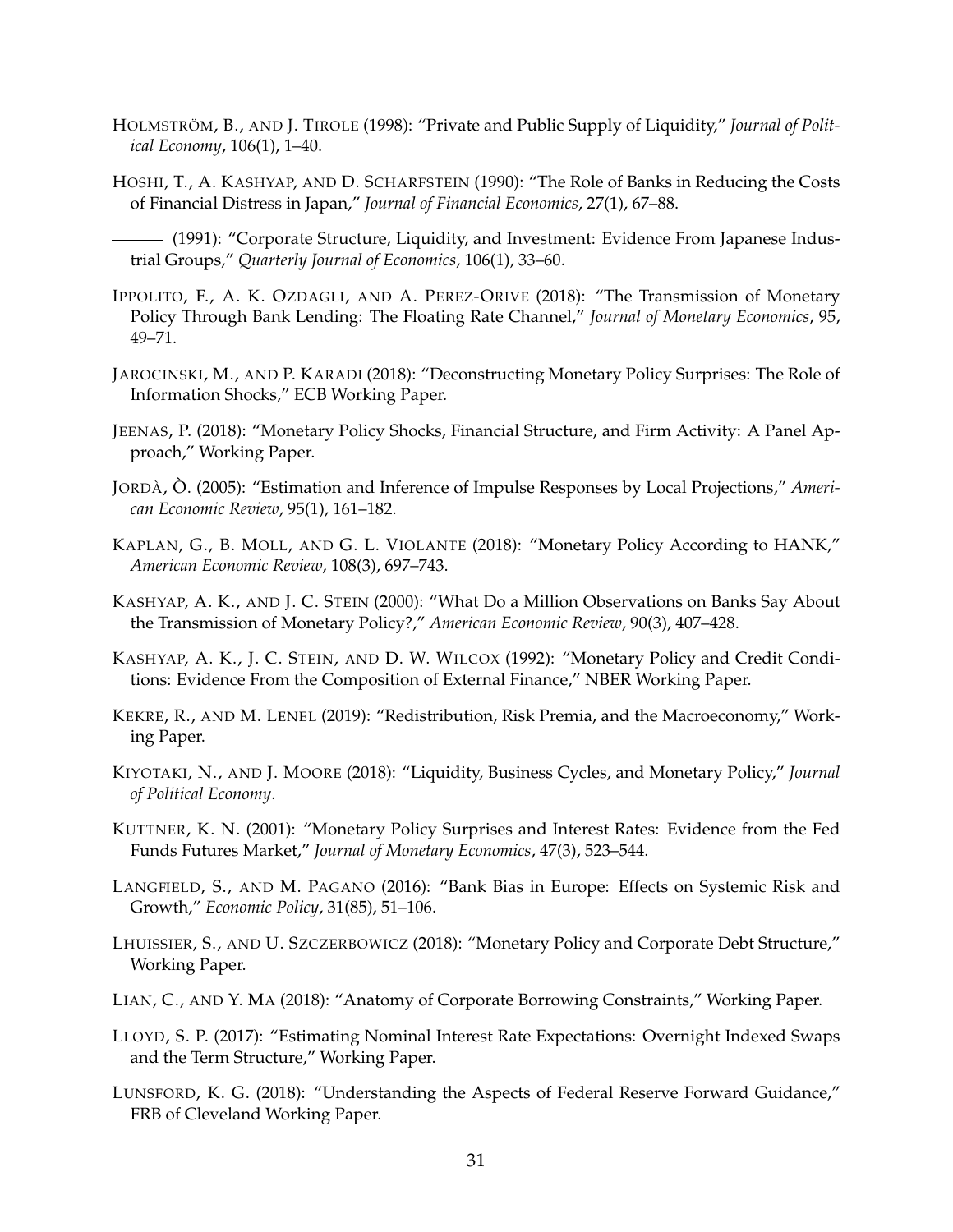HOLMSTRÖM, B., AND J. TIROLE (1998): "Private and Public Supply of Liquidity," *Journal of Political Economy*, 106(1), 1–40.

HOSHI, T., A. KASHYAP, AND D. SCHARFSTEIN (1990): "The Role of Banks in Reducing the Costs of Financial Distress in Japan," *Journal of Financial Economics*, 27(1), 67–88.

——— (1991): "Corporate Structure, Liquidity, and Investment: Evidence From Japanese Industrial Groups," *Quarterly Journal of Economics*, 106(1), 33–60.

IPPOLITO, F., A. K. OZDAGLI, AND A. PEREZ-ORIVE (2018): "The Transmission of Monetary Policy Through Bank Lending: The Floating Rate Channel," *Journal of Monetary Economics*, 95, 49–71.

JAROCINSKI, M., AND P. KARADI (2018): "Deconstructing Monetary Policy Surprises: The Role of Information Shocks," ECB Working Paper.

JEENAS, P. (2018): "Monetary Policy Shocks, Financial Structure, and Firm Activity: A Panel Approach," Working Paper.

JORDÀ, Ò. (2005): "Estimation and Inference of Impulse Responses by Local Projections," *American Economic Review*, 95(1), 161–182.

KAPLAN, G., B. MOLL, AND G. L. VIOLANTE (2018): "Monetary Policy According to HANK," *American Economic Review*, 108(3), 697–743.

KASHYAP, A. K., AND J. C. STEIN (2000): "What Do a Million Observations on Banks Say About the Transmission of Monetary Policy?," *American Economic Review*, 90(3), 407–428.

KASHYAP, A. K., J. C. STEIN, AND D. W. WILCOX (1992): "Monetary Policy and Credit Conditions: Evidence From the Composition of External Finance," NBER Working Paper.

KEKRE, R., AND M. LENEL (2019): "Redistribution, Risk Premia, and the Macroeconomy," Working Paper.

KIYOTAKI, N., AND J. MOORE (2018): "Liquidity, Business Cycles, and Monetary Policy," *Journal of Political Economy*.

KUTTNER, K. N. (2001): "Monetary Policy Surprises and Interest Rates: Evidence from the Fed Funds Futures Market," *Journal of Monetary Economics*, 47(3), 523–544.

LANGFIELD, S., AND M. PAGANO (2016): "Bank Bias in Europe: Effects on Systemic Risk and Growth," *Economic Policy*, 31(85), 51–106.

LHUISSIER, S., AND U. SZCZERBOWICZ (2018): "Monetary Policy and Corporate Debt Structure," Working Paper.

LIAN, C., AND Y. MA (2018): "Anatomy of Corporate Borrowing Constraints," Working Paper.

LLOYD, S. P. (2017): "Estimating Nominal Interest Rate Expectations: Overnight Indexed Swaps and the Term Structure," Working Paper.

LUNSFORD, K. G. (2018): "Understanding the Aspects of Federal Reserve Forward Guidance," FRB of Cleveland Working Paper.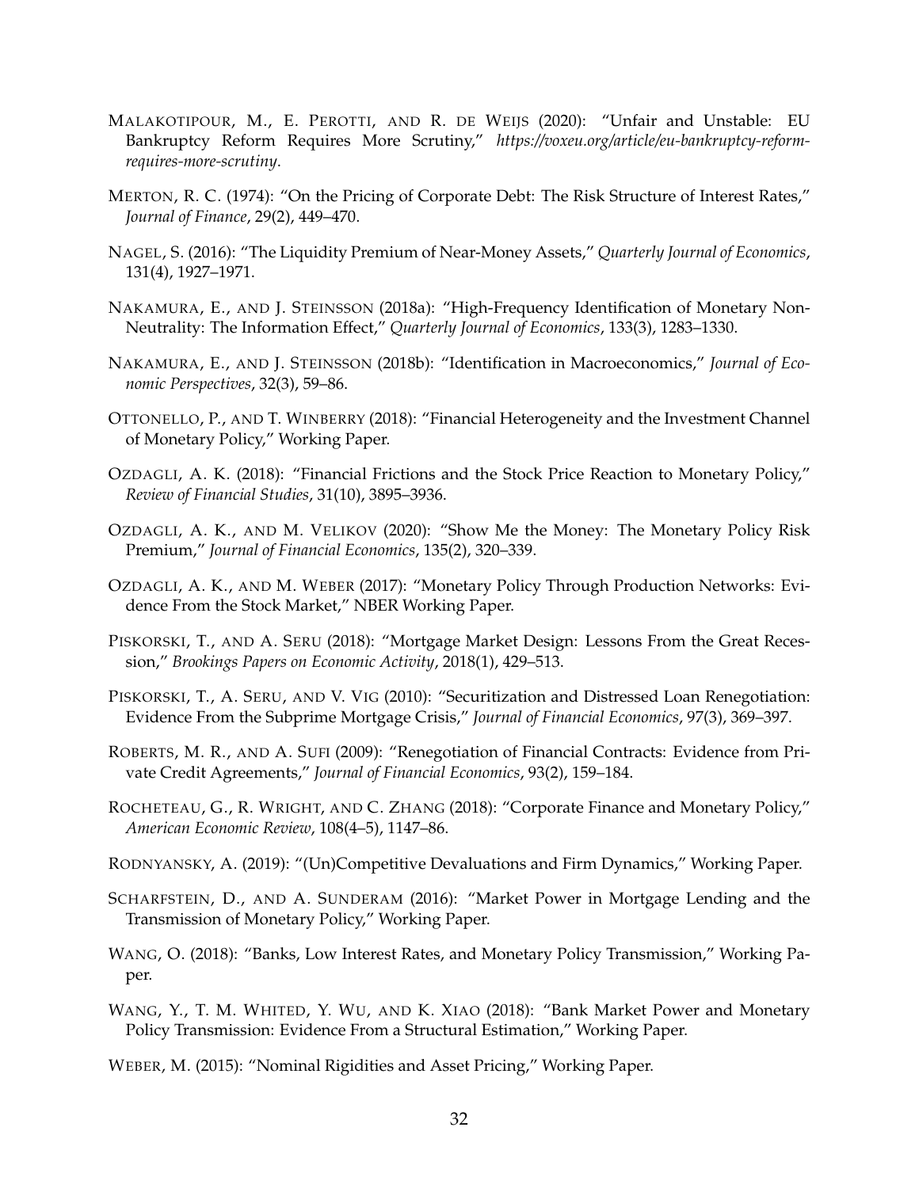Malakotipour, M., E. Perotti, and R. de Weijs (2020): "Unfair and Unstable: EU Bankruptcy Reform Requires More Scrutiny," *https://voxeu.org/article/eu-bankruptcy-reform-requires-more-scrutiny*.

Merton, R. C. (1974): "On the Pricing of Corporate Debt: The Risk Structure of Interest Rates," *Journal of Finance*, 29(2), 449–470.

Nagel, S. (2016): "The Liquidity Premium of Near-Money Assets," *Quarterly Journal of Economics*, 131(4), 1927–1971.

Nakamura, E., and J. Steinsson (2018a): "High-Frequency Identification of Monetary Non-Neutrality: The Information Effect," *Quarterly Journal of Economics*, 133(3), 1283–1330.

Nakamura, E., and J. Steinsson (2018b): "Identification in Macroeconomics," *Journal of Economic Perspectives*, 32(3), 59–86.

Ottonello, P., and T. Winberry (2018): "Financial Heterogeneity and the Investment Channel of Monetary Policy," Working Paper.

Ozdagli, A. K. (2018): "Financial Frictions and the Stock Price Reaction to Monetary Policy," *Review of Financial Studies*, 31(10), 3895–3936.

Ozdagli, A. K., and M. Velikov (2020): "Show Me the Money: The Monetary Policy Risk Premium," *Journal of Financial Economics*, 135(2), 320–339.

Ozdagli, A. K., and M. Weber (2017): "Monetary Policy Through Production Networks: Evidence From the Stock Market," NBER Working Paper.

Piskorski, T., and A. Seru (2018): "Mortgage Market Design: Lessons From the Great Recession," *Brookings Papers on Economic Activity*, 2018(1), 429–513.

Piskorski, T., A. Seru, and V. Vig (2010): "Securitization and Distressed Loan Renegotiation: Evidence From the Subprime Mortgage Crisis," *Journal of Financial Economics*, 97(3), 369–397.

Roberts, M. R., and A. Sufi (2009): "Renegotiation of Financial Contracts: Evidence from Private Credit Agreements," *Journal of Financial Economics*, 93(2), 159–184.

Rocheteau, G., R. Wright, and C. Zhang (2018): "Corporate Finance and Monetary Policy," *American Economic Review*, 108(4–5), 1147–86.

Rodnyansky, A. (2019): "(Un)Competitive Devaluations and Firm Dynamics," Working Paper.

Scharfstein, D., and A. Sunderam (2016): "Market Power in Mortgage Lending and the Transmission of Monetary Policy," Working Paper.

Wang, O. (2018): "Banks, Low Interest Rates, and Monetary Policy Transmission," Working Paper.

Wang, Y., T. M. Whited, Y. Wu, and K. Xiao (2018): "Bank Market Power and Monetary Policy Transmission: Evidence From a Structural Estimation," Working Paper.

Weber, M. (2015): "Nominal Rigidities and Asset Pricing," Working Paper.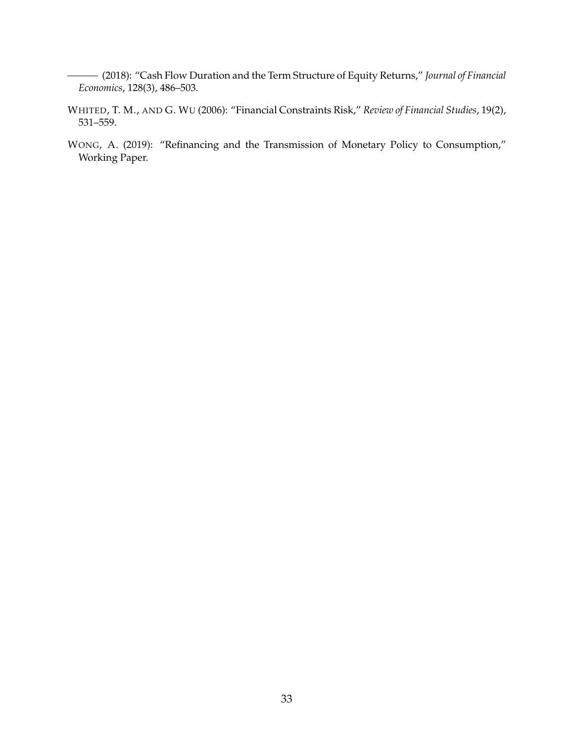——— (2018): "Cash Flow Duration and the Term Structure of Equity Returns," *Journal of Financial Economics*, 128(3), 486–503.

WHITED, T. M., AND G. WU (2006): "Financial Constraints Risk," *Review of Financial Studies*, 19(2), 531–559.

WONG, A. (2019): "Refinancing and the Transmission of Monetary Policy to Consumption," Working Paper.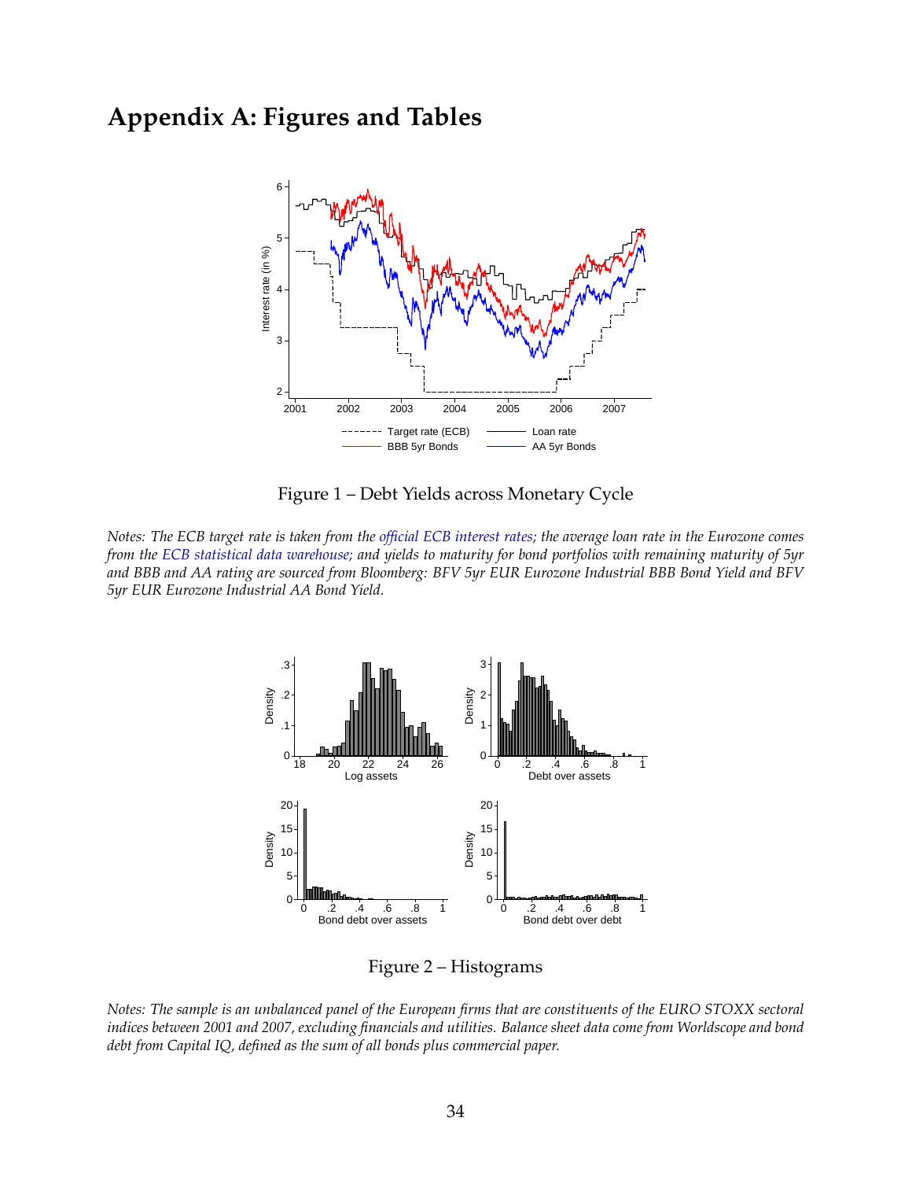# Appendix A: Figures and Tables

Figure 1 – Debt Yields across Monetary Cycle

*Notes: The ECB target rate is taken from the official ECB interest rates; the average loan rate in the Eurozone comes from the ECB statistical data warehouse; and yields to maturity for bond portfolios with remaining maturity of 5yr and BBB and AA rating are sourced from Bloomberg: BFV 5yr EUR Eurozone Industrial BBB Bond Yield and BFV 5yr EUR Eurozone Industrial AA Bond Yield.*

Figure 2 – Histograms

*Notes: The sample is an unbalanced panel of the European firms that are constituents of the EURO STOXX sectoral indices between 2001 and 2007, excluding financials and utilities. Balance sheet data come from Worldscope and bond debt from Capital IQ, defined as the sum of all bonds plus commercial paper.*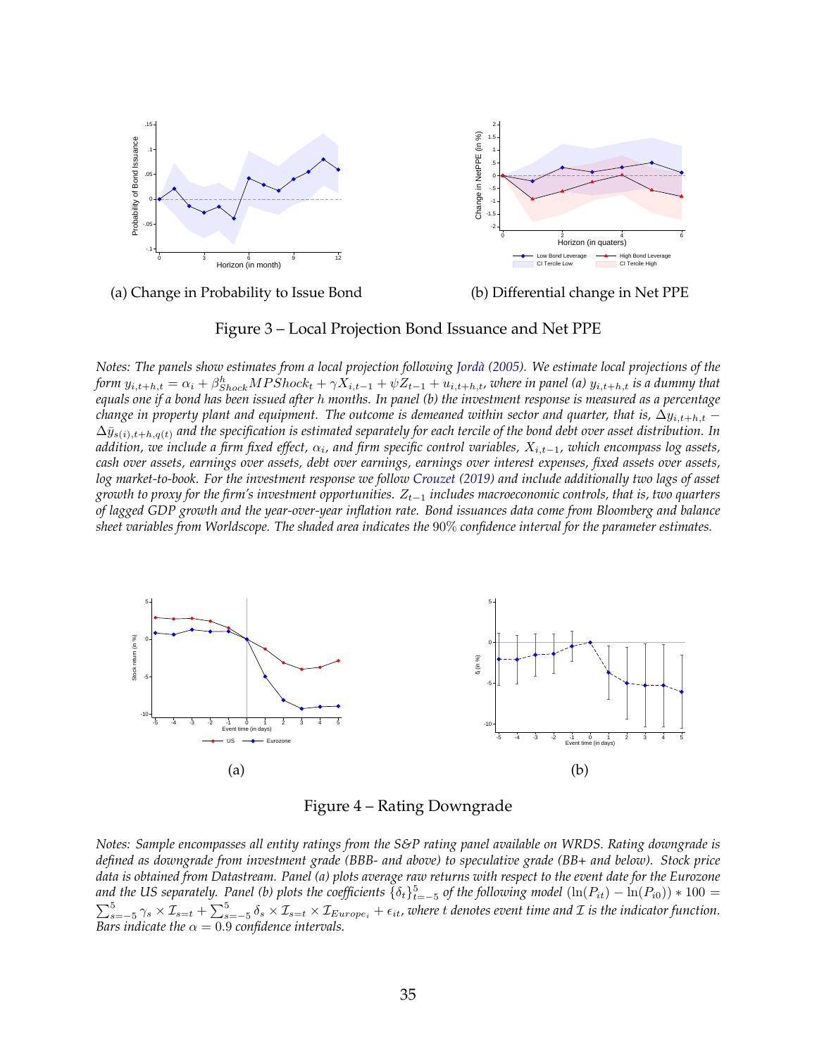(a) Change in Probability to Issue Bond

(b) Differential change in Net PPE

Figure 3 – Local Projection Bond Issuance and Net PPE

*Notes: The panels show estimates from a local projection following Jordà (2005). We estimate local projections of the form $y_{i,t+h,t} = \alpha_i + \beta^h_{Shock} MPShock_t + \gamma X_{i,t-1} + \psi Z_{t-1} + u_{i,t+h,t}$, where in panel (a) $y_{i,t+h,t}$ is a dummy that equals one if a bond has been issued after $h$ months. In panel (b) the investment response is measured as a percentage change in property plant and equipment. The outcome is demeaned within sector and quarter, that is, $\Delta y_{i,t+h,t} - \Delta \bar{y}_{s(i),t+h,q(t)}$ and the specification is estimated separately for each tercile of the bond debt over asset distribution. In addition, we include a firm fixed effect, $\alpha_i$, and firm specific control variables, $X_{i,t-1}$, which encompass log assets, cash over assets, earnings over assets, debt over earnings, earnings over interest expenses, fixed assets over assets, log market-to-book. For the investment response we follow Crouzet (2019) and include additionally two lags of asset growth to proxy for the firm's investment opportunities. $Z_{t-1}$ includes macroeconomic controls, that is, two quarters of lagged GDP growth and the year-over-year inflation rate. Bond issuances data come from Bloomberg and balance sheet variables from Worldscope. The shaded area indicates the 90% confidence interval for the parameter estimates.*

(a)

(b)

Figure 4 – Rating Downgrade

*Notes: Sample encompasses all entity ratings from the S&P rating panel available on WRDS. Rating downgrade is defined as downgrade from investment grade (BBB- and above) to speculative grade (BB+ and below). Stock price data is obtained from Datastream. Panel (a) plots average raw returns with respect to the event date for the Eurozone and the US separately. Panel (b) plots the coefficients $\{\delta_t\}_{t=-5}^{5}$ of the following model $(\ln(P_{it}) - \ln(P_{i0})) * 100 = \sum_{s=-5}^{5} \gamma_s \times \mathcal{I}_{s=t} + \sum_{s=-5}^{5} \delta_s \times \mathcal{I}_{s=t} \times \mathcal{I}_{Europe_i} + \epsilon_{it}$, where $t$ denotes event time and $\mathcal{I}$ is the indicator function. Bars indicate the $\alpha = 0.9$ confidence intervals.*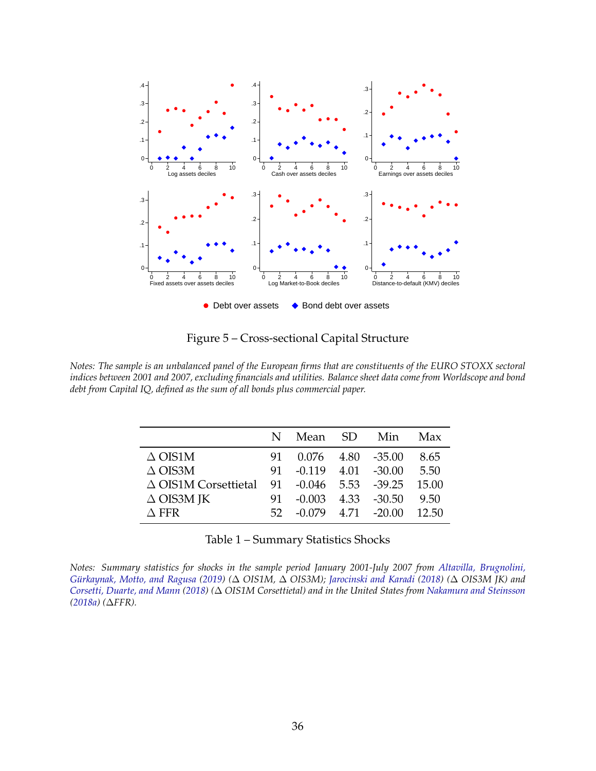Figure 5 – Cross-sectional Capital Structure

*Notes: The sample is an unbalanced panel of the European firms that are constituents of the EURO STOXX sectoral indices between 2001 and 2007, excluding financials and utilities. Balance sheet data come from Worldscope and bond debt from Capital IQ, defined as the sum of all bonds plus commercial paper.*

| | N | Mean | SD | Min | Max |
|---|---|---|---|---|---|
| Δ OIS1M | 91 | 0.076 | 4.80 | -35.00 | 8.65 |
| Δ OIS3M | 91 | -0.119 | 4.01 | -30.00 | 5.50 |
| Δ OIS1M Corsettietal | 91 | -0.046 | 5.53 | -39.25 | 15.00 |
| Δ OIS3M JK | 91 | -0.003 | 4.33 | -30.50 | 9.50 |
| Δ FFR | 52 | -0.079 | 4.71 | -20.00 | 12.50 |

Table 1 – Summary Statistics Shocks

*Notes: Summary statistics for shocks in the sample period January 2001-July 2007 from Altavilla, Brugnolini, Gürkaynak, Motto, and Ragusa (2019) (Δ OIS1M, Δ OIS3M); Jarocinski and Karadi (2018) (Δ OIS3M JK) and Corsetti, Duarte, and Mann (2018) (Δ OIS1M Corsettietal) and in the United States from Nakamura and Steinsson (2018a) (ΔFFR).*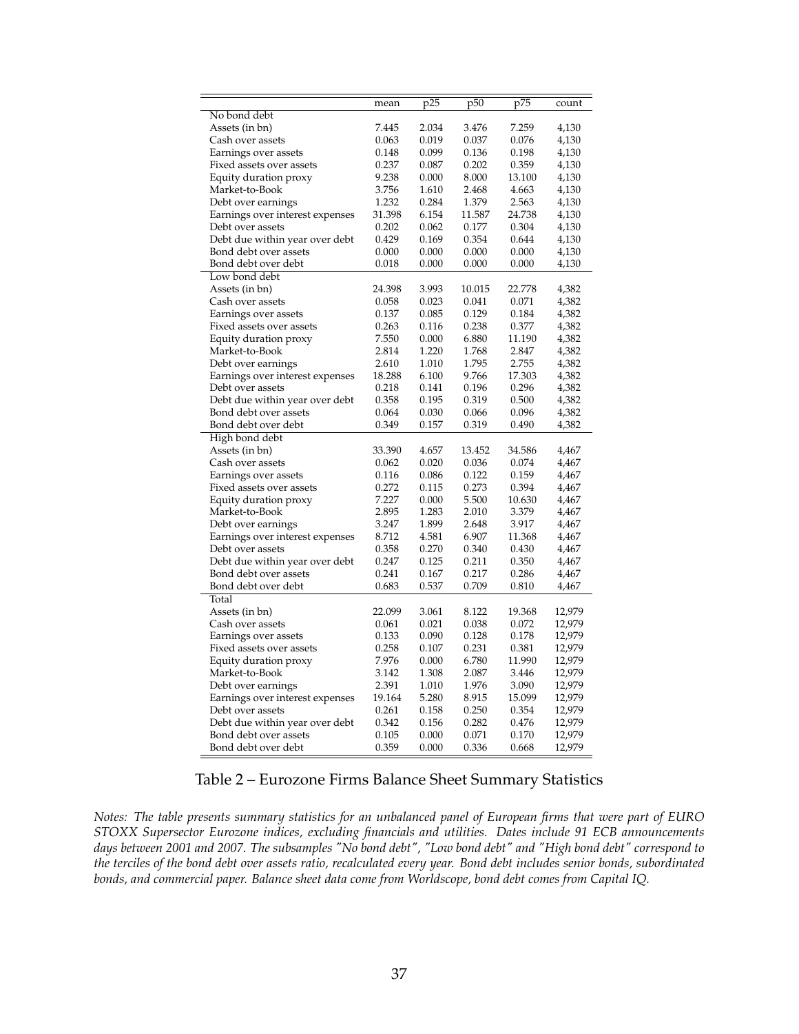| | mean | p25 | p50 | p75 | count |
|---|---|---|---|---|---|
| No bond debt | | | | | |
| Assets (in bn) | 7.445 | 2.034 | 3.476 | 7.259 | 4,130 |
| Cash over assets | 0.063 | 0.019 | 0.037 | 0.076 | 4,130 |
| Earnings over assets | 0.148 | 0.099 | 0.136 | 0.198 | 4,130 |
| Fixed assets over assets | 0.237 | 0.087 | 0.202 | 0.359 | 4,130 |
| Equity duration proxy | 9.238 | 0.000 | 8.000 | 13.100 | 4,130 |
| Market-to-Book | 3.756 | 1.610 | 2.468 | 4.663 | 4,130 |
| Debt over earnings | 1.232 | 0.284 | 1.379 | 2.563 | 4,130 |
| Earnings over interest expenses | 31.398 | 6.154 | 11.587 | 24.738 | 4,130 |
| Debt over assets | 0.202 | 0.062 | 0.177 | 0.304 | 4,130 |
| Debt due within year over debt | 0.429 | 0.169 | 0.354 | 0.644 | 4,130 |
| Bond debt over assets | 0.000 | 0.000 | 0.000 | 0.000 | 4,130 |
| Bond debt over debt | 0.018 | 0.000 | 0.000 | 0.000 | 4,130 |
| Low bond debt | | | | | |
| Assets (in bn) | 24.398 | 3.993 | 10.015 | 22.778 | 4,382 |
| Cash over assets | 0.058 | 0.023 | 0.041 | 0.071 | 4,382 |
| Earnings over assets | 0.137 | 0.085 | 0.129 | 0.184 | 4,382 |
| Fixed assets over assets | 0.263 | 0.116 | 0.238 | 0.377 | 4,382 |
| Equity duration proxy | 7.550 | 0.000 | 6.880 | 11.190 | 4,382 |
| Market-to-Book | 2.814 | 1.220 | 1.768 | 2.847 | 4,382 |
| Debt over earnings | 2.610 | 1.010 | 1.795 | 2.755 | 4,382 |
| Earnings over interest expenses | 18.288 | 6.100 | 9.766 | 17.303 | 4,382 |
| Debt over assets | 0.218 | 0.141 | 0.196 | 0.296 | 4,382 |
| Debt due within year over debt | 0.358 | 0.195 | 0.319 | 0.500 | 4,382 |
| Bond debt over assets | 0.064 | 0.030 | 0.066 | 0.096 | 4,382 |
| Bond debt over debt | 0.349 | 0.157 | 0.319 | 0.490 | 4,382 |
| High bond debt | | | | | |
| Assets (in bn) | 33.390 | 4.657 | 13.452 | 34.586 | 4,467 |
| Cash over assets | 0.062 | 0.020 | 0.036 | 0.074 | 4,467 |
| Earnings over assets | 0.116 | 0.086 | 0.122 | 0.159 | 4,467 |
| Fixed assets over assets | 0.272 | 0.115 | 0.273 | 0.394 | 4,467 |
| Equity duration proxy | 7.227 | 0.000 | 5.500 | 10.630 | 4,467 |
| Market-to-Book | 2.895 | 1.283 | 2.010 | 3.379 | 4,467 |
| Debt over earnings | 3.247 | 1.899 | 2.648 | 3.917 | 4,467 |
| Earnings over interest expenses | 8.712 | 4.581 | 6.907 | 11.368 | 4,467 |
| Debt over assets | 0.358 | 0.270 | 0.340 | 0.430 | 4,467 |
| Debt due within year over debt | 0.247 | 0.125 | 0.211 | 0.350 | 4,467 |
| Bond debt over assets | 0.241 | 0.167 | 0.217 | 0.286 | 4,467 |
| Bond debt over debt | 0.683 | 0.537 | 0.709 | 0.810 | 4,467 |
| Total | | | | | |
| Assets (in bn) | 22.099 | 3.061 | 8.122 | 19.368 | 12,979 |
| Cash over assets | 0.061 | 0.021 | 0.038 | 0.072 | 12,979 |
| Earnings over assets | 0.133 | 0.090 | 0.128 | 0.178 | 12,979 |
| Fixed assets over assets | 0.258 | 0.107 | 0.231 | 0.381 | 12,979 |
| Equity duration proxy | 7.976 | 0.000 | 6.780 | 11.990 | 12,979 |
| Market-to-Book | 3.142 | 1.308 | 2.087 | 3.446 | 12,979 |
| Debt over earnings | 2.391 | 1.010 | 1.976 | 3.090 | 12,979 |
| Earnings over interest expenses | 19.164 | 5.280 | 8.915 | 15.099 | 12,979 |
| Debt over assets | 0.261 | 0.158 | 0.250 | 0.354 | 12,979 |
| Debt due within year over debt | 0.342 | 0.156 | 0.282 | 0.476 | 12,979 |
| Bond debt over assets | 0.105 | 0.000 | 0.071 | 0.170 | 12,979 |
| Bond debt over debt | 0.359 | 0.000 | 0.336 | 0.668 | 12,979 |

Table 2 – Eurozone Firms Balance Sheet Summary Statistics

*Notes: The table presents summary statistics for an unbalanced panel of European firms that were part of EURO STOXX Supersector Eurozone indices, excluding financials and utilities. Dates include 91 ECB announcements days between 2001 and 2007. The subsamples "No bond debt", "Low bond debt" and "High bond debt" correspond to the terciles of the bond debt over assets ratio, recalculated every year. Bond debt includes senior bonds, subordinated bonds, and commercial paper. Balance sheet data come from Worldscope, bond debt comes from Capital IQ.*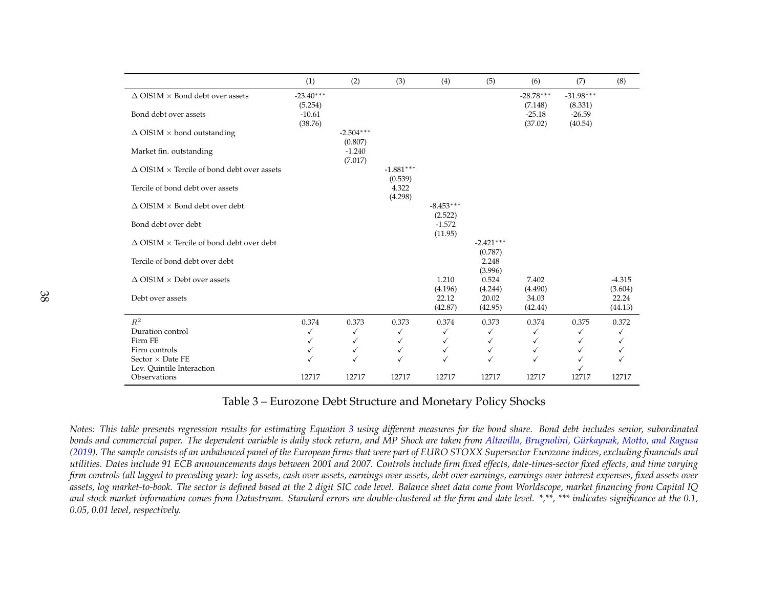|  | (1) | (2) | (3) | (4) | (5) | (6) | (7) | (8) |
|---|---|---|---|---|---|---|---|---|
| $\Delta$ OIS1M $\times$ Bond debt over assets | -23.40*** |  |  |  |  | -28.78*** | -31.98*** |  |
|  | (5.254) |  |  |  |  | (7.148) | (8.331) |  |
| Bond debt over assets | -10.61 |  |  |  |  | -25.18 | -26.59 |  |
|  | (38.76) |  |  |  |  | (37.02) | (40.54) |  |
| $\Delta$ OIS1M $\times$ bond outstanding |  | -2.504*** |  |  |  |  |  |  |
|  |  | (0.807) |  |  |  |  |  |  |
| Market fin. outstanding |  | -1.240 |  |  |  |  |  |  |
|  |  | (7.017) |  |  |  |  |  |  |
| $\Delta$ OIS1M $\times$ Tercile of bond debt over assets |  |  | -1.881*** |  |  |  |  |  |
|  |  |  | (0.539) |  |  |  |  |  |
| Tercile of bond debt over assets |  |  | 4.322 |  |  |  |  |  |
|  |  |  | (4.298) |  |  |  |  |  |
| $\Delta$ OIS1M $\times$ Bond debt over debt |  |  |  | -8.453*** |  |  |  |  |
|  |  |  |  | (2.522) |  |  |  |  |
| Bond debt over debt |  |  |  | -1.572 |  |  |  |  |
|  |  |  |  | (11.95) |  |  |  |  |
| $\Delta$ OIS1M $\times$ Tercile of bond debt over debt |  |  |  |  | -2.421*** |  |  |  |
|  |  |  |  |  | (0.787) |  |  |  |
| Tercile of bond debt over debt |  |  |  |  | 2.248 |  |  |  |
|  |  |  |  |  | (3.996) |  |  |  |
| $\Delta$ OIS1M $\times$ Debt over assets |  |  |  | 1.210 | 0.524 | 7.402 |  | -4.315 |
|  |  |  |  | (4.196) | (4.244) | (4.490) |  | (3.604) |
| Debt over assets |  |  |  | 22.12 | 20.02 | 34.03 |  | 22.24 |
|  |  |  |  | (42.87) | (42.95) | (42.44) |  | (44.13) |
| $R^2$ | 0.374 | 0.373 | 0.373 | 0.374 | 0.373 | 0.374 | 0.375 | 0.372 |
| Duration control | ✓ | ✓ | ✓ | ✓ | ✓ | ✓ | ✓ | ✓ |
| Firm FE | ✓ | ✓ | ✓ | ✓ | ✓ | ✓ | ✓ | ✓ |
| Firm controls | ✓ | ✓ | ✓ | ✓ | ✓ | ✓ | ✓ | ✓ |
| Sector $\times$ Date FE | ✓ | ✓ | ✓ | ✓ | ✓ | ✓ | ✓ | ✓ |
| Lev. Quintile Interaction |  |  |  |  |  |  | ✓ |  |
| Observations | 12717 | 12717 | 12717 | 12717 | 12717 | 12717 | 12717 | 12717 |

Table 3 – Eurozone Debt Structure and Monetary Policy Shocks

*Notes: This table presents regression results for estimating Equation 3 using different measures for the bond share. Bond debt includes senior, subordinated bonds and commercial paper. The dependent variable is daily stock return, and MP Shock are taken from Altavilla, Brugnolini, Gürkaynak, Motto, and Ragusa (2019). The sample consists of an unbalanced panel of the European firms that were part of EURO STOXX Supersector Eurozone indices, excluding financials and utilities. Dates include 91 ECB announcements days between 2001 and 2007. Controls include firm fixed effects, date-times-sector fixed effects, and time varying firm controls (all lagged to preceding year): log assets, cash over assets, earnings over assets, debt over earnings, earnings over interest expenses, fixed assets over assets, log market-to-book. The sector is defined based at the 2 digit SIC code level. Balance sheet data come from Worldscope, market financing from Capital IQ and stock market information comes from Datastream. Standard errors are double-clustered at the firm and date level. *,**, *** indicates significance at the 0.1, 0.05, 0.01 level, respectively.*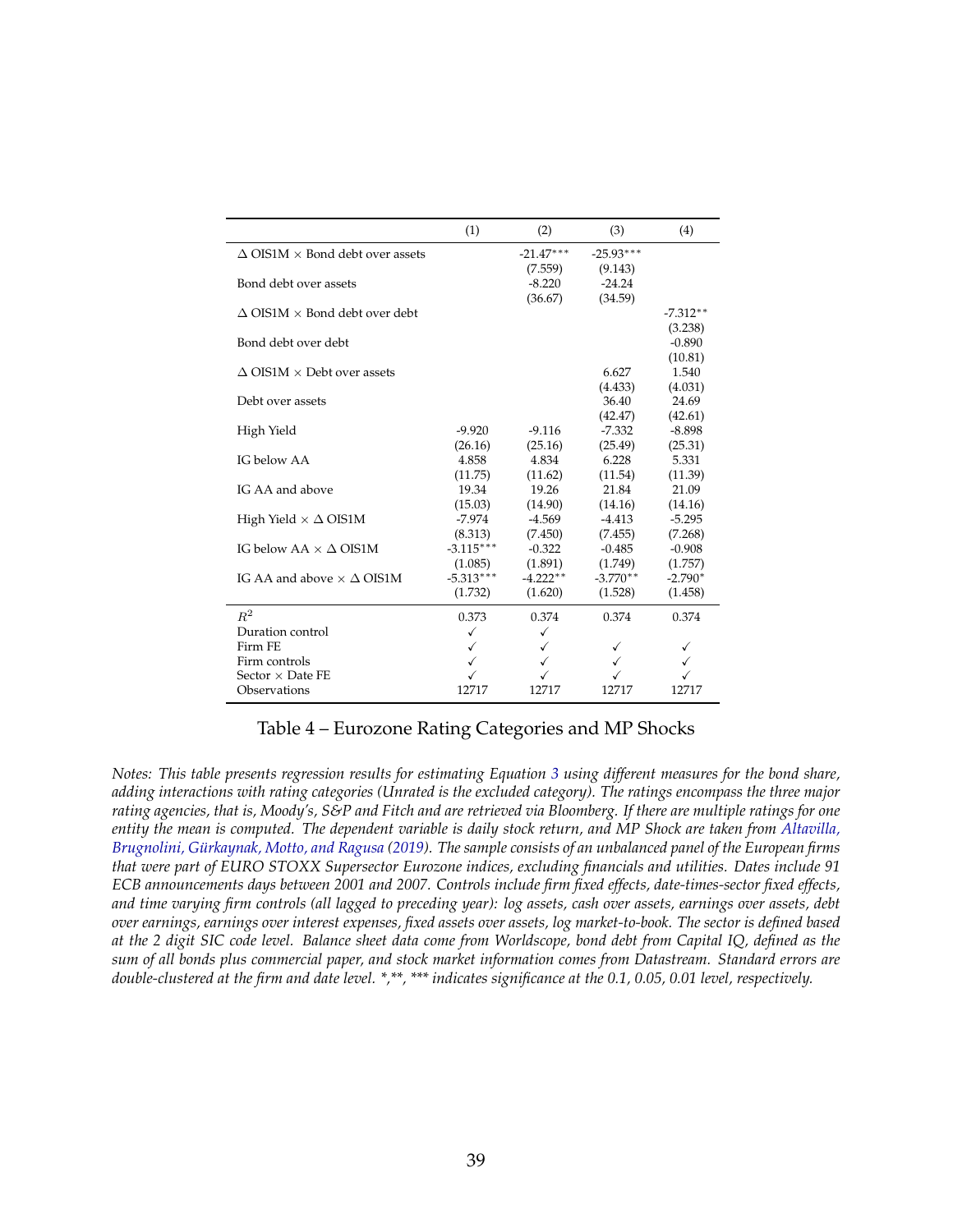| | (1) | (2) | (3) | (4) |
|---|---|---|---|---|
| $\Delta$ OIS1M $\times$ Bond debt over assets | | -21.47*** | -25.93*** | |
| | | (7.559) | (9.143) | |
| Bond debt over assets | | -8.220 | -24.24 | |
| | | (36.67) | (34.59) | |
| $\Delta$ OIS1M $\times$ Bond debt over debt | | | | -7.312** |
| | | | | (3.238) |
| Bond debt over debt | | | | -0.890 |
| | | | | (10.81) |
| $\Delta$ OIS1M $\times$ Debt over assets | | | 6.627 | 1.540 |
| | | | (4.433) | (4.031) |
| Debt over assets | | | 36.40 | 24.69 |
| | | | (42.47) | (42.61) |
| High Yield | -9.920 | -9.116 | -7.332 | -8.898 |
| | (26.16) | (25.16) | (25.49) | (25.31) |
| IG below AA | 4.858 | 4.834 | 6.228 | 5.331 |
| | (11.75) | (11.62) | (11.54) | (11.39) |
| IG AA and above | 19.34 | 19.26 | 21.84 | 21.09 |
| | (15.03) | (14.90) | (14.16) | (14.16) |
| High Yield $\times$ $\Delta$ OIS1M | -7.974 | -4.569 | -4.413 | -5.295 |
| | (8.313) | (7.450) | (7.455) | (7.268) |
| IG below AA $\times$ $\Delta$ OIS1M | -3.115*** | -0.322 | -0.485 | -0.908 |
| | (1.085) | (1.891) | (1.749) | (1.757) |
| IG AA and above $\times$ $\Delta$ OIS1M | -5.313*** | -4.222** | -3.770** | -2.790* |
| | (1.732) | (1.620) | (1.528) | (1.458) |
| $R^2$ | 0.373 | 0.374 | 0.374 | 0.374 |
| Duration control | ✓ | ✓ | | |
| Firm FE | ✓ | ✓ | ✓ | ✓ |
| Firm controls | ✓ | ✓ | ✓ | ✓ |
| Sector $\times$ Date FE | ✓ | ✓ | ✓ | ✓ |
| Observations | 12717 | 12717 | 12717 | 12717 |

Table 4 – Eurozone Rating Categories and MP Shocks

*Notes: This table presents regression results for estimating Equation 3 using different measures for the bond share, adding interactions with rating categories (Unrated is the excluded category). The ratings encompass the three major rating agencies, that is, Moody's, S&P and Fitch and are retrieved via Bloomberg. If there are multiple ratings for one entity the mean is computed. The dependent variable is daily stock return, and MP Shock are taken from Altavilla, Brugnolini, Gürkaynak, Motto, and Ragusa (2019). The sample consists of an unbalanced panel of the European firms that were part of EURO STOXX Supersector Eurozone indices, excluding financials and utilities. Dates include 91 ECB announcements days between 2001 and 2007. Controls include firm fixed effects, date-times-sector fixed effects, and time varying firm controls (all lagged to preceding year): log assets, cash over assets, earnings over assets, debt over earnings, earnings over interest expenses, fixed assets over assets, log market-to-book. The sector is defined based at the 2 digit SIC code level. Balance sheet data come from Worldscope, bond debt from Capital IQ, defined as the sum of all bonds plus commercial paper, and stock market information comes from Datastream. Standard errors are double-clustered at the firm and date level. *,**, *** indicates significance at the 0.1, 0.05, 0.01 level, respectively.*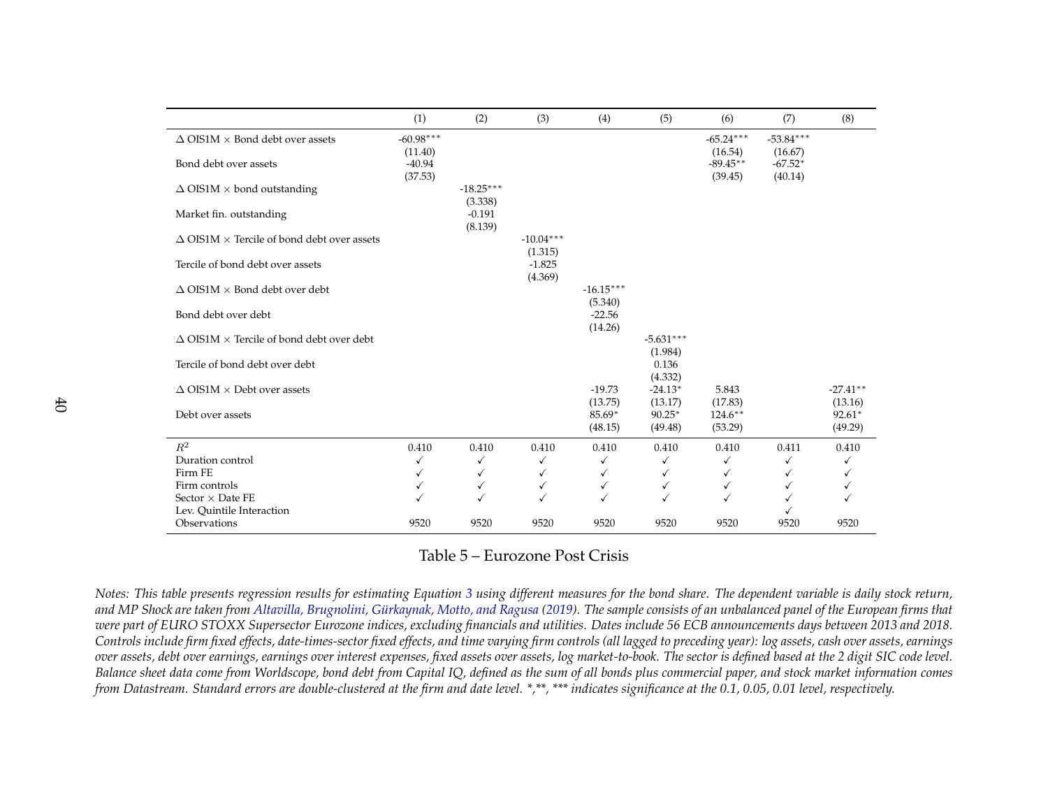|  | (1) | (2) | (3) | (4) | (5) | (6) | (7) | (8) |
|---|---|---|---|---|---|---|---|---|
| $\Delta$ OIS1M $\times$ Bond debt over assets | -60.98*** |  |  |  |  | -65.24*** | -53.84*** |  |
|  | (11.40) |  |  |  |  | (16.54) | (16.67) |  |
| Bond debt over assets | -40.94 |  |  |  |  | -89.45** | -67.52* |  |
|  | (37.53) |  |  |  |  | (39.45) | (40.14) |  |
| $\Delta$ OIS1M $\times$ bond outstanding |  | -18.25*** |  |  |  |  |  |  |
|  |  | (3.338) |  |  |  |  |  |  |
| Market fin. outstanding |  | -0.191 |  |  |  |  |  |  |
|  |  | (8.139) |  |  |  |  |  |  |
| $\Delta$ OIS1M $\times$ Tercile of bond debt over assets |  |  | -10.04*** |  |  |  |  |  |
|  |  |  | (1.315) |  |  |  |  |  |
| Tercile of bond debt over assets |  |  | -1.825 |  |  |  |  |  |
|  |  |  | (4.369) |  |  |  |  |  |
| $\Delta$ OIS1M $\times$ Bond debt over debt |  |  |  | -16.15*** |  |  |  |  |
|  |  |  |  | (5.340) |  |  |  |  |
| Bond debt over debt |  |  |  | -22.56 |  |  |  |  |
|  |  |  |  | (14.26) |  |  |  |  |
| $\Delta$ OIS1M $\times$ Tercile of bond debt over debt |  |  |  |  | -5.631*** |  |  |  |
|  |  |  |  |  | (1.984) |  |  |  |
| Tercile of bond debt over debt |  |  |  |  | 0.136 |  |  |  |
|  |  |  |  |  | (4.332) |  |  |  |
| $\Delta$ OIS1M $\times$ Debt over assets |  |  |  | -19.73 | -24.13* | 5.843 |  | -27.41** |
|  |  |  |  | (13.75) | (13.17) | (17.83) |  | (13.16) |
| Debt over assets |  |  |  | 85.69* | 90.25* | 124.6** |  | 92.61* |
|  |  |  |  | (48.15) | (49.48) | (53.29) |  | (49.29) |
| $R^2$ | 0.410 | 0.410 | 0.410 | 0.410 | 0.410 | 0.410 | 0.411 | 0.410 |
| Duration control | ✓ | ✓ | ✓ | ✓ | ✓ | ✓ | ✓ | ✓ |
| Firm FE | ✓ | ✓ | ✓ | ✓ | ✓ | ✓ | ✓ | ✓ |
| Firm controls | ✓ | ✓ | ✓ | ✓ | ✓ | ✓ | ✓ | ✓ |
| Sector $\times$ Date FE | ✓ | ✓ | ✓ | ✓ | ✓ | ✓ | ✓ | ✓ |
| Lev. Quintile Interaction |  |  |  |  |  |  | ✓ |  |
| Observations | 9520 | 9520 | 9520 | 9520 | 9520 | 9520 | 9520 | 9520 |

Table 5 – Eurozone Post Crisis

*Notes: This table presents regression results for estimating Equation 3 using different measures for the bond share. The dependent variable is daily stock return, and MP Shock are taken from Altavilla, Brugnolini, Gürkaynak, Motto, and Ragusa (2019). The sample consists of an unbalanced panel of the European firms that were part of EURO STOXX Supersector Eurozone indices, excluding financials and utilities. Dates include 56 ECB announcements days between 2013 and 2018. Controls include firm fixed effects, date-times-sector fixed effects, and time varying firm controls (all lagged to preceding year): log assets, cash over assets, earnings over assets, debt over earnings, earnings over interest expenses, fixed assets over assets, log market-to-book. The sector is defined based at the 2 digit SIC code level. Balance sheet data come from Worldscope, bond debt from Capital IQ, defined as the sum of all bonds plus commercial paper, and stock market information comes from Datastream. Standard errors are double-clustered at the firm and date level. *,**, *** indicates significance at the 0.1, 0.05, 0.01 level, respectively.*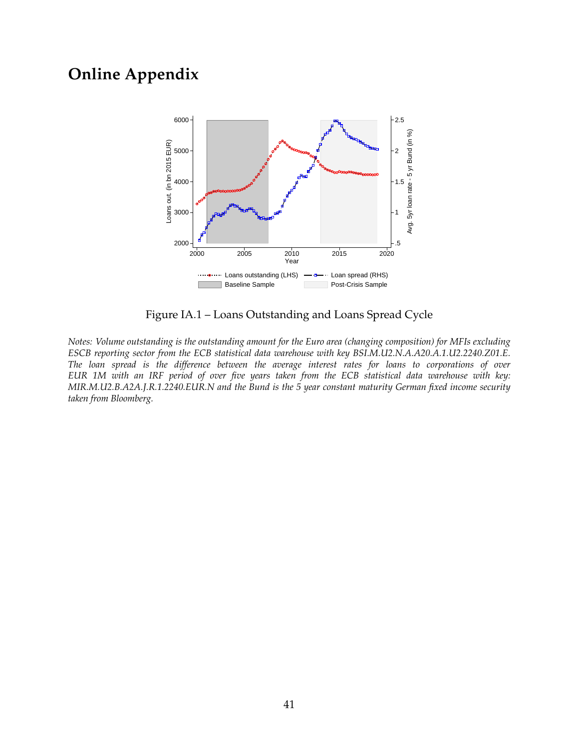# Online Appendix

Figure IA.1 – Loans Outstanding and Loans Spread Cycle

*Notes: Volume outstanding is the outstanding amount for the Euro area (changing composition) for MFIs excluding ESCB reporting sector from the ECB statistical data warehouse with key BSI.M.U2.N.A.A20.A.1.U2.2240.Z01.E. The loan spread is the difference between the average interest rates for loans to corporations of over EUR 1M with an IRF period of over five years taken from the ECB statistical data warehouse with key: MIR.M.U2.B.A2A.J.R.1.2240.EUR.N and the Bund is the 5 year constant maturity German fixed income security taken from Bloomberg.*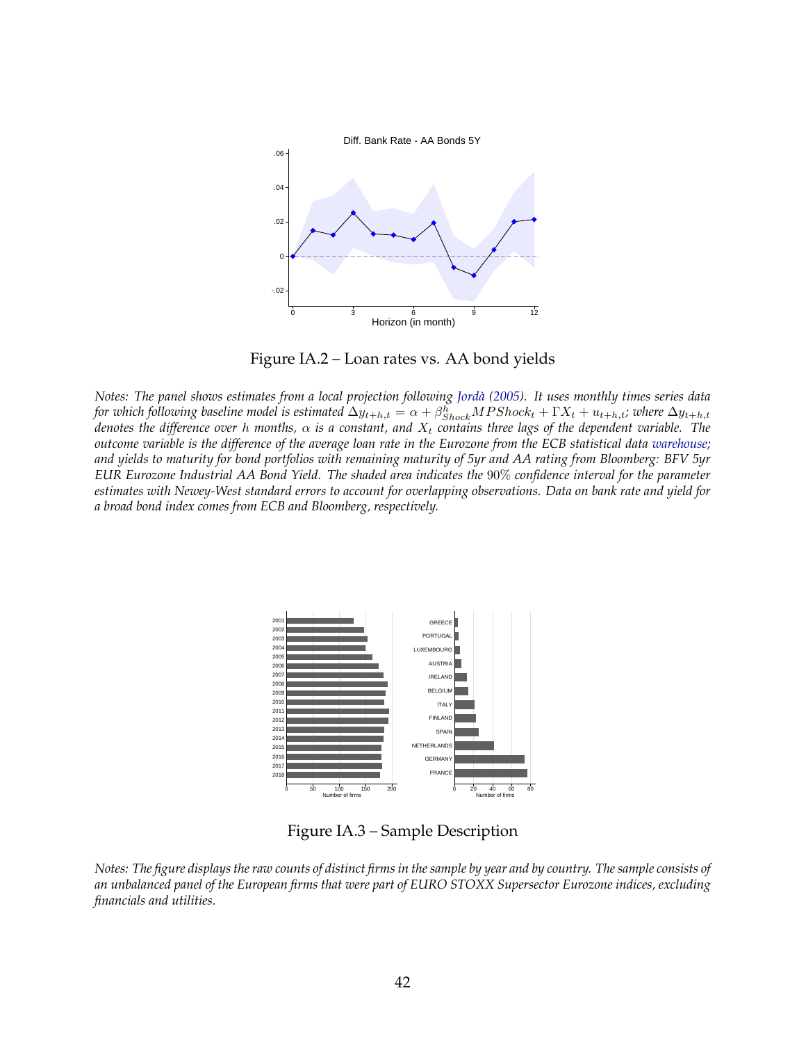Figure IA.2 – Loan rates vs. AA bond yields

*Notes: The panel shows estimates from a local projection following Jordà (2005). It uses monthly times series data for which following baseline model is estimated $\Delta y_{t+h,t} = \alpha + \beta^{h}_{Shock} MPShock_t + \Gamma X_t + u_{t+h,t}$; where $\Delta y_{t+h,t}$ denotes the difference over $h$ months, $\alpha$ is a constant, and $X_t$ contains three lags of the dependent variable. The outcome variable is the difference of the average loan rate in the Eurozone from the ECB statistical data warehouse; and yields to maturity for bond portfolios with remaining maturity of 5yr and AA rating from Bloomberg: BFV 5yr EUR Eurozone Industrial AA Bond Yield. The shaded area indicates the 90% confidence interval for the parameter estimates with Newey-West standard errors to account for overlapping observations. Data on bank rate and yield for a broad bond index comes from ECB and Bloomberg, respectively.*

Figure IA.3 – Sample Description

*Notes: The figure displays the raw counts of distinct firms in the sample by year and by country. The sample consists of an unbalanced panel of the European firms that were part of EURO STOXX Supersector Eurozone indices, excluding financials and utilities.*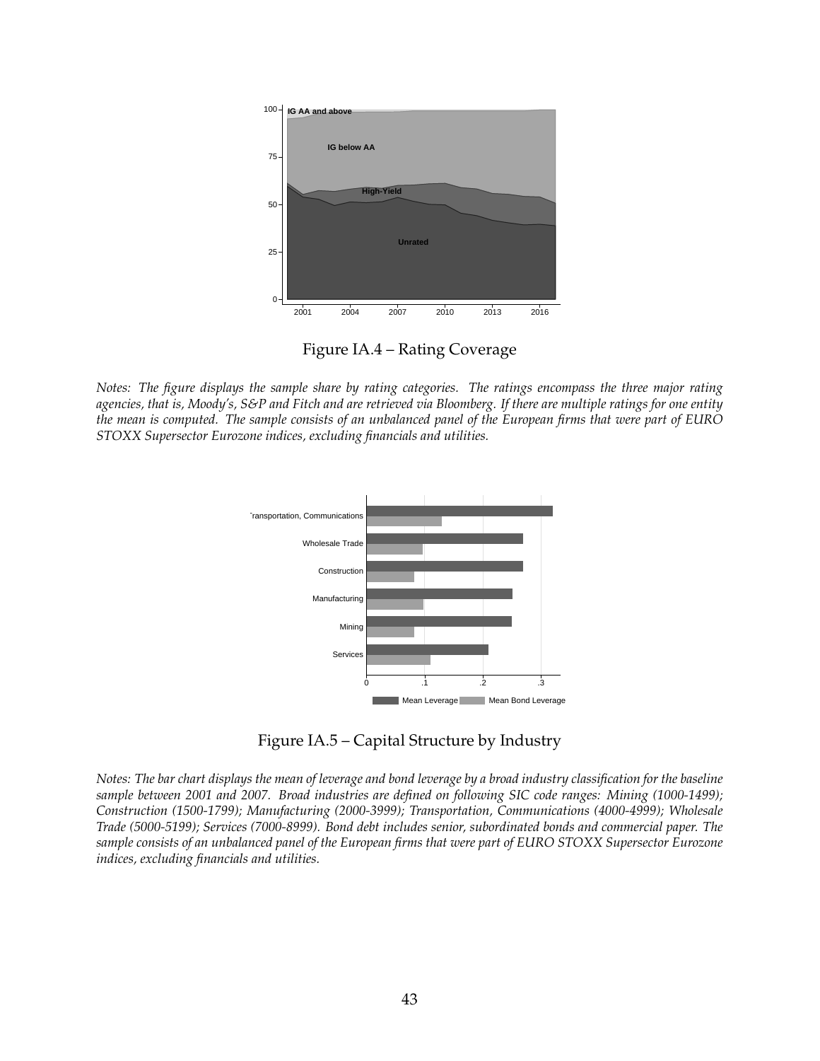Figure IA.4 – Rating Coverage

*Notes: The figure displays the sample share by rating categories. The ratings encompass the three major rating agencies, that is, Moody's, S&P and Fitch and are retrieved via Bloomberg. If there are multiple ratings for one entity the mean is computed. The sample consists of an unbalanced panel of the European firms that were part of EURO STOXX Supersector Eurozone indices, excluding financials and utilities.*

Figure IA.5 – Capital Structure by Industry

*Notes: The bar chart displays the mean of leverage and bond leverage by a broad industry classification for the baseline sample between 2001 and 2007. Broad industries are defined on following SIC code ranges: Mining (1000-1499); Construction (1500-1799); Manufacturing (2000-3999); Transportation, Communications (4000-4999); Wholesale Trade (5000-5199); Services (7000-8999). Bond debt includes senior, subordinated bonds and commercial paper. The sample consists of an unbalanced panel of the European firms that were part of EURO STOXX Supersector Eurozone indices, excluding financials and utilities.*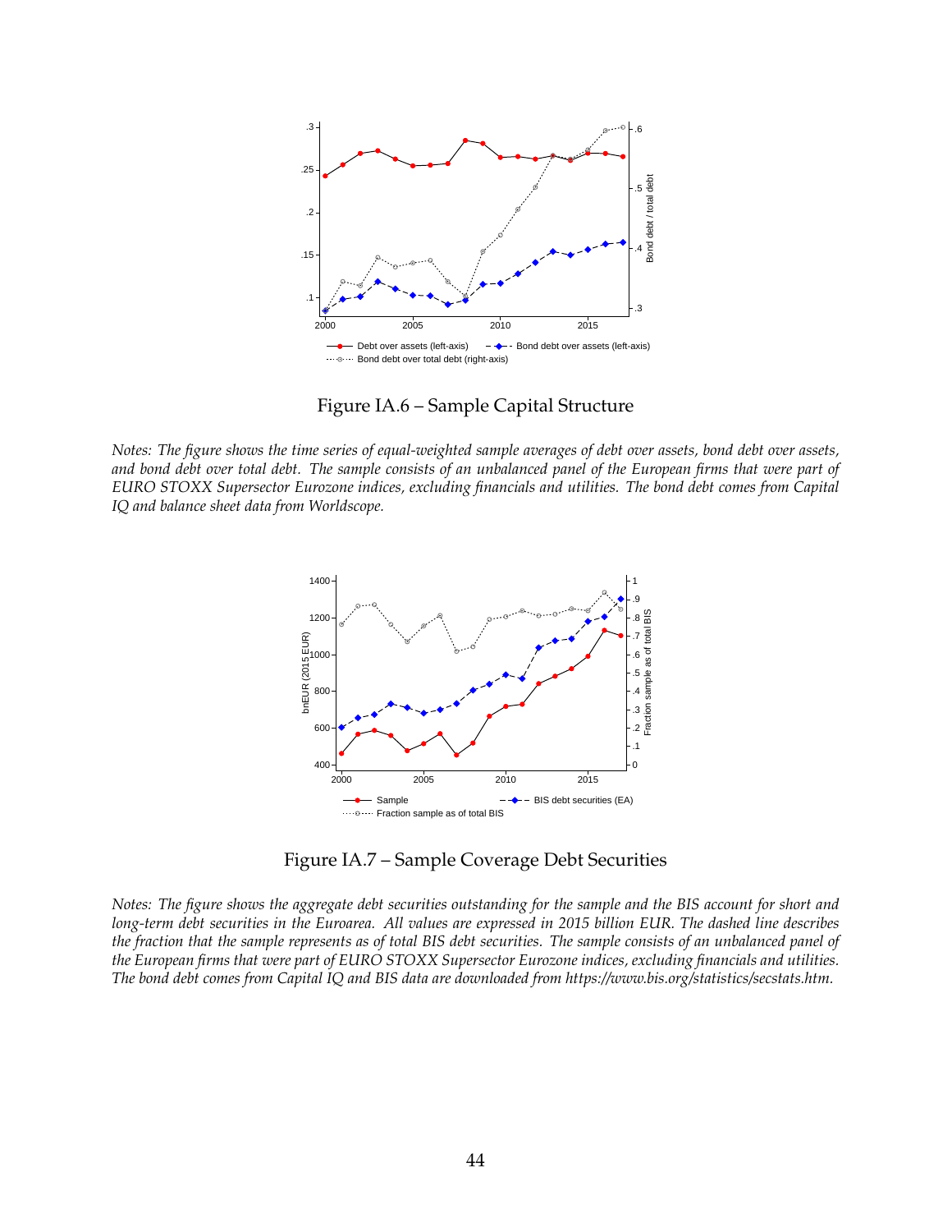Figure IA.6 – Sample Capital Structure

*Notes: The figure shows the time series of equal-weighted sample averages of debt over assets, bond debt over assets, and bond debt over total debt. The sample consists of an unbalanced panel of the European firms that were part of EURO STOXX Supersector Eurozone indices, excluding financials and utilities. The bond debt comes from Capital IQ and balance sheet data from Worldscope.*

Figure IA.7 – Sample Coverage Debt Securities

*Notes: The figure shows the aggregate debt securities outstanding for the sample and the BIS account for short and long-term debt securities in the Euroarea. All values are expressed in 2015 billion EUR. The dashed line describes the fraction that the sample represents as of total BIS debt securities. The sample consists of an unbalanced panel of the European firms that were part of EURO STOXX Supersector Eurozone indices, excluding financials and utilities. The bond debt comes from Capital IQ and BIS data are downloaded from https://www.bis.org/statistics/secstats.htm.*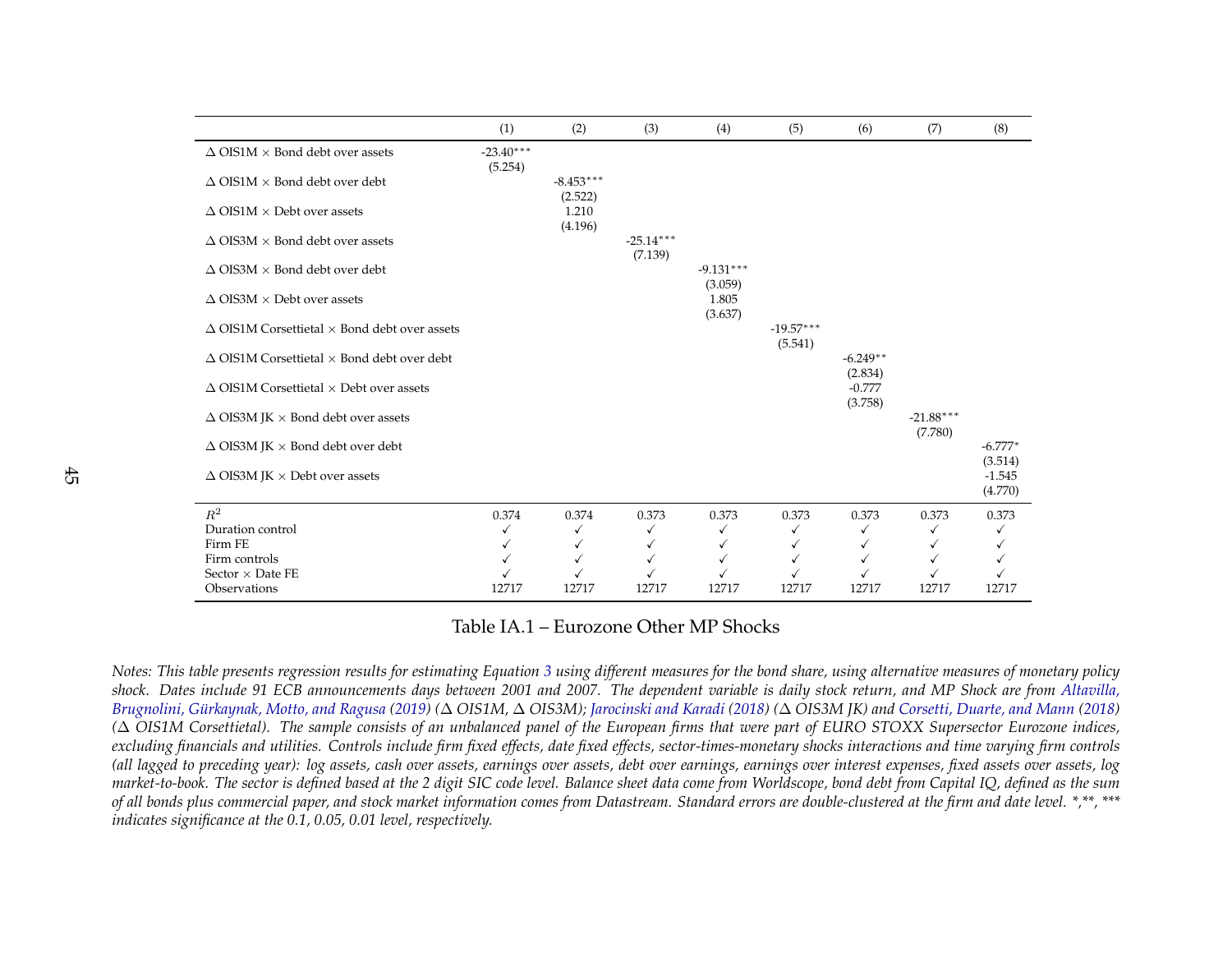| | (1) | (2) | (3) | (4) | (5) | (6) | (7) | (8) |
|---|---|---|---|---|---|---|---|---|
| Δ OIS1M × Bond debt over assets | -23.40*** | | | | | | | |
| | (5.254) | | | | | | | |
| Δ OIS1M × Bond debt over debt | | -8.453*** | | | | | | |
| | | (2.522) | | | | | | |
| Δ OIS1M × Debt over assets | | 1.210 | | | | | | |
| | | (4.196) | | | | | | |
| Δ OIS3M × Bond debt over assets | | | -25.14*** | | | | | |
| | | | (7.139) | | | | | |
| Δ OIS3M × Bond debt over debt | | | | -9.131*** | | | | |
| | | | | (3.059) | | | | |
| Δ OIS3M × Debt over assets | | | | 1.805 | | | | |
| | | | | (3.637) | | | | |
| Δ OIS1M Corsettietal × Bond debt over assets | | | | | -19.57*** | | | |
| | | | | | (5.541) | | | |
| Δ OIS1M Corsettietal × Bond debt over debt | | | | | | -6.249** | | |
| | | | | | | (2.834) | | |
| Δ OIS1M Corsettietal × Debt over assets | | | | | | -0.777 | | |
| | | | | | | (3.758) | | |
| Δ OIS3M JK × Bond debt over assets | | | | | | | -21.88*** | |
| | | | | | | | (7.780) | |
| Δ OIS3M JK × Bond debt over debt | | | | | | | | -6.777* |
| | | | | | | | | (3.514) |
| Δ OIS3M JK × Debt over assets | | | | | | | | -1.545 |
| | | | | | | | | (4.770) |
| $R^2$ | 0.374 | 0.374 | 0.373 | 0.373 | 0.373 | 0.373 | 0.373 | 0.373 |
| Duration control | ✓ | ✓ | ✓ | ✓ | ✓ | ✓ | ✓ | ✓ |
| Firm FE | ✓ | ✓ | ✓ | ✓ | ✓ | ✓ | ✓ | ✓ |
| Firm controls | ✓ | ✓ | ✓ | ✓ | ✓ | ✓ | ✓ | ✓ |
| Sector × Date FE | ✓ | ✓ | ✓ | ✓ | ✓ | ✓ | ✓ | ✓ |
| Observations | 12717 | 12717 | 12717 | 12717 | 12717 | 12717 | 12717 | 12717 |

Table IA.1 – Eurozone Other MP Shocks

*Notes: This table presents regression results for estimating Equation 3 using different measures for the bond share, using alternative measures of monetary policy shock. Dates include 91 ECB announcements days between 2001 and 2007. The dependent variable is daily stock return, and MP Shock are from Altavilla, Brugnolini, Gürkaynak, Motto, and Ragusa (2019) (Δ OIS1M, Δ OIS3M); Jarocinski and Karadi (2018) (Δ OIS3M JK) and Corsetti, Duarte, and Mann (2018) (Δ OIS1M Corsettietal). The sample consists of an unbalanced panel of the European firms that were part of EURO STOXX Supersector Eurozone indices, excluding financials and utilities. Controls include firm fixed effects, date fixed effects, sector-times-monetary shocks interactions and time varying firm controls (all lagged to preceding year): log assets, cash over assets, earnings over assets, debt over earnings, earnings over interest expenses, fixed assets over assets, log market-to-book. The sector is defined based at the 2 digit SIC code level. Balance sheet data come from Worldscope, bond debt from Capital IQ, defined as the sum of all bonds plus commercial paper, and stock market information comes from Datastream. Standard errors are double-clustered at the firm and date level. *,**, *** indicates significance at the 0.1, 0.05, 0.01 level, respectively.*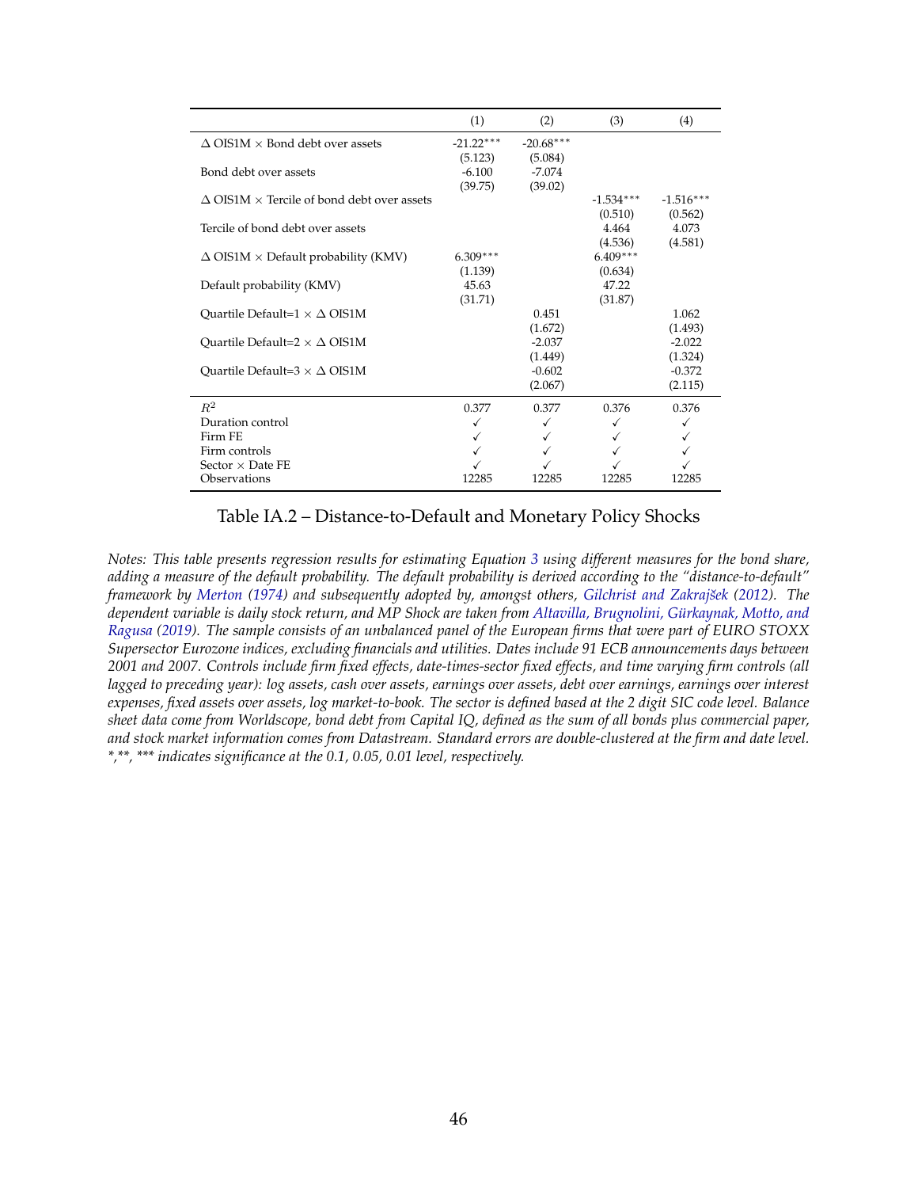| | (1) | (2) | (3) | (4) |
|---|---|---|---|---|
| $\Delta$ OIS1M $\times$ Bond debt over assets | -21.22*** | -20.68*** | | |
| | (5.123) | (5.084) | | |
| Bond debt over assets | -6.100 | -7.074 | | |
| | (39.75) | (39.02) | | |
| $\Delta$ OIS1M $\times$ Tercile of bond debt over assets | | | -1.534*** | -1.516*** |
| | | | (0.510) | (0.562) |
| Tercile of bond debt over assets | | | 4.464 | 4.073 |
| | | | (4.536) | (4.581) |
| $\Delta$ OIS1M $\times$ Default probability (KMV) | 6.309*** | | 6.409*** | |
| | (1.139) | | (0.634) | |
| Default probability (KMV) | 45.63 | | 47.22 | |
| | (31.71) | | (31.87) | |
| Quartile Default=1 $\times$ $\Delta$ OIS1M | | 0.451 | | 1.062 |
| | | (1.672) | | (1.493) |
| Quartile Default=2 $\times$ $\Delta$ OIS1M | | -2.037 | | -2.022 |
| | | (1.449) | | (1.324) |
| Quartile Default=3 $\times$ $\Delta$ OIS1M | | -0.602 | | -0.372 |
| | | (2.067) | | (2.115) |
| $R^2$ | 0.377 | 0.377 | 0.376 | 0.376 |
| Duration control | ✓ | ✓ | ✓ | ✓ |
| Firm FE | ✓ | ✓ | ✓ | ✓ |
| Firm controls | ✓ | ✓ | ✓ | ✓ |
| Sector $\times$ Date FE | ✓ | ✓ | ✓ | ✓ |
| Observations | 12285 | 12285 | 12285 | 12285 |

Table IA.2 – Distance-to-Default and Monetary Policy Shocks

*Notes: This table presents regression results for estimating Equation 3 using different measures for the bond share, adding a measure of the default probability. The default probability is derived according to the "distance-to-default" framework by Merton (1974) and subsequently adopted by, amongst others, Gilchrist and Zakrajšek (2012). The dependent variable is daily stock return, and MP Shock are taken from Altavilla, Brugnolini, Gürkaynak, Motto, and Ragusa (2019). The sample consists of an unbalanced panel of the European firms that were part of EURO STOXX Supersector Eurozone indices, excluding financials and utilities. Dates include 91 ECB announcements days between 2001 and 2007. Controls include firm fixed effects, date-times-sector fixed effects, and time varying firm controls (all lagged to preceding year): log assets, cash over assets, earnings over assets, debt over earnings, earnings over interest expenses, fixed assets over assets, log market-to-book. The sector is defined based at the 2 digit SIC code level. Balance sheet data come from Worldscope, bond debt from Capital IQ, defined as the sum of all bonds plus commercial paper, and stock market information comes from Datastream. Standard errors are double-clustered at the firm and date level. *,**, *** indicates significance at the 0.1, 0.05, 0.01 level, respectively.*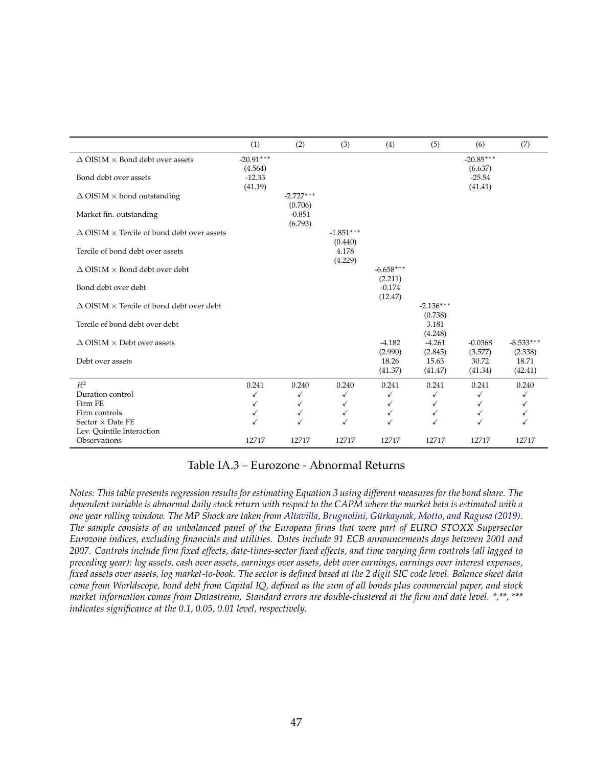| | (1) | (2) | (3) | (4) | (5) | (6) | (7) |
|---|---|---|---|---|---|---|---|
| $\Delta$ OIS1M $\times$ Bond debt over assets | -20.91*** | | | | | -20.85*** | |
| | (4.564) | | | | | (6.637) | |
| Bond debt over assets | -12.33 | | | | | -25.54 | |
| | (41.19) | | | | | (41.41) | |
| $\Delta$ OIS1M $\times$ bond outstanding | | -2.727*** | | | | | |
| | | (0.706) | | | | | |
| Market fin. outstanding | | -0.851 | | | | | |
| | | (6.793) | | | | | |
| $\Delta$ OIS1M $\times$ Tercile of bond debt over assets | | | -1.851*** | | | | |
| | | | (0.440) | | | | |
| Tercile of bond debt over assets | | | 4.178 | | | | |
| | | | (4.229) | | | | |
| $\Delta$ OIS1M $\times$ Bond debt over debt | | | | -6.658*** | | | |
| | | | | (2.211) | | | |
| Bond debt over debt | | | | -0.174 | | | |
| | | | | (12.47) | | | |
| $\Delta$ OIS1M $\times$ Tercile of bond debt over debt | | | | | -2.136*** | | |
| | | | | | (0.738) | | |
| Tercile of bond debt over debt | | | | | 3.181 | | |
| | | | | | (4.248) | | |
| $\Delta$ OIS1M $\times$ Debt over assets | | | | -4.182 | -4.261 | -0.0368 | -8.533*** |
| | | | | (2.990) | (2.845) | (3.577) | (2.338) |
| Debt over assets | | | | 18.26 | 15.63 | 30.72 | 18.71 |
| | | | | (41.37) | (41.47) | (41.34) | (42.41) |
| $R^2$ | 0.241 | 0.240 | 0.240 | 0.241 | 0.241 | 0.241 | 0.240 |
| Duration control | ✓ | ✓ | ✓ | ✓ | ✓ | ✓ | ✓ |
| Firm FE | ✓ | ✓ | ✓ | ✓ | ✓ | ✓ | ✓ |
| Firm controls | ✓ | ✓ | ✓ | ✓ | ✓ | ✓ | ✓ |
| Sector $\times$ Date FE | ✓ | ✓ | ✓ | ✓ | ✓ | ✓ | ✓ |
| Lev. Quintile Interaction | | | | | | | |
| Observations | 12717 | 12717 | 12717 | 12717 | 12717 | 12717 | 12717 |

Table IA.3 – Eurozone - Abnormal Returns

*Notes: This table presents regression results for estimating Equation 3 using different measures for the bond share. The dependent variable is abnormal daily stock return with respect to the CAPM where the market beta is estimated with a one year rolling window. The MP Shock are taken from Altavilla, Brugnolini, Gürkaynak, Motto, and Ragusa (2019). The sample consists of an unbalanced panel of the European firms that were part of EURO STOXX Supersector Eurozone indices, excluding financials and utilities. Dates include 91 ECB announcements days between 2001 and 2007. Controls include firm fixed effects, date-times-sector fixed effects, and time varying firm controls (all lagged to preceding year): log assets, cash over assets, earnings over assets, debt over earnings, earnings over interest expenses, fixed assets over assets, log market-to-book. The sector is defined based at the 2 digit SIC code level. Balance sheet data come from Worldscope, bond debt from Capital IQ, defined as the sum of all bonds plus commercial paper, and stock market information comes from Datastream. Standard errors are double-clustered at the firm and date level. *,**, *** indicates significance at the 0.1, 0.05, 0.01 level, respectively.*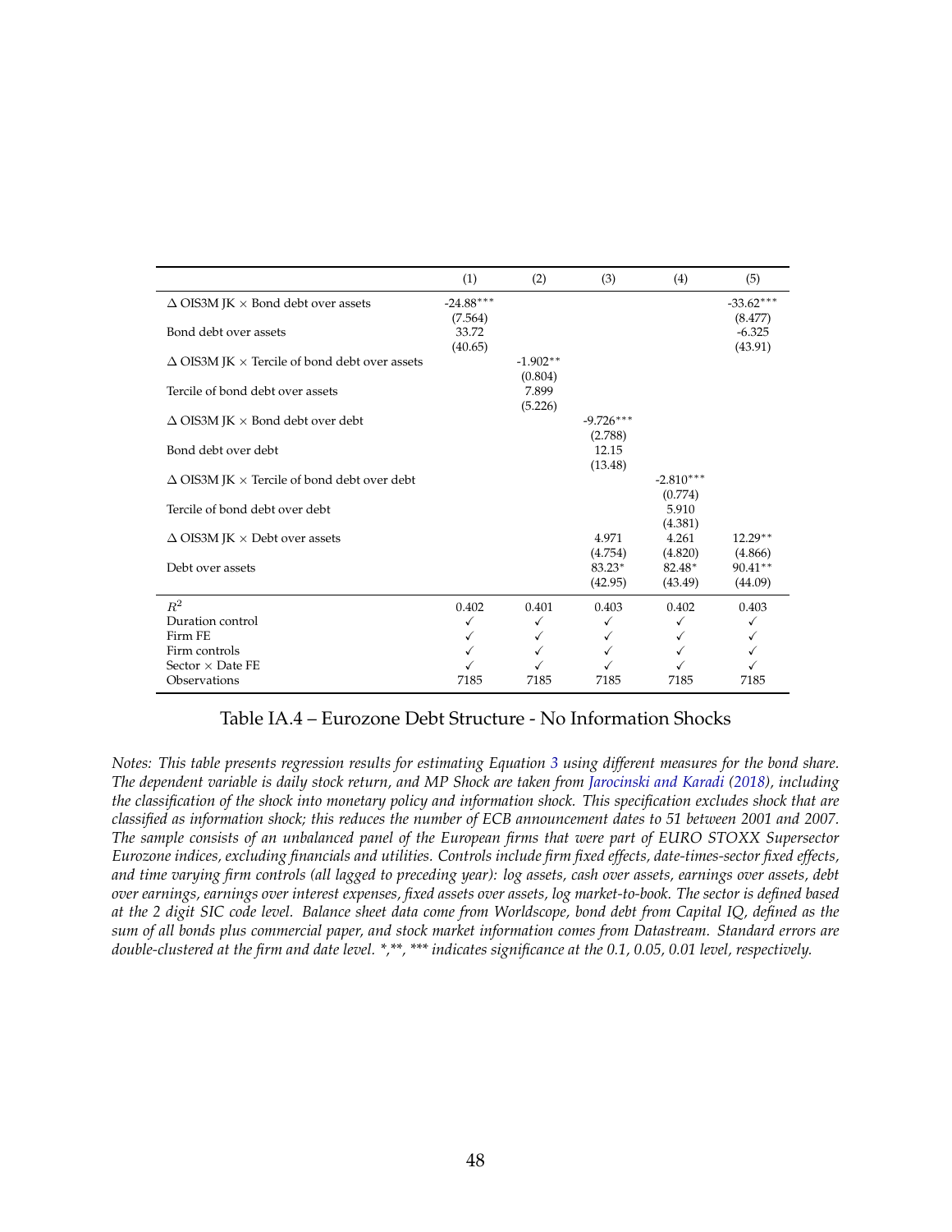| | (1) | (2) | (3) | (4) | (5) |
|---|---|---|---|---|---|
| $\Delta$ OIS3M JK $\times$ Bond debt over assets | -24.88*** | | | | -33.62*** |
| | (7.564) | | | | (8.477) |
| Bond debt over assets | 33.72 | | | | -6.325 |
| | (40.65) | | | | (43.91) |
| $\Delta$ OIS3M JK $\times$ Tercile of bond debt over assets | | -1.902** | | | |
| | | (0.804) | | | |
| Tercile of bond debt over assets | | 7.899 | | | |
| | | (5.226) | | | |
| $\Delta$ OIS3M JK $\times$ Bond debt over debt | | | -9.726*** | | |
| | | | (2.788) | | |
| Bond debt over debt | | | 12.15 | | |
| | | | (13.48) | | |
| $\Delta$ OIS3M JK $\times$ Tercile of bond debt over debt | | | | -2.810*** | |
| | | | | (0.774) | |
| Tercile of bond debt over debt | | | | 5.910 | |
| | | | | (4.381) | |
| $\Delta$ OIS3M JK $\times$ Debt over assets | | | 4.971 | 4.261 | 12.29** |
| | | | (4.754) | (4.820) | (4.866) |
| Debt over assets | | | 83.23* | 82.48* | 90.41** |
| | | | (42.95) | (43.49) | (44.09) |
| $R^2$ | 0.402 | 0.401 | 0.403 | 0.402 | 0.403 |
| Duration control | ✓ | ✓ | ✓ | ✓ | ✓ |
| Firm FE | ✓ | ✓ | ✓ | ✓ | ✓ |
| Firm controls | ✓ | ✓ | ✓ | ✓ | ✓ |
| Sector $\times$ Date FE | ✓ | ✓ | ✓ | ✓ | ✓ |
| Observations | 7185 | 7185 | 7185 | 7185 | 7185 |

Table IA.4 – Eurozone Debt Structure - No Information Shocks

*Notes: This table presents regression results for estimating Equation 3 using different measures for the bond share. The dependent variable is daily stock return, and MP Shock are taken from Jarocinski and Karadi (2018), including the classification of the shock into monetary policy and information shock. This specification excludes shock that are classified as information shock; this reduces the number of ECB announcement dates to 51 between 2001 and 2007. The sample consists of an unbalanced panel of the European firms that were part of EURO STOXX Supersector Eurozone indices, excluding financials and utilities. Controls include firm fixed effects, date-times-sector fixed effects, and time varying firm controls (all lagged to preceding year): log assets, cash over assets, earnings over assets, debt over earnings, earnings over interest expenses, fixed assets over assets, log market-to-book. The sector is defined based at the 2 digit SIC code level. Balance sheet data come from Worldscope, bond debt from Capital IQ, defined as the sum of all bonds plus commercial paper, and stock market information comes from Datastream. Standard errors are double-clustered at the firm and date level. *,**, *** indicates significance at the 0.1, 0.05, 0.01 level, respectively.*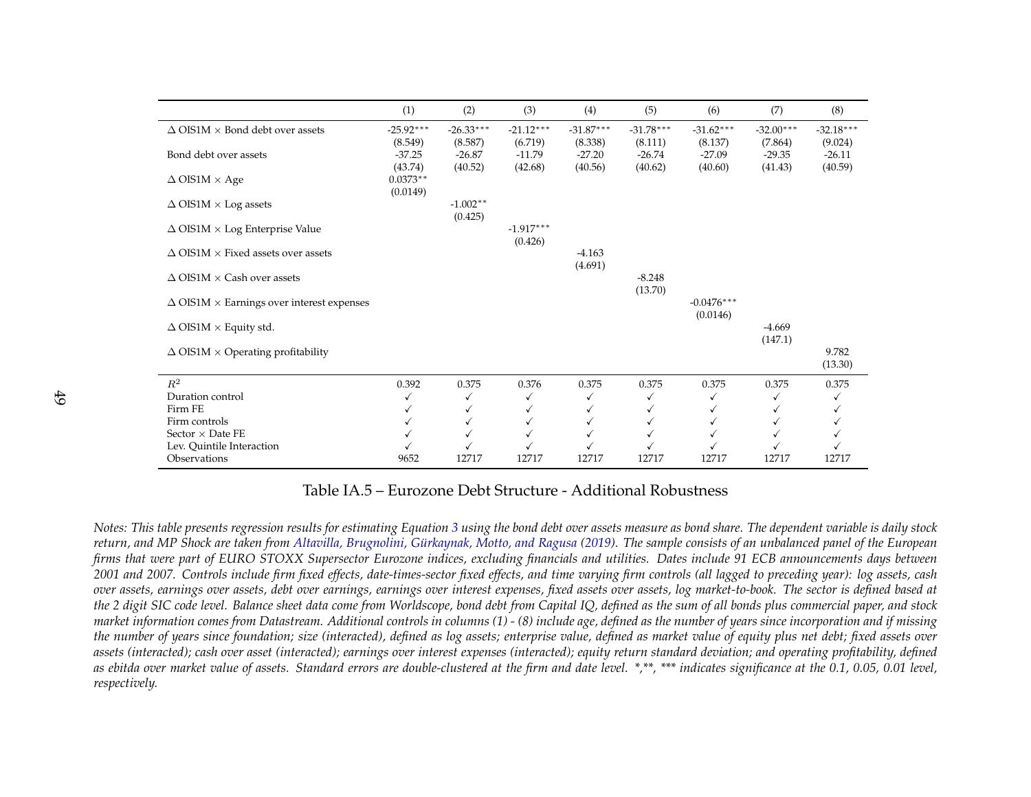|  | (1) | (2) | (3) | (4) | (5) | (6) | (7) | (8) |
|---|---|---|---|---|---|---|---|---|
| $\Delta$ OIS1M $\times$ Bond debt over assets | -25.92*** | -26.33*** | -21.12*** | -31.87*** | -31.78*** | -31.62*** | -32.00*** | -32.18*** |
|  | (8.549) | (8.587) | (6.719) | (8.338) | (8.111) | (8.137) | (7.864) | (9.024) |
| Bond debt over assets | -37.25 | -26.87 | -11.79 | -27.20 | -26.74 | -27.09 | -29.35 | -26.11 |
|  | (43.74) | (40.52) | (42.68) | (40.56) | (40.62) | (40.60) | (41.43) | (40.59) |
| $\Delta$ OIS1M $\times$ Age | 0.0373** |  |  |  |  |  |  |  |
|  | (0.0149) |  |  |  |  |  |  |  |
| $\Delta$ OIS1M $\times$ Log assets |  | -1.002** |  |  |  |  |  |  |
|  |  | (0.425) |  |  |  |  |  |  |
| $\Delta$ OIS1M $\times$ Log Enterprise Value |  |  | -1.917*** |  |  |  |  |  |
|  |  |  | (0.426) |  |  |  |  |  |
| $\Delta$ OIS1M $\times$ Fixed assets over assets |  |  |  | -4.163 |  |  |  |  |
|  |  |  |  | (4.691) |  |  |  |  |
| $\Delta$ OIS1M $\times$ Cash over assets |  |  |  |  | -8.248 |  |  |  |
|  |  |  |  |  | (13.70) |  |  |  |
| $\Delta$ OIS1M $\times$ Earnings over interest expenses |  |  |  |  |  | -0.0476*** |  |  |
|  |  |  |  |  |  | (0.0146) |  |  |
| $\Delta$ OIS1M $\times$ Equity std. |  |  |  |  |  |  | -4.669 |  |
|  |  |  |  |  |  |  | (147.1) |  |
| $\Delta$ OIS1M $\times$ Operating profitability |  |  |  |  |  |  |  | 9.782 |
|  |  |  |  |  |  |  |  | (13.30) |
| $R^2$ | 0.392 | 0.375 | 0.376 | 0.375 | 0.375 | 0.375 | 0.375 | 0.375 |
| Duration control | ✓ | ✓ | ✓ | ✓ | ✓ | ✓ | ✓ | ✓ |
| Firm FE | ✓ | ✓ | ✓ | ✓ | ✓ | ✓ | ✓ | ✓ |
| Firm controls | ✓ | ✓ | ✓ | ✓ | ✓ | ✓ | ✓ | ✓ |
| Sector $\times$ Date FE | ✓ | ✓ | ✓ | ✓ | ✓ | ✓ | ✓ | ✓ |
| Lev. Quintile Interaction | ✓ | ✓ | ✓ | ✓ | ✓ | ✓ | ✓ | ✓ |
| Observations | 9652 | 12717 | 12717 | 12717 | 12717 | 12717 | 12717 | 12717 |

Table IA.5 – Eurozone Debt Structure - Additional Robustness

*Notes: This table presents regression results for estimating Equation 3 using the bond debt over assets measure as bond share. The dependent variable is daily stock return, and MP Shock are taken from Altavilla, Brugnolini, Gürkaynak, Motto, and Ragusa (2019). The sample consists of an unbalanced panel of the European firms that were part of EURO STOXX Supersector Eurozone indices, excluding financials and utilities. Dates include 91 ECB announcements days between 2001 and 2007. Controls include firm fixed effects, date-times-sector fixed effects, and time varying firm controls (all lagged to preceding year): log assets, cash over assets, earnings over assets, debt over earnings, earnings over interest expenses, fixed assets over assets, log market-to-book. The sector is defined based at the 2 digit SIC code level. Balance sheet data come from Worldscope, bond debt from Capital IQ, defined as the sum of all bonds plus commercial paper, and stock market information comes from Datastream. Additional controls in columns (1) - (8) include age, defined as the number of years since incorporation and if missing the number of years since foundation; size (interacted), defined as log assets; enterprise value, defined as market value of equity plus net debt; fixed assets over assets (interacted); cash over asset (interacted); earnings over interest expenses (interacted); equity return standard deviation; and operating profitability, defined as ebitda over market value of assets. Standard errors are double-clustered at the firm and date level. *,**, *** indicates significance at the 0.1, 0.05, 0.01 level, respectively.*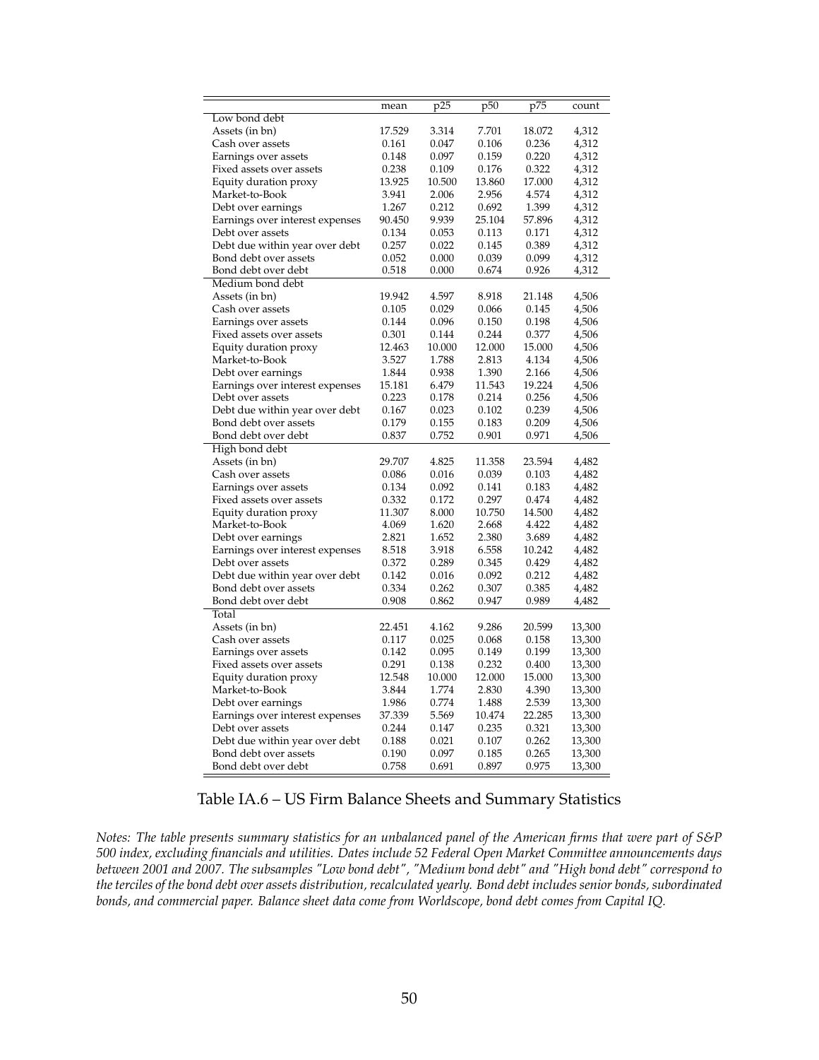| | mean | p25 | p50 | p75 | count |
|---|---|---|---|---|---|
| Low bond debt | | | | | |
| Assets (in bn) | 17.529 | 3.314 | 7.701 | 18.072 | 4,312 |
| Cash over assets | 0.161 | 0.047 | 0.106 | 0.236 | 4,312 |
| Earnings over assets | 0.148 | 0.097 | 0.159 | 0.220 | 4,312 |
| Fixed assets over assets | 0.238 | 0.109 | 0.176 | 0.322 | 4,312 |
| Equity duration proxy | 13.925 | 10.500 | 13.860 | 17.000 | 4,312 |
| Market-to-Book | 3.941 | 2.006 | 2.956 | 4.574 | 4,312 |
| Debt over earnings | 1.267 | 0.212 | 0.692 | 1.399 | 4,312 |
| Earnings over interest expenses | 90.450 | 9.939 | 25.104 | 57.896 | 4,312 |
| Debt over assets | 0.134 | 0.053 | 0.113 | 0.171 | 4,312 |
| Debt due within year over debt | 0.257 | 0.022 | 0.145 | 0.389 | 4,312 |
| Bond debt over assets | 0.052 | 0.000 | 0.039 | 0.099 | 4,312 |
| Bond debt over debt | 0.518 | 0.000 | 0.674 | 0.926 | 4,312 |
| Medium bond debt | | | | | |
| Assets (in bn) | 19.942 | 4.597 | 8.918 | 21.148 | 4,506 |
| Cash over assets | 0.105 | 0.029 | 0.066 | 0.145 | 4,506 |
| Earnings over assets | 0.144 | 0.096 | 0.150 | 0.198 | 4,506 |
| Fixed assets over assets | 0.301 | 0.144 | 0.244 | 0.377 | 4,506 |
| Equity duration proxy | 12.463 | 10.000 | 12.000 | 15.000 | 4,506 |
| Market-to-Book | 3.527 | 1.788 | 2.813 | 4.134 | 4,506 |
| Debt over earnings | 1.844 | 0.938 | 1.390 | 2.166 | 4,506 |
| Earnings over interest expenses | 15.181 | 6.479 | 11.543 | 19.224 | 4,506 |
| Debt over assets | 0.223 | 0.178 | 0.214 | 0.256 | 4,506 |
| Debt due within year over debt | 0.167 | 0.023 | 0.102 | 0.239 | 4,506 |
| Bond debt over assets | 0.179 | 0.155 | 0.183 | 0.209 | 4,506 |
| Bond debt over debt | 0.837 | 0.752 | 0.901 | 0.971 | 4,506 |
| High bond debt | | | | | |
| Assets (in bn) | 29.707 | 4.825 | 11.358 | 23.594 | 4,482 |
| Cash over assets | 0.086 | 0.016 | 0.039 | 0.103 | 4,482 |
| Earnings over assets | 0.134 | 0.092 | 0.141 | 0.183 | 4,482 |
| Fixed assets over assets | 0.332 | 0.172 | 0.297 | 0.474 | 4,482 |
| Equity duration proxy | 11.307 | 8.000 | 10.750 | 14.500 | 4,482 |
| Market-to-Book | 4.069 | 1.620 | 2.668 | 4.422 | 4,482 |
| Debt over earnings | 2.821 | 1.652 | 2.380 | 3.689 | 4,482 |
| Earnings over interest expenses | 8.518 | 3.918 | 6.558 | 10.242 | 4,482 |
| Debt over assets | 0.372 | 0.289 | 0.345 | 0.429 | 4,482 |
| Debt due within year over debt | 0.142 | 0.016 | 0.092 | 0.212 | 4,482 |
| Bond debt over assets | 0.334 | 0.262 | 0.307 | 0.385 | 4,482 |
| Bond debt over debt | 0.908 | 0.862 | 0.947 | 0.989 | 4,482 |
| Total | | | | | |
| Assets (in bn) | 22.451 | 4.162 | 9.286 | 20.599 | 13,300 |
| Cash over assets | 0.117 | 0.025 | 0.068 | 0.158 | 13,300 |
| Earnings over assets | 0.142 | 0.095 | 0.149 | 0.199 | 13,300 |
| Fixed assets over assets | 0.291 | 0.138 | 0.232 | 0.400 | 13,300 |
| Equity duration proxy | 12.548 | 10.000 | 12.000 | 15.000 | 13,300 |
| Market-to-Book | 3.844 | 1.774 | 2.830 | 4.390 | 13,300 |
| Debt over earnings | 1.986 | 0.774 | 1.488 | 2.539 | 13,300 |
| Earnings over interest expenses | 37.339 | 5.569 | 10.474 | 22.285 | 13,300 |
| Debt over assets | 0.244 | 0.147 | 0.235 | 0.321 | 13,300 |
| Debt due within year over debt | 0.188 | 0.021 | 0.107 | 0.262 | 13,300 |
| Bond debt over assets | 0.190 | 0.097 | 0.185 | 0.265 | 13,300 |
| Bond debt over debt | 0.758 | 0.691 | 0.897 | 0.975 | 13,300 |

Table IA.6 – US Firm Balance Sheets and Summary Statistics

*Notes: The table presents summary statistics for an unbalanced panel of the American firms that were part of S&P 500 index, excluding financials and utilities. Dates include 52 Federal Open Market Committee announcements days between 2001 and 2007. The subsamples "Low bond debt", "Medium bond debt" and "High bond debt" correspond to the terciles of the bond debt over assets distribution, recalculated yearly. Bond debt includes senior bonds, subordinated bonds, and commercial paper. Balance sheet data come from Worldscope, bond debt comes from Capital IQ.*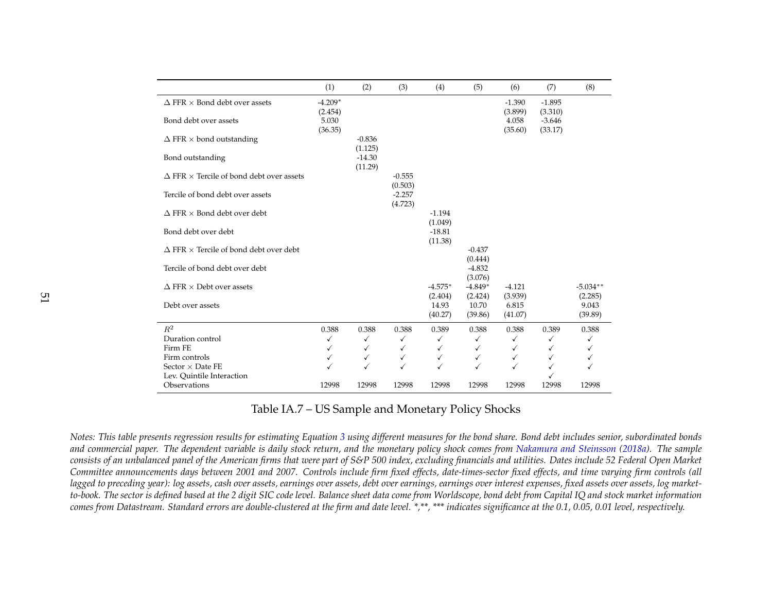| | (1) | (2) | (3) | (4) | (5) | (6) | (7) | (8) |
|---|---|---|---|---|---|---|---|---|
| $\Delta$ FFR $\times$ Bond debt over assets | -4.209* | | | | | -1.390 | -1.895 | |
| | (2.454) | | | | | (3.899) | (3.310) | |
| Bond debt over assets | 5.030 | | | | | 4.058 | -3.646 | |
| | (36.35) | | | | | (35.60) | (33.17) | |
| $\Delta$ FFR $\times$ bond outstanding | | -0.836 | | | | | | |
| | | (1.125) | | | | | | |
| Bond outstanding | | -14.30 | | | | | | |
| | | (11.29) | | | | | | |
| $\Delta$ FFR $\times$ Tercile of bond debt over assets | | | -0.555 | | | | | |
| | | | (0.503) | | | | | |
| Tercile of bond debt over assets | | | -2.257 | | | | | |
| | | | (4.723) | | | | | |
| $\Delta$ FFR $\times$ Bond debt over debt | | | | -1.194 | | | | |
| | | | | (1.049) | | | | |
| Bond debt over debt | | | | -18.81 | | | | |
| | | | | (11.38) | | | | |
| $\Delta$ FFR $\times$ Tercile of bond debt over debt | | | | | -0.437 | | | |
| | | | | | (0.444) | | | |
| Tercile of bond debt over debt | | | | | -4.832 | | | |
| | | | | | (3.076) | | | |
| $\Delta$ FFR $\times$ Debt over assets | | | | -4.575* | -4.849* | -4.121 | | -5.034** |
| | | | | (2.404) | (2.424) | (3.939) | | (2.285) |
| Debt over assets | | | | 14.93 | 10.70 | 6.815 | | 9.043 |
| | | | | (40.27) | (39.86) | (41.07) | | (39.89) |
| $R^2$ | 0.388 | 0.388 | 0.388 | 0.389 | 0.388 | 0.388 | 0.389 | 0.388 |
| Duration control | ✓ | ✓ | ✓ | ✓ | ✓ | ✓ | ✓ | ✓ |
| Firm FE | ✓ | ✓ | ✓ | ✓ | ✓ | ✓ | ✓ | ✓ |
| Firm controls | ✓ | ✓ | ✓ | ✓ | ✓ | ✓ | ✓ | ✓ |
| Sector $\times$ Date FE | ✓ | ✓ | ✓ | ✓ | ✓ | ✓ | ✓ | ✓ |
| Lev. Quintile Interaction | | | | | | | ✓ | |
| Observations | 12998 | 12998 | 12998 | 12998 | 12998 | 12998 | 12998 | 12998 |

Table IA.7 – US Sample and Monetary Policy Shocks

*Notes: This table presents regression results for estimating Equation 3 using different measures for the bond share. Bond debt includes senior, subordinated bonds and commercial paper. The dependent variable is daily stock return, and the monetary policy shock comes from Nakamura and Steinsson (2018a). The sample consists of an unbalanced panel of the American firms that were part of S&P 500 index, excluding financials and utilities. Dates include 52 Federal Open Market Committee announcements days between 2001 and 2007. Controls include firm fixed effects, date-times-sector fixed effects, and time varying firm controls (all lagged to preceding year): log assets, cash over assets, earnings over assets, debt over earnings, earnings over interest expenses, fixed assets over assets, log market-to-book. The sector is defined based at the 2 digit SIC code level. Balance sheet data come from Worldscope, bond debt from Capital IQ and stock market information comes from Datastream. Standard errors are double-clustered at the firm and date level. *,**, *** indicates significance at the 0.1, 0.05, 0.01 level, respectively.*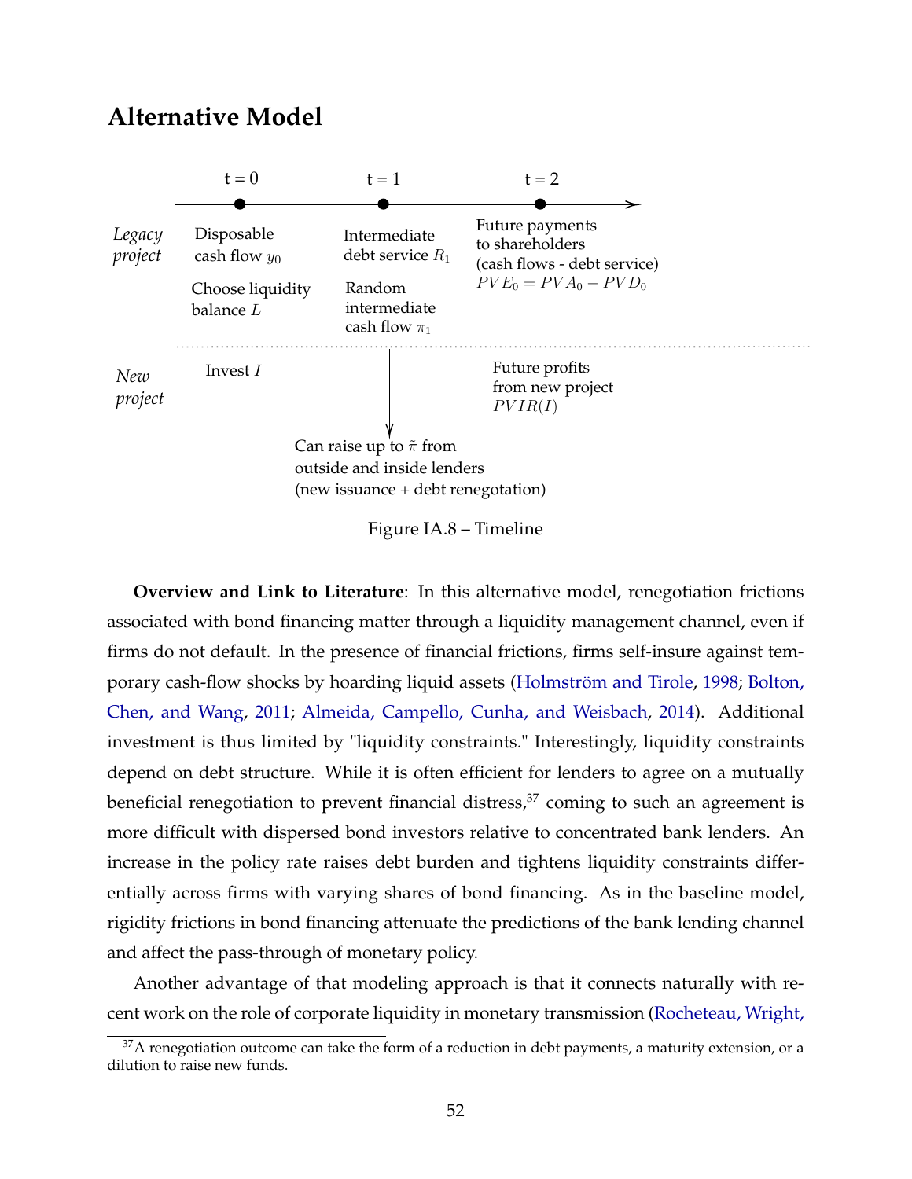## Alternative Model

t = 0 | t = 1 | t = 2

*Legacy project*
- t = 0: Disposable cash flow $y_0$; Choose liquidity balance $L$
- t = 1: Intermediate debt service $R_1$; Random intermediate cash flow $\pi_1$
- t = 2: Future payments to shareholders (cash flows - debt service) $PVE_0 = PVA_0 - PVD_0$

*New project*
- t = 0: Invest $I$
- t = 1: Can raise up to $\tilde{\pi}$ from outside and inside lenders (new issuance + debt renegotation)
- t = 2: Future profits from new project $PVIR(I)$

Figure IA.8 – Timeline

**Overview and Link to Literature**: In this alternative model, renegotiation frictions associated with bond financing matter through a liquidity management channel, even if firms do not default. In the presence of financial frictions, firms self-insure against temporary cash-flow shocks by hoarding liquid assets (Holmström and Tirole, 1998; Bolton, Chen, and Wang, 2011; Almeida, Campello, Cunha, and Weisbach, 2014). Additional investment is thus limited by "liquidity constraints." Interestingly, liquidity constraints depend on debt structure. While it is often efficient for lenders to agree on a mutually beneficial renegotiation to prevent financial distress,[37] coming to such an agreement is more difficult with dispersed bond investors relative to concentrated bank lenders. An increase in the policy rate raises debt burden and tightens liquidity constraints differentially across firms with varying shares of bond financing. As in the baseline model, rigidity frictions in bond financing attenuate the predictions of the bank lending channel and affect the pass-through of monetary policy.

Another advantage of that modeling approach is that it connects naturally with recent work on the role of corporate liquidity in monetary transmission (Rocheteau, Wright,

[37] A renegotiation outcome can take the form of a reduction in debt payments, a maturity extension, or a dilution to raise new funds.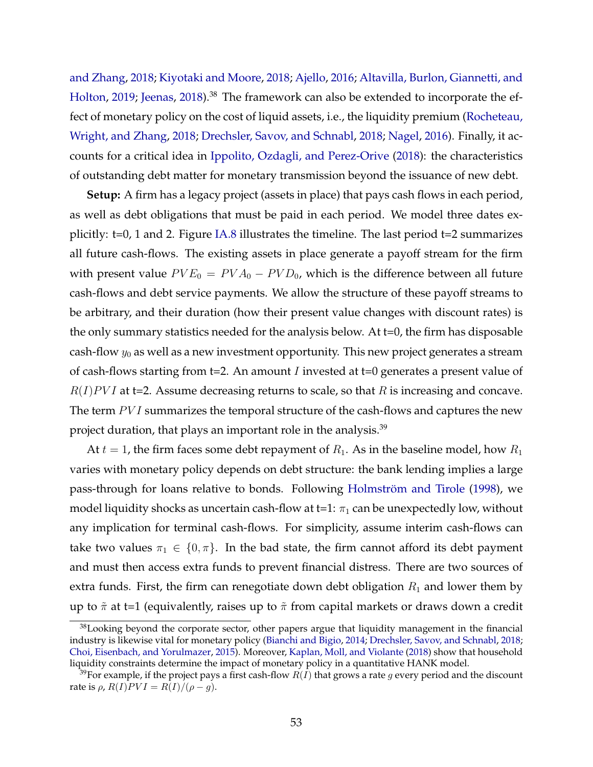and Zhang, 2018; Kiyotaki and Moore, 2018; Ajello, 2016; Altavilla, Burlon, Giannetti, and Holton, 2019; Jeenas, 2018).[38] The framework can also be extended to incorporate the effect of monetary policy on the cost of liquid assets, i.e., the liquidity premium (Rocheteau, Wright, and Zhang, 2018; Drechsler, Savov, and Schnabl, 2018; Nagel, 2016). Finally, it accounts for a critical idea in Ippolito, Ozdagli, and Perez-Orive (2018): the characteristics of outstanding debt matter for monetary transmission beyond the issuance of new debt.

**Setup:** A firm has a legacy project (assets in place) that pays cash flows in each period, as well as debt obligations that must be paid in each period. We model three dates explicitly: t=0, 1 and 2. Figure IA.8 illustrates the timeline. The last period t=2 summarizes all future cash-flows. The existing assets in place generate a payoff stream for the firm with present value $PVE_0 = PVA_0 - PVD_0$, which is the difference between all future cash-flows and debt service payments. We allow the structure of these payoff streams to be arbitrary, and their duration (how their present value changes with discount rates) is the only summary statistics needed for the analysis below. At t=0, the firm has disposable cash-flow $y_0$ as well as a new investment opportunity. This new project generates a stream of cash-flows starting from t=2. An amount $I$ invested at t=0 generates a present value of $R(I)PVI$ at t=2. Assume decreasing returns to scale, so that $R$ is increasing and concave. The term $PVI$ summarizes the temporal structure of the cash-flows and captures the new project duration, that plays an important role in the analysis.[39]

At $t = 1$, the firm faces some debt repayment of $R_1$. As in the baseline model, how $R_1$ varies with monetary policy depends on debt structure: the bank lending implies a large pass-through for loans relative to bonds. Following Holmström and Tirole (1998), we model liquidity shocks as uncertain cash-flow at t=1: $\pi_1$ can be unexpectedly low, without any implication for terminal cash-flows. For simplicity, assume interim cash-flows can take two values $\pi_1 \in \{0, \pi\}$. In the bad state, the firm cannot afford its debt payment and must then access extra funds to prevent financial distress. There are two sources of extra funds. First, the firm can renegotiate down debt obligation $R_1$ and lower them by up to $\tilde{\pi}$ at t=1 (equivalently, raises up to $\tilde{\pi}$ from capital markets or draws down a credit

[38] Looking beyond the corporate sector, other papers argue that liquidity management in the financial industry is likewise vital for monetary policy (Bianchi and Bigio, 2014; Drechsler, Savov, and Schnabl, 2018; Choi, Eisenbach, and Yorulmazer, 2015). Moreover, Kaplan, Moll, and Violante (2018) show that household liquidity constraints determine the impact of monetary policy in a quantitative HANK model.

[39] For example, if the project pays a first cash-flow $R(I)$ that grows a rate $g$ every period and the discount rate is $\rho$, $R(I)PVI = R(I)/(\rho - g)$.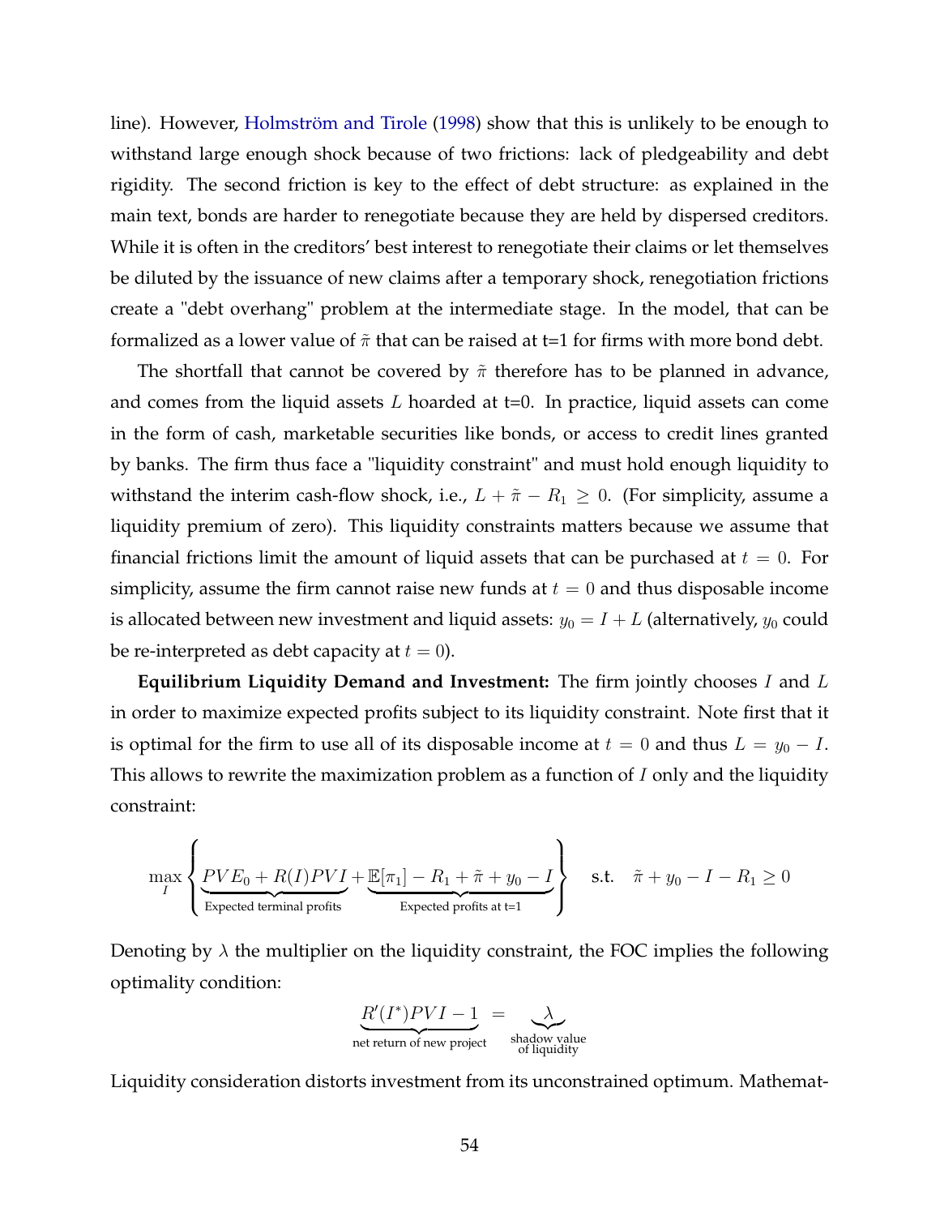line). However, Holmström and Tirole (1998) show that this is unlikely to be enough to withstand large enough shock because of two frictions: lack of pledgeability and debt rigidity. The second friction is key to the effect of debt structure: as explained in the main text, bonds are harder to renegotiate because they are held by dispersed creditors. While it is often in the creditors' best interest to renegotiate their claims or let themselves be diluted by the issuance of new claims after a temporary shock, renegotiation frictions create a "debt overhang" problem at the intermediate stage. In the model, that can be formalized as a lower value of $\tilde{\pi}$ that can be raised at t=1 for firms with more bond debt.

The shortfall that cannot be covered by $\tilde{\pi}$ therefore has to be planned in advance, and comes from the liquid assets $L$ hoarded at t=0. In practice, liquid assets can come in the form of cash, marketable securities like bonds, or access to credit lines granted by banks. The firm thus face a "liquidity constraint" and must hold enough liquidity to withstand the interim cash-flow shock, i.e., $L + \tilde{\pi} - R_1 \geq 0$. (For simplicity, assume a liquidity premium of zero). This liquidity constraints matters because we assume that financial frictions limit the amount of liquid assets that can be purchased at $t = 0$. For simplicity, assume the firm cannot raise new funds at $t = 0$ and thus disposable income is allocated between new investment and liquid assets: $y_0 = I + L$ (alternatively, $y_0$ could be re-interpreted as debt capacity at $t = 0$).

**Equilibrium Liquidity Demand and Investment:** The firm jointly chooses $I$ and $L$ in order to maximize expected profits subject to its liquidity constraint. Note first that it is optimal for the firm to use all of its disposable income at $t = 0$ and thus $L = y_0 - I$. This allows to rewrite the maximization problem as a function of $I$ only and the liquidity constraint:

$$\max_{I} \left\{ \underbrace{PVE_0 + R(I)PVI}_{\text{Expected terminal profits}} + \underbrace{\mathbb{E}[\pi_1] - R_1 + \tilde{\pi} + y_0 - I}_{\text{Expected profits at t=1}} \right\} \quad \text{s.t.} \quad \tilde{\pi} + y_0 - I - R_1 \geq 0$$

Denoting by $\lambda$ the multiplier on the liquidity constraint, the FOC implies the following optimality condition:

$$\underbrace{R'(I^*)PVI - 1}_{\text{net return of new project}} = \underbrace{\lambda}_{\substack{\text{shadow value} \\ \text{of liquidity}}}$$

Liquidity consideration distorts investment from its unconstrained optimum. Mathemat-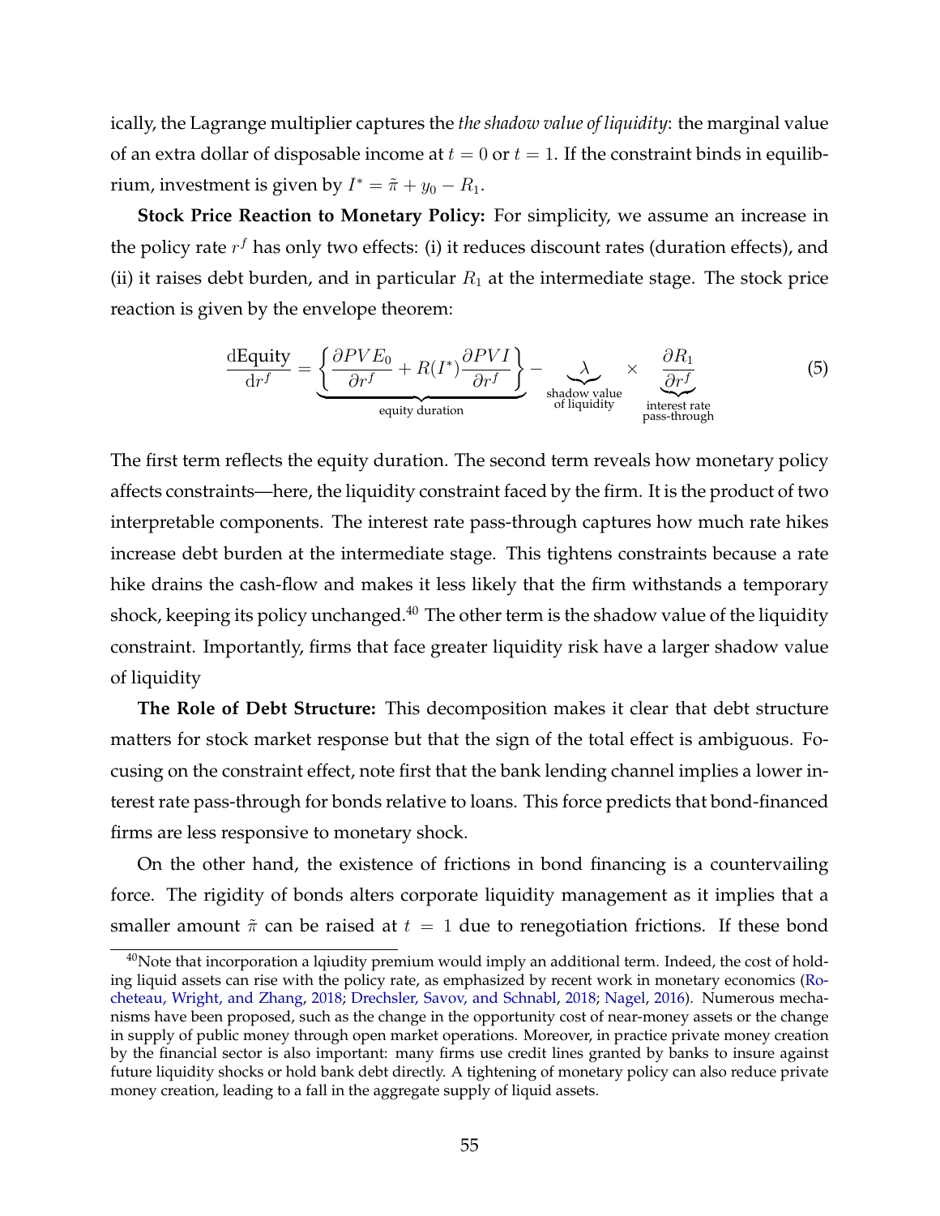ically, the Lagrange multiplier captures the *the shadow value of liquidity*: the marginal value of an extra dollar of disposable income at $t = 0$ or $t = 1$. If the constraint binds in equilibrium, investment is given by $I^* = \tilde{\pi} + y_0 - R_1$.

**Stock Price Reaction to Monetary Policy:** For simplicity, we assume an increase in the policy rate $r^f$ has only two effects: (i) it reduces discount rates (duration effects), and (ii) it raises debt burden, and in particular $R_1$ at the intermediate stage. The stock price reaction is given by the envelope theorem:

$$\frac{\mathrm{dEquity}}{\mathrm{d}r^f} = \underbrace{\left\{ \frac{\partial PVE_0}{\partial r^f} + R(I^*) \frac{\partial PVI}{\partial r^f} \right\}}_{\text{equity duration}} - \underbrace{\lambda}_{\substack{\text{shadow value} \\ \text{of liquidity}}} \times \underbrace{\frac{\partial R_1}{\partial r^f}}_{\substack{\text{interest rate} \\ \text{pass-through}}} \tag{5}$$

The first term reflects the equity duration. The second term reveals how monetary policy affects constraints—here, the liquidity constraint faced by the firm. It is the product of two interpretable components. The interest rate pass-through captures how much rate hikes increase debt burden at the intermediate stage. This tightens constraints because a rate hike drains the cash-flow and makes it less likely that the firm withstands a temporary shock, keeping its policy unchanged.[40] The other term is the shadow value of the liquidity constraint. Importantly, firms that face greater liquidity risk have a larger shadow value of liquidity

**The Role of Debt Structure:** This decomposition makes it clear that debt structure matters for stock market response but that the sign of the total effect is ambiguous. Focusing on the constraint effect, note first that the bank lending channel implies a lower interest rate pass-through for bonds relative to loans. This force predicts that bond-financed firms are less responsive to monetary shock.

On the other hand, the existence of frictions in bond financing is a countervailing force. The rigidity of bonds alters corporate liquidity management as it implies that a smaller amount $\tilde{\pi}$ can be raised at $t = 1$ due to renegotiation frictions. If these bond

[40] Note that incorporation a lqiudity premium would imply an additional term. Indeed, the cost of holding liquid assets can rise with the policy rate, as emphasized by recent work in monetary economics (Rocheteau, Wright, and Zhang, 2018; Drechsler, Savov, and Schnabl, 2018; Nagel, 2016). Numerous mechanisms have been proposed, such as the change in the opportunity cost of near-money assets or the change in supply of public money through open market operations. Moreover, in practice private money creation by the financial sector is also important: many firms use credit lines granted by banks to insure against future liquidity shocks or hold bank debt directly. A tightening of monetary policy can also reduce private money creation, leading to a fall in the aggregate supply of liquid assets.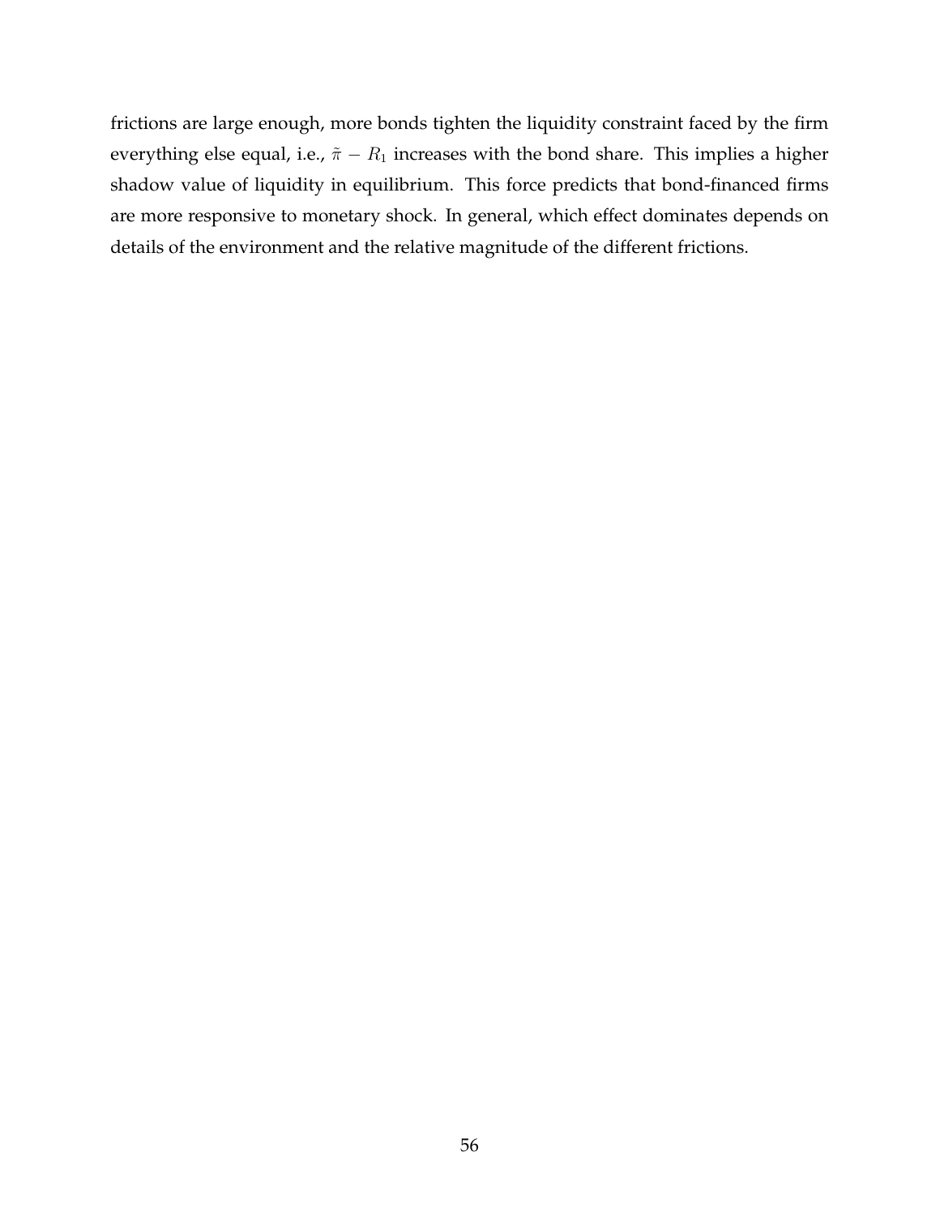frictions are large enough, more bonds tighten the liquidity constraint faced by the firm everything else equal, i.e., $\tilde{\pi} - R_1$ increases with the bond share. This implies a higher shadow value of liquidity in equilibrium. This force predicts that bond-financed firms are more responsive to monetary shock. In general, which effect dominates depends on details of the environment and the relative magnitude of the different frictions.